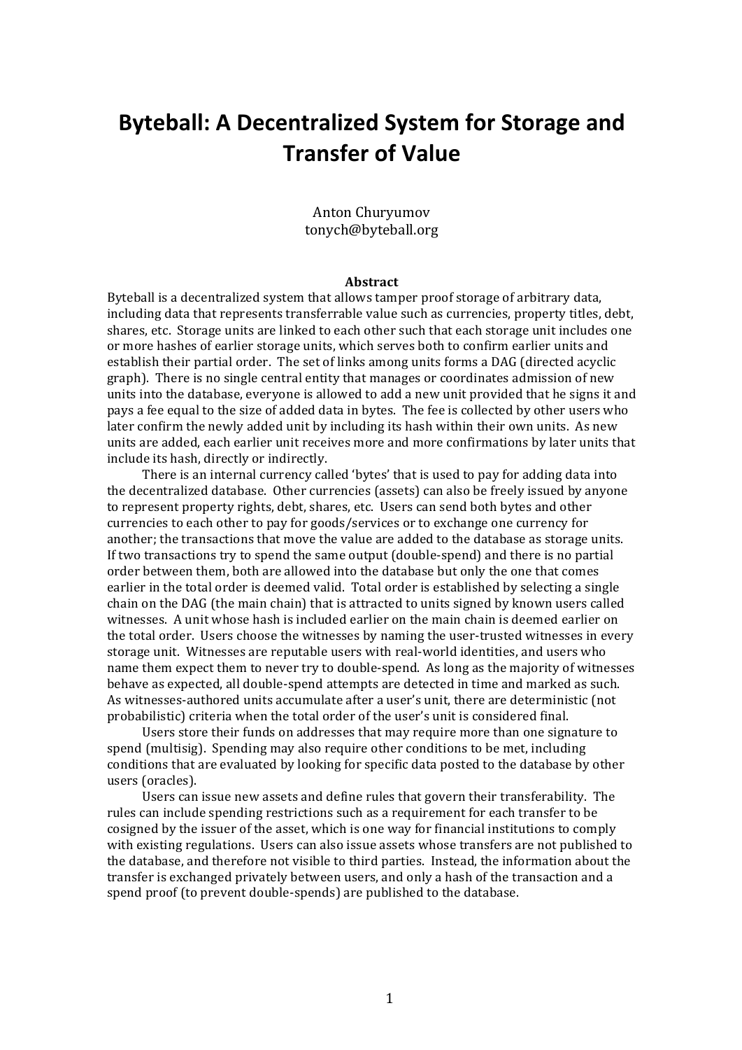# Byteball: A Decentralized System for Storage and Transfer of Value

Anton Churyumov
tonych@byteball.org

**Abstract**

Byteball is a decentralized system that allows tamper proof storage of arbitrary data, including data that represents transferrable value such as currencies, property titles, debt, shares, etc. Storage units are linked to each other such that each storage unit includes one or more hashes of earlier storage units, which serves both to confirm earlier units and establish their partial order. The set of links among units forms a DAG (directed acyclic graph). There is no single central entity that manages or coordinates admission of new units into the database, everyone is allowed to add a new unit provided that he signs it and pays a fee equal to the size of added data in bytes. The fee is collected by other users who later confirm the newly added unit by including its hash within their own units. As new units are added, each earlier unit receives more and more confirmations by later units that include its hash, directly or indirectly.

There is an internal currency called 'bytes' that is used to pay for adding data into the decentralized database. Other currencies (assets) can also be freely issued by anyone to represent property rights, debt, shares, etc. Users can send both bytes and other currencies to each other to pay for goods/services or to exchange one currency for another; the transactions that move the value are added to the database as storage units. If two transactions try to spend the same output (double-spend) and there is no partial order between them, both are allowed into the database but only the one that comes earlier in the total order is deemed valid. Total order is established by selecting a single chain on the DAG (the main chain) that is attracted to units signed by known users called witnesses. A unit whose hash is included earlier on the main chain is deemed earlier on the total order. Users choose the witnesses by naming the user-trusted witnesses in every storage unit. Witnesses are reputable users with real-world identities, and users who name them expect them to never try to double-spend. As long as the majority of witnesses behave as expected, all double-spend attempts are detected in time and marked as such. As witnesses-authored units accumulate after a user's unit, there are deterministic (not probabilistic) criteria when the total order of the user's unit is considered final.

Users store their funds on addresses that may require more than one signature to spend (multisig). Spending may also require other conditions to be met, including conditions that are evaluated by looking for specific data posted to the database by other users (oracles).

Users can issue new assets and define rules that govern their transferability. The rules can include spending restrictions such as a requirement for each transfer to be cosigned by the issuer of the asset, which is one way for financial institutions to comply with existing regulations. Users can also issue assets whose transfers are not published to the database, and therefore not visible to third parties. Instead, the information about the transfer is exchanged privately between users, and only a hash of the transaction and a spend proof (to prevent double-spends) are published to the database.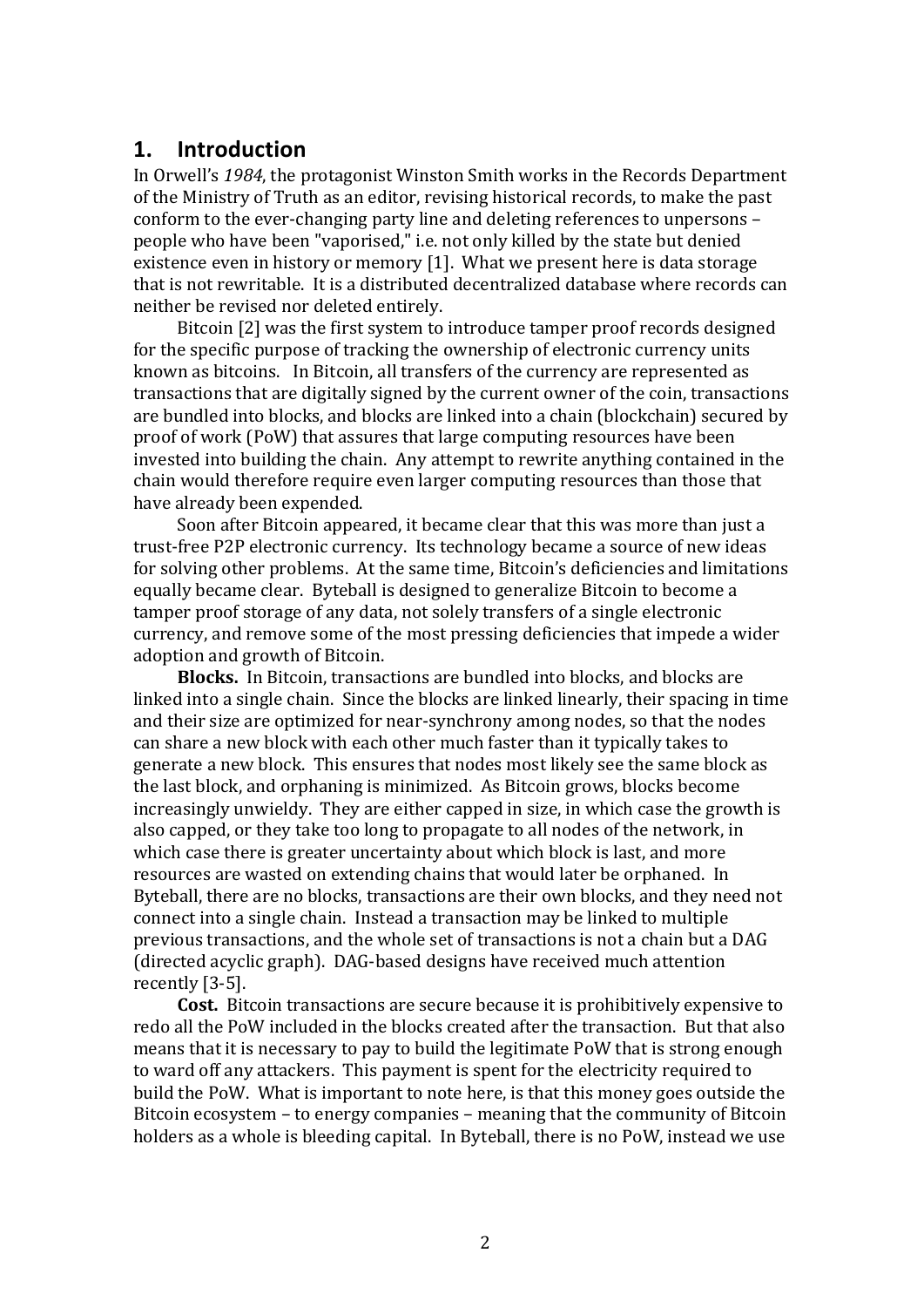## 1. Introduction

In Orwell's *1984*, the protagonist Winston Smith works in the Records Department of the Ministry of Truth as an editor, revising historical records, to make the past conform to the ever-changing party line and deleting references to unpersons – people who have been "vaporised," i.e. not only killed by the state but denied existence even in history or memory [1]. What we present here is data storage that is not rewritable. It is a distributed decentralized database where records can neither be revised nor deleted entirely.

Bitcoin [2] was the first system to introduce tamper proof records designed for the specific purpose of tracking the ownership of electronic currency units known as bitcoins. In Bitcoin, all transfers of the currency are represented as transactions that are digitally signed by the current owner of the coin, transactions are bundled into blocks, and blocks are linked into a chain (blockchain) secured by proof of work (PoW) that assures that large computing resources have been invested into building the chain. Any attempt to rewrite anything contained in the chain would therefore require even larger computing resources than those that have already been expended.

Soon after Bitcoin appeared, it became clear that this was more than just a trust-free P2P electronic currency. Its technology became a source of new ideas for solving other problems. At the same time, Bitcoin's deficiencies and limitations equally became clear. Byteball is designed to generalize Bitcoin to become a tamper proof storage of any data, not solely transfers of a single electronic currency, and remove some of the most pressing deficiencies that impede a wider adoption and growth of Bitcoin.

**Blocks.** In Bitcoin, transactions are bundled into blocks, and blocks are linked into a single chain. Since the blocks are linked linearly, their spacing in time and their size are optimized for near-synchrony among nodes, so that the nodes can share a new block with each other much faster than it typically takes to generate a new block. This ensures that nodes most likely see the same block as the last block, and orphaning is minimized. As Bitcoin grows, blocks become increasingly unwieldy. They are either capped in size, in which case the growth is also capped, or they take too long to propagate to all nodes of the network, in which case there is greater uncertainty about which block is last, and more resources are wasted on extending chains that would later be orphaned. In Byteball, there are no blocks, transactions are their own blocks, and they need not connect into a single chain. Instead a transaction may be linked to multiple previous transactions, and the whole set of transactions is not a chain but a DAG (directed acyclic graph). DAG-based designs have received much attention recently [3-5].

**Cost.** Bitcoin transactions are secure because it is prohibitively expensive to redo all the PoW included in the blocks created after the transaction. But that also means that it is necessary to pay to build the legitimate PoW that is strong enough to ward off any attackers. This payment is spent for the electricity required to build the PoW. What is important to note here, is that this money goes outside the Bitcoin ecosystem – to energy companies – meaning that the community of Bitcoin holders as a whole is bleeding capital. In Byteball, there is no PoW, instead we use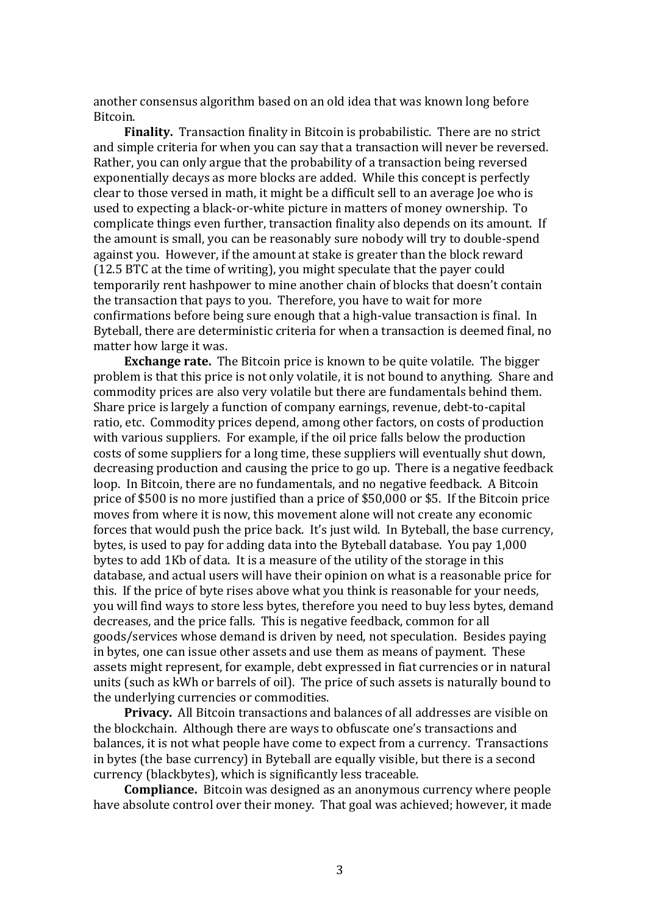another consensus algorithm based on an old idea that was known long before Bitcoin.

**Finality.** Transaction finality in Bitcoin is probabilistic. There are no strict and simple criteria for when you can say that a transaction will never be reversed. Rather, you can only argue that the probability of a transaction being reversed exponentially decays as more blocks are added. While this concept is perfectly clear to those versed in math, it might be a difficult sell to an average Joe who is used to expecting a black-or-white picture in matters of money ownership. To complicate things even further, transaction finality also depends on its amount. If the amount is small, you can be reasonably sure nobody will try to double-spend against you. However, if the amount at stake is greater than the block reward (12.5 BTC at the time of writing), you might speculate that the payer could temporarily rent hashpower to mine another chain of blocks that doesn't contain the transaction that pays to you. Therefore, you have to wait for more confirmations before being sure enough that a high-value transaction is final. In Byteball, there are deterministic criteria for when a transaction is deemed final, no matter how large it was.

**Exchange rate.** The Bitcoin price is known to be quite volatile. The bigger problem is that this price is not only volatile, it is not bound to anything. Share and commodity prices are also very volatile but there are fundamentals behind them. Share price is largely a function of company earnings, revenue, debt-to-capital ratio, etc. Commodity prices depend, among other factors, on costs of production with various suppliers. For example, if the oil price falls below the production costs of some suppliers for a long time, these suppliers will eventually shut down, decreasing production and causing the price to go up. There is a negative feedback loop. In Bitcoin, there are no fundamentals, and no negative feedback. A Bitcoin price of $500 is no more justified than a price of $50,000 or $5. If the Bitcoin price moves from where it is now, this movement alone will not create any economic forces that would push the price back. It's just wild. In Byteball, the base currency, bytes, is used to pay for adding data into the Byteball database. You pay 1,000 bytes to add 1Kb of data. It is a measure of the utility of the storage in this database, and actual users will have their opinion on what is a reasonable price for this. If the price of byte rises above what you think is reasonable for your needs, you will find ways to store less bytes, therefore you need to buy less bytes, demand decreases, and the price falls. This is negative feedback, common for all goods/services whose demand is driven by need, not speculation. Besides paying in bytes, one can issue other assets and use them as means of payment. These assets might represent, for example, debt expressed in fiat currencies or in natural units (such as kWh or barrels of oil). The price of such assets is naturally bound to the underlying currencies or commodities.

**Privacy.** All Bitcoin transactions and balances of all addresses are visible on the blockchain. Although there are ways to obfuscate one's transactions and balances, it is not what people have come to expect from a currency. Transactions in bytes (the base currency) in Byteball are equally visible, but there is a second currency (blackbytes), which is significantly less traceable.

**Compliance.** Bitcoin was designed as an anonymous currency where people have absolute control over their money. That goal was achieved; however, it made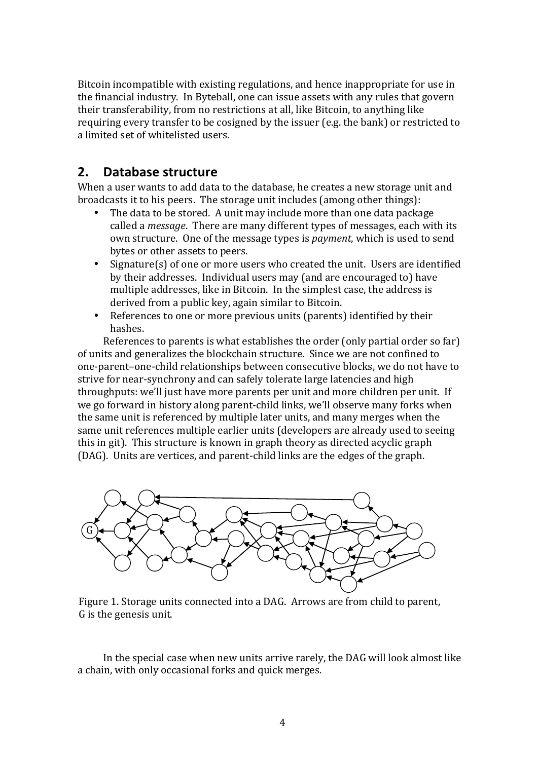Bitcoin incompatible with existing regulations, and hence inappropriate for use in the financial industry. In Byteball, one can issue assets with any rules that govern their transferability, from no restrictions at all, like Bitcoin, to anything like requiring every transfer to be cosigned by the issuer (e.g. the bank) or restricted to a limited set of whitelisted users.

## 2. Database structure

When a user wants to add data to the database, he creates a new storage unit and broadcasts it to his peers. The storage unit includes (among other things):

- The data to be stored. A unit may include more than one data package called a *message*. There are many different types of messages, each with its own structure. One of the message types is *payment*, which is used to send bytes or other assets to peers.
- Signature(s) of one or more users who created the unit. Users are identified by their addresses. Individual users may (and are encouraged to) have multiple addresses, like in Bitcoin. In the simplest case, the address is derived from a public key, again similar to Bitcoin.
- References to one or more previous units (parents) identified by their hashes.

References to parents is what establishes the order (only partial order so far) of units and generalizes the blockchain structure. Since we are not confined to one-parent–one-child relationships between consecutive blocks, we do not have to strive for near-synchrony and can safely tolerate large latencies and high throughputs: we'll just have more parents per unit and more children per unit. If we go forward in history along parent-child links, we'll observe many forks when the same unit is referenced by multiple later units, and many merges when the same unit references multiple earlier units (developers are already used to seeing this in git). This structure is known in graph theory as directed acyclic graph (DAG). Units are vertices, and parent-child links are the edges of the graph.

Figure 1. Storage units connected into a DAG. Arrows are from child to parent, G is the genesis unit.

In the special case when new units arrive rarely, the DAG will look almost like a chain, with only occasional forks and quick merges.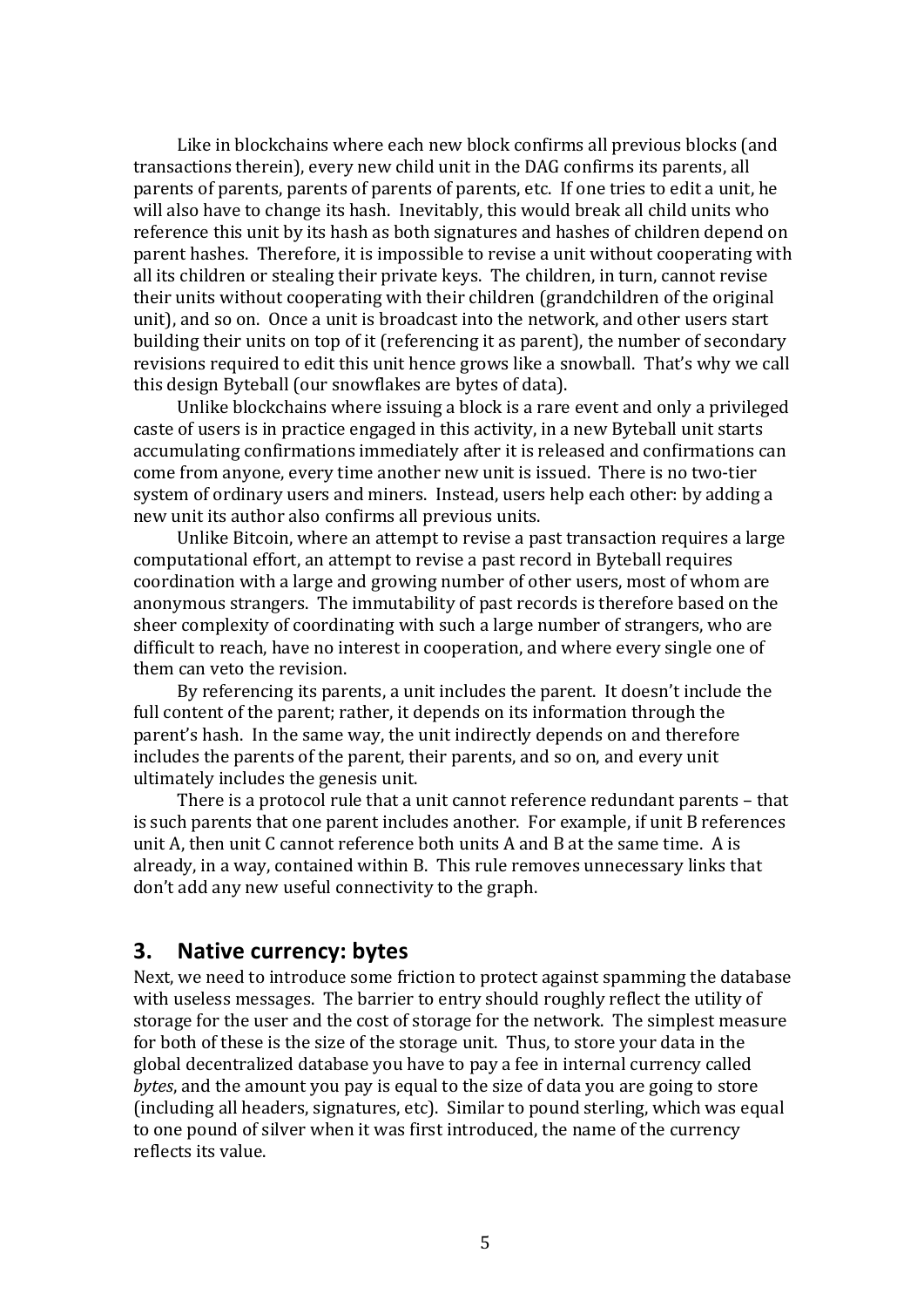Like in blockchains where each new block confirms all previous blocks (and transactions therein), every new child unit in the DAG confirms its parents, all parents of parents, parents of parents of parents, etc. If one tries to edit a unit, he will also have to change its hash. Inevitably, this would break all child units who reference this unit by its hash as both signatures and hashes of children depend on parent hashes. Therefore, it is impossible to revise a unit without cooperating with all its children or stealing their private keys. The children, in turn, cannot revise their units without cooperating with their children (grandchildren of the original unit), and so on. Once a unit is broadcast into the network, and other users start building their units on top of it (referencing it as parent), the number of secondary revisions required to edit this unit hence grows like a snowball. That's why we call this design Byteball (our snowflakes are bytes of data).

Unlike blockchains where issuing a block is a rare event and only a privileged caste of users is in practice engaged in this activity, in a new Byteball unit starts accumulating confirmations immediately after it is released and confirmations can come from anyone, every time another new unit is issued. There is no two-tier system of ordinary users and miners. Instead, users help each other: by adding a new unit its author also confirms all previous units.

Unlike Bitcoin, where an attempt to revise a past transaction requires a large computational effort, an attempt to revise a past record in Byteball requires coordination with a large and growing number of other users, most of whom are anonymous strangers. The immutability of past records is therefore based on the sheer complexity of coordinating with such a large number of strangers, who are difficult to reach, have no interest in cooperation, and where every single one of them can veto the revision.

By referencing its parents, a unit includes the parent. It doesn't include the full content of the parent; rather, it depends on its information through the parent's hash. In the same way, the unit indirectly depends on and therefore includes the parents of the parent, their parents, and so on, and every unit ultimately includes the genesis unit.

There is a protocol rule that a unit cannot reference redundant parents – that is such parents that one parent includes another. For example, if unit B references unit A, then unit C cannot reference both units A and B at the same time. A is already, in a way, contained within B. This rule removes unnecessary links that don't add any new useful connectivity to the graph.

## 3. Native currency: bytes

Next, we need to introduce some friction to protect against spamming the database with useless messages. The barrier to entry should roughly reflect the utility of storage for the user and the cost of storage for the network. The simplest measure for both of these is the size of the storage unit. Thus, to store your data in the global decentralized database you have to pay a fee in internal currency called *bytes*, and the amount you pay is equal to the size of data you are going to store (including all headers, signatures, etc). Similar to pound sterling, which was equal to one pound of silver when it was first introduced, the name of the currency reflects its value.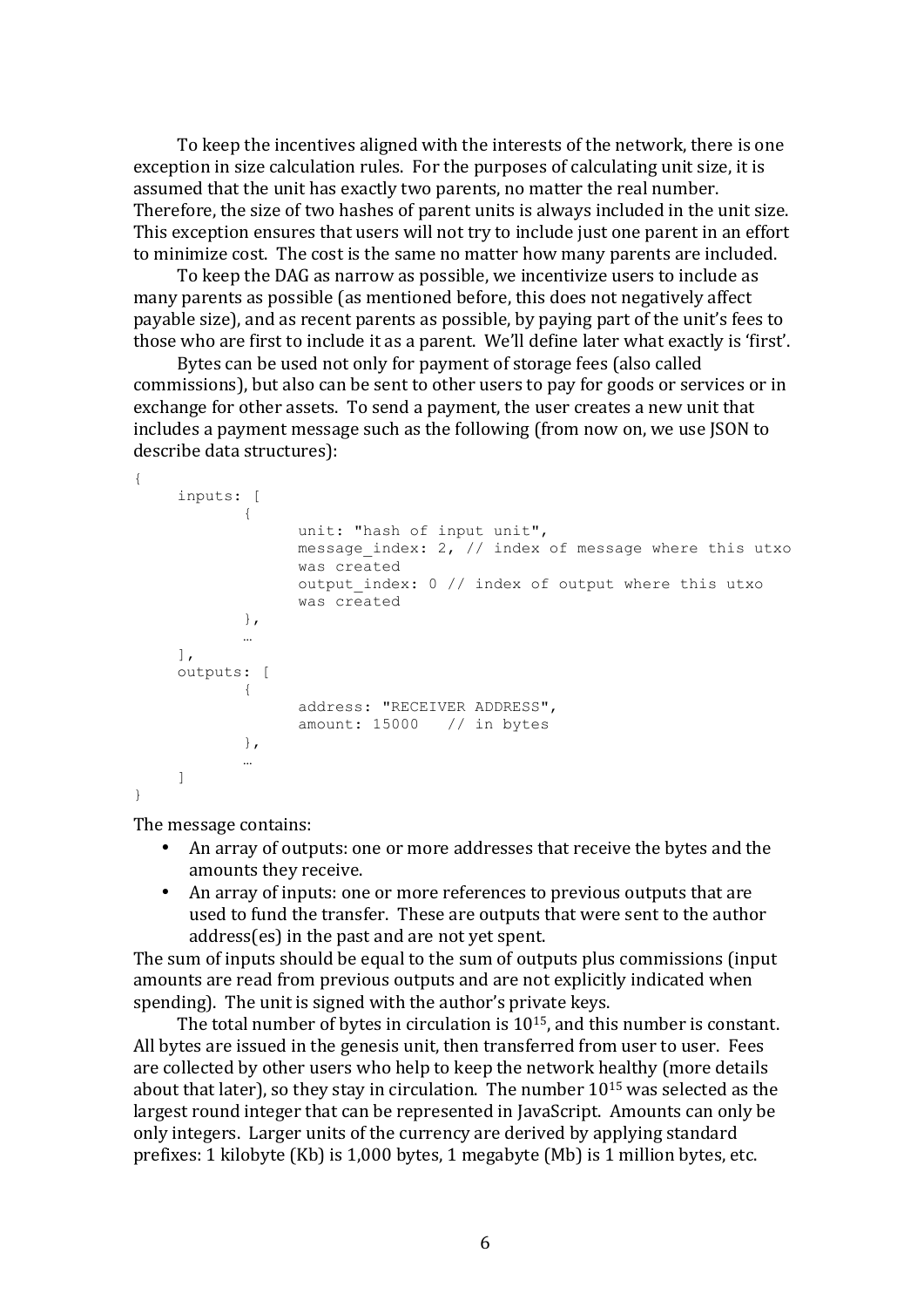To keep the incentives aligned with the interests of the network, there is one exception in size calculation rules. For the purposes of calculating unit size, it is assumed that the unit has exactly two parents, no matter the real number. Therefore, the size of two hashes of parent units is always included in the unit size. This exception ensures that users will not try to include just one parent in an effort to minimize cost. The cost is the same no matter how many parents are included.

To keep the DAG as narrow as possible, we incentivize users to include as many parents as possible (as mentioned before, this does not negatively affect payable size), and as recent parents as possible, by paying part of the unit's fees to those who are first to include it as a parent. We'll define later what exactly is 'first'.

Bytes can be used not only for payment of storage fees (also called commissions), but also can be sent to other users to pay for goods or services or in exchange for other assets. To send a payment, the user creates a new unit that includes a payment message such as the following (from now on, we use JSON to describe data structures):

```
{
    inputs: [
        {
            unit: "hash of input unit",
            message_index: 2, // index of message where this utxo
            was created
            output_index: 0 // index of output where this utxo
            was created
        },
        …
    ],
    outputs: [
        {
            address: "RECEIVER ADDRESS",
            amount: 15000   // in bytes
        },
        …
    ]
}
```

The message contains:

- An array of outputs: one or more addresses that receive the bytes and the amounts they receive.
- An array of inputs: one or more references to previous outputs that are used to fund the transfer. These are outputs that were sent to the author address(es) in the past and are not yet spent.

The sum of inputs should be equal to the sum of outputs plus commissions (input amounts are read from previous outputs and are not explicitly indicated when spending). The unit is signed with the author's private keys.

The total number of bytes in circulation is $10^{15}$, and this number is constant. All bytes are issued in the genesis unit, then transferred from user to user. Fees are collected by other users who help to keep the network healthy (more details about that later), so they stay in circulation. The number $10^{15}$ was selected as the largest round integer that can be represented in JavaScript. Amounts can only be only integers. Larger units of the currency are derived by applying standard prefixes: 1 kilobyte (Kb) is 1,000 bytes, 1 megabyte (Mb) is 1 million bytes, etc.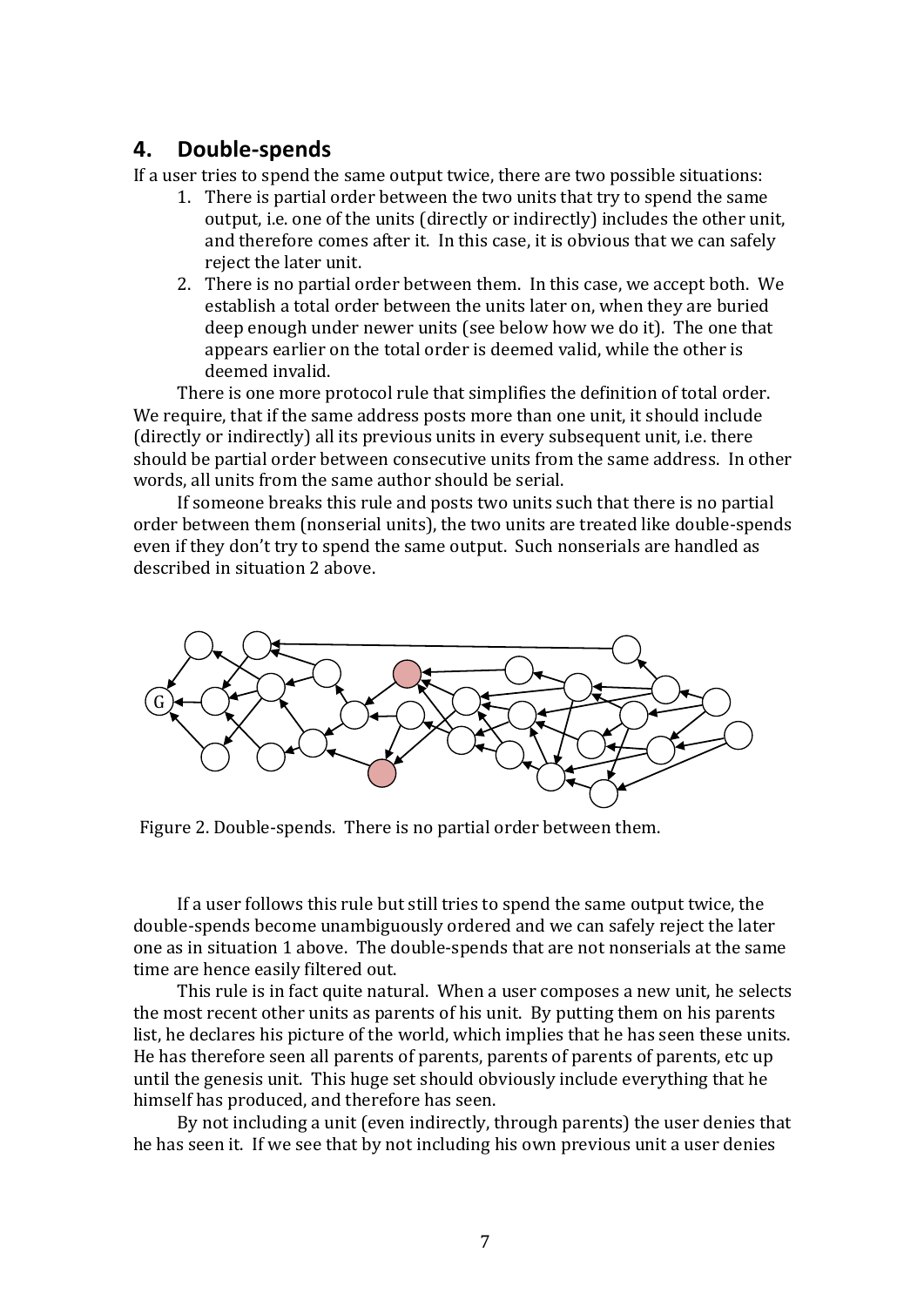## 4. Double-spends

If a user tries to spend the same output twice, there are two possible situations:

1. There is partial order between the two units that try to spend the same output, i.e. one of the units (directly or indirectly) includes the other unit, and therefore comes after it. In this case, it is obvious that we can safely reject the later unit.
2. There is no partial order between them. In this case, we accept both. We establish a total order between the units later on, when they are buried deep enough under newer units (see below how we do it). The one that appears earlier on the total order is deemed valid, while the other is deemed invalid.

There is one more protocol rule that simplifies the definition of total order. We require, that if the same address posts more than one unit, it should include (directly or indirectly) all its previous units in every subsequent unit, i.e. there should be partial order between consecutive units from the same address. In other words, all units from the same author should be serial.

If someone breaks this rule and posts two units such that there is no partial order between them (nonserial units), the two units are treated like double-spends even if they don't try to spend the same output. Such nonserials are handled as described in situation 2 above.

Figure 2. Double-spends. There is no partial order between them.

If a user follows this rule but still tries to spend the same output twice, the double-spends become unambiguously ordered and we can safely reject the later one as in situation 1 above. The double-spends that are not nonserials at the same time are hence easily filtered out.

This rule is in fact quite natural. When a user composes a new unit, he selects the most recent other units as parents of his unit. By putting them on his parents list, he declares his picture of the world, which implies that he has seen these units. He has therefore seen all parents of parents, parents of parents of parents, etc up until the genesis unit. This huge set should obviously include everything that he himself has produced, and therefore has seen.

By not including a unit (even indirectly, through parents) the user denies that he has seen it. If we see that by not including his own previous unit a user denies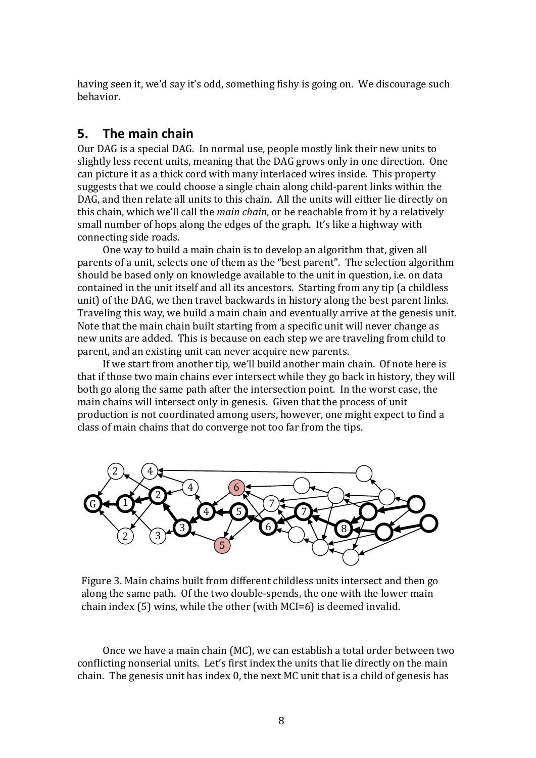having seen it, we'd say it's odd, something fishy is going on. We discourage such behavior.

## 5. The main chain

Our DAG is a special DAG. In normal use, people mostly link their new units to slightly less recent units, meaning that the DAG grows only in one direction. One can picture it as a thick cord with many interlaced wires inside. This property suggests that we could choose a single chain along child-parent links within the DAG, and then relate all units to this chain. All the units will either lie directly on this chain, which we'll call the *main chain*, or be reachable from it by a relatively small number of hops along the edges of the graph. It's like a highway with connecting side roads.

One way to build a main chain is to develop an algorithm that, given all parents of a unit, selects one of them as the "best parent". The selection algorithm should be based only on knowledge available to the unit in question, i.e. on data contained in the unit itself and all its ancestors. Starting from any tip (a childless unit) of the DAG, we then travel backwards in history along the best parent links. Traveling this way, we build a main chain and eventually arrive at the genesis unit. Note that the main chain built starting from a specific unit will never change as new units are added. This is because on each step we are traveling from child to parent, and an existing unit can never acquire new parents.

If we start from another tip, we'll build another main chain. Of note here is that if those two main chains ever intersect while they go back in history, they will both go along the same path after the intersection point. In the worst case, the main chains will intersect only in genesis. Given that the process of unit production is not coordinated among users, however, one might expect to find a class of main chains that do converge not too far from the tips.

Figure 3. Main chains built from different childless units intersect and then go along the same path. Of the two double-spends, the one with the lower main chain index (5) wins, while the other (with MCI=6) is deemed invalid.

Once we have a main chain (MC), we can establish a total order between two conflicting nonserial units. Let's first index the units that lie directly on the main chain. The genesis unit has index 0, the next MC unit that is a child of genesis has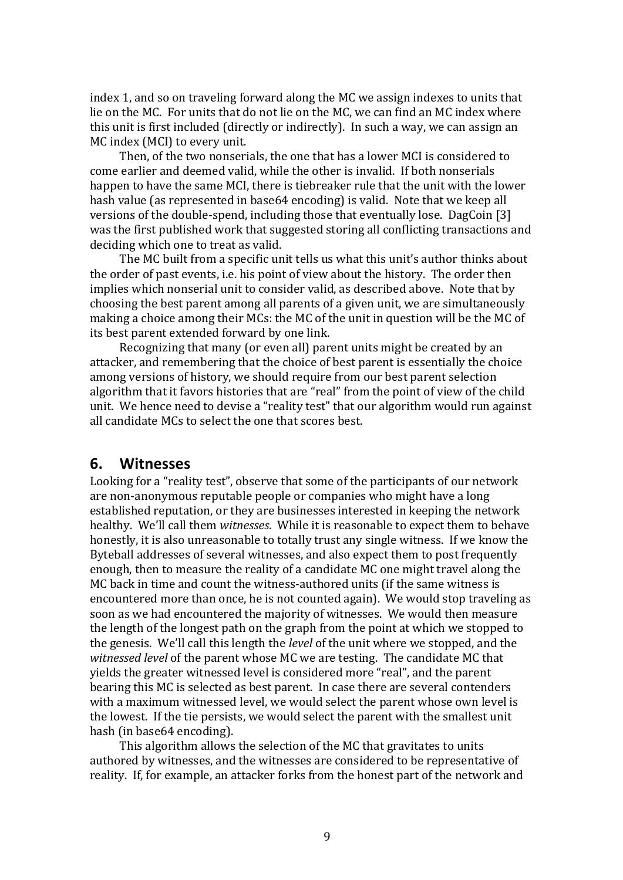index 1, and so on traveling forward along the MC we assign indexes to units that lie on the MC. For units that do not lie on the MC, we can find an MC index where this unit is first included (directly or indirectly). In such a way, we can assign an MC index (MCI) to every unit.

Then, of the two nonserials, the one that has a lower MCI is considered to come earlier and deemed valid, while the other is invalid. If both nonserials happen to have the same MCI, there is tiebreaker rule that the unit with the lower hash value (as represented in base64 encoding) is valid. Note that we keep all versions of the double-spend, including those that eventually lose. DagCoin [3] was the first published work that suggested storing all conflicting transactions and deciding which one to treat as valid.

The MC built from a specific unit tells us what this unit's author thinks about the order of past events, i.e. his point of view about the history. The order then implies which nonserial unit to consider valid, as described above. Note that by choosing the best parent among all parents of a given unit, we are simultaneously making a choice among their MCs: the MC of the unit in question will be the MC of its best parent extended forward by one link.

Recognizing that many (or even all) parent units might be created by an attacker, and remembering that the choice of best parent is essentially the choice among versions of history, we should require from our best parent selection algorithm that it favors histories that are "real" from the point of view of the child unit. We hence need to devise a "reality test" that our algorithm would run against all candidate MCs to select the one that scores best.

## 6. Witnesses

Looking for a "reality test", observe that some of the participants of our network are non-anonymous reputable people or companies who might have a long established reputation, or they are businesses interested in keeping the network healthy. We'll call them *witnesses*. While it is reasonable to expect them to behave honestly, it is also unreasonable to totally trust any single witness. If we know the Byteball addresses of several witnesses, and also expect them to post frequently enough, then to measure the reality of a candidate MC one might travel along the MC back in time and count the witness-authored units (if the same witness is encountered more than once, he is not counted again). We would stop traveling as soon as we had encountered the majority of witnesses. We would then measure the length of the longest path on the graph from the point at which we stopped to the genesis. We'll call this length the *level* of the unit where we stopped, and the *witnessed level* of the parent whose MC we are testing. The candidate MC that yields the greater witnessed level is considered more "real", and the parent bearing this MC is selected as best parent. In case there are several contenders with a maximum witnessed level, we would select the parent whose own level is the lowest. If the tie persists, we would select the parent with the smallest unit hash (in base64 encoding).

This algorithm allows the selection of the MC that gravitates to units authored by witnesses, and the witnesses are considered to be representative of reality. If, for example, an attacker forks from the honest part of the network and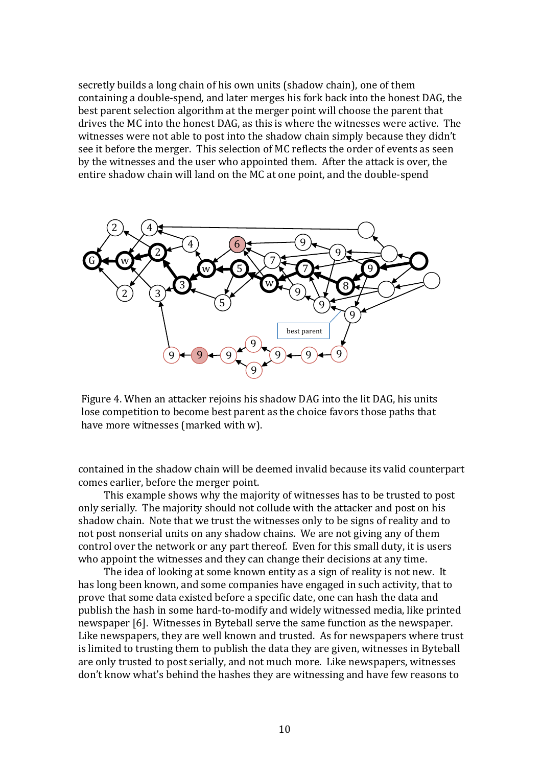secretly builds a long chain of his own units (shadow chain), one of them containing a double-spend, and later merges his fork back into the honest DAG, the best parent selection algorithm at the merger point will choose the parent that drives the MC into the honest DAG, as this is where the witnesses were active. The witnesses were not able to post into the shadow chain simply because they didn't see it before the merger. This selection of MC reflects the order of events as seen by the witnesses and the user who appointed them. After the attack is over, the entire shadow chain will land on the MC at one point, and the double-spend contained in the shadow chain will be deemed invalid because its valid counterpart comes earlier, before the merger point.

Figure 4. When an attacker rejoins his shadow DAG into the lit DAG, his units lose competition to become best parent as the choice favors those paths that have more witnesses (marked with w).

This example shows why the majority of witnesses has to be trusted to post only serially. The majority should not collude with the attacker and post on his shadow chain. Note that we trust the witnesses only to be signs of reality and to not post nonserial units on any shadow chains. We are not giving any of them control over the network or any part thereof. Even for this small duty, it is users who appoint the witnesses and they can change their decisions at any time.

The idea of looking at some known entity as a sign of reality is not new. It has long been known, and some companies have engaged in such activity, that to prove that some data existed before a specific date, one can hash the data and publish the hash in some hard-to-modify and widely witnessed media, like printed newspaper [6]. Witnesses in Byteball serve the same function as the newspaper. Like newspapers, they are well known and trusted. As for newspapers where trust is limited to trusting them to publish the data they are given, witnesses in Byteball are only trusted to post serially, and not much more. Like newspapers, witnesses don't know what's behind the hashes they are witnessing and have few reasons to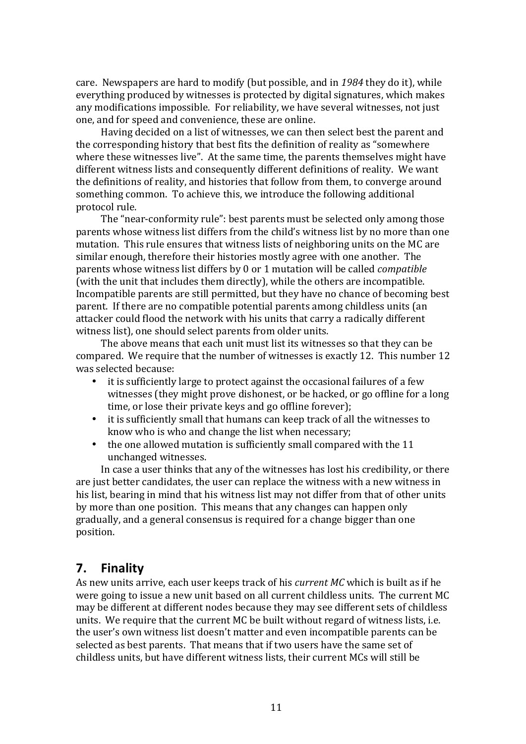care. Newspapers are hard to modify (but possible, and in *1984* they do it), while everything produced by witnesses is protected by digital signatures, which makes any modifications impossible. For reliability, we have several witnesses, not just one, and for speed and convenience, these are online.

Having decided on a list of witnesses, we can then select best the parent and the corresponding history that best fits the definition of reality as "somewhere where these witnesses live". At the same time, the parents themselves might have different witness lists and consequently different definitions of reality. We want the definitions of reality, and histories that follow from them, to converge around something common. To achieve this, we introduce the following additional protocol rule.

The "near-conformity rule": best parents must be selected only among those parents whose witness list differs from the child's witness list by no more than one mutation. This rule ensures that witness lists of neighboring units on the MC are similar enough, therefore their histories mostly agree with one another. The parents whose witness list differs by 0 or 1 mutation will be called *compatible* (with the unit that includes them directly), while the others are incompatible. Incompatible parents are still permitted, but they have no chance of becoming best parent. If there are no compatible potential parents among childless units (an attacker could flood the network with his units that carry a radically different witness list), one should select parents from older units.

The above means that each unit must list its witnesses so that they can be compared. We require that the number of witnesses is exactly 12. This number 12 was selected because:

- it is sufficiently large to protect against the occasional failures of a few witnesses (they might prove dishonest, or be hacked, or go offline for a long time, or lose their private keys and go offline forever);
- it is sufficiently small that humans can keep track of all the witnesses to know who is who and change the list when necessary;
- the one allowed mutation is sufficiently small compared with the 11 unchanged witnesses.

In case a user thinks that any of the witnesses has lost his credibility, or there are just better candidates, the user can replace the witness with a new witness in his list, bearing in mind that his witness list may not differ from that of other units by more than one position. This means that any changes can happen only gradually, and a general consensus is required for a change bigger than one position.

## 7. Finality

As new units arrive, each user keeps track of his *current MC* which is built as if he were going to issue a new unit based on all current childless units. The current MC may be different at different nodes because they may see different sets of childless units. We require that the current MC be built without regard of witness lists, i.e. the user's own witness list doesn't matter and even incompatible parents can be selected as best parents. That means that if two users have the same set of childless units, but have different witness lists, their current MCs will still be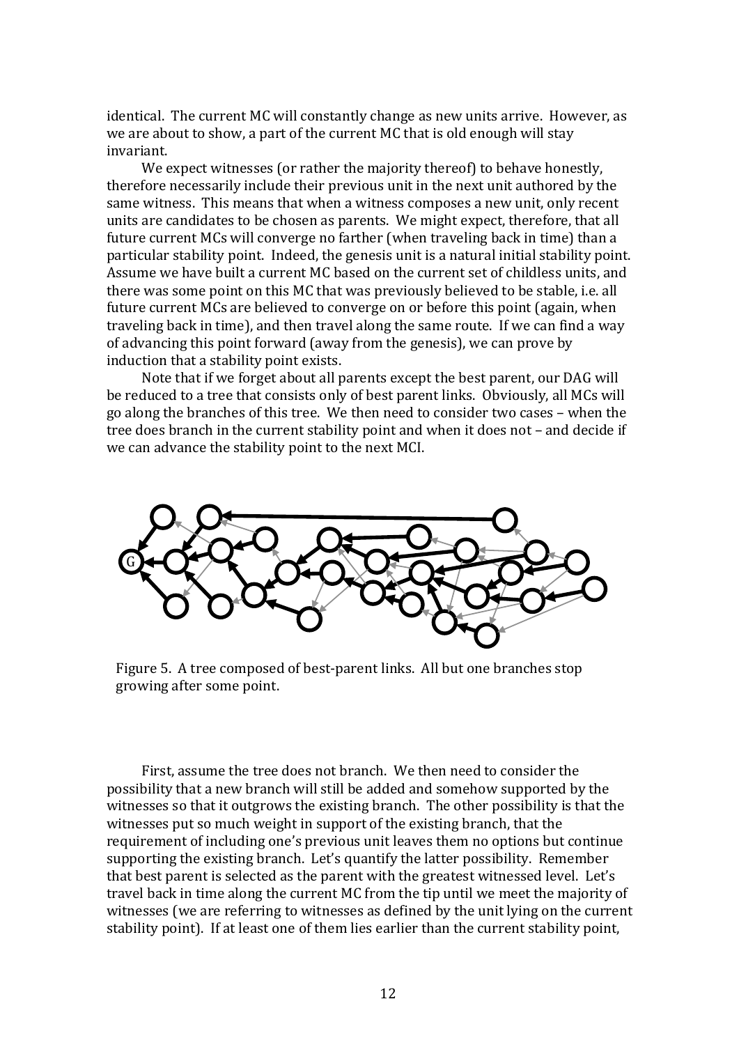identical. The current MC will constantly change as new units arrive. However, as we are about to show, a part of the current MC that is old enough will stay invariant.

We expect witnesses (or rather the majority thereof) to behave honestly, therefore necessarily include their previous unit in the next unit authored by the same witness. This means that when a witness composes a new unit, only recent units are candidates to be chosen as parents. We might expect, therefore, that all future current MCs will converge no farther (when traveling back in time) than a particular stability point. Indeed, the genesis unit is a natural initial stability point. Assume we have built a current MC based on the current set of childless units, and there was some point on this MC that was previously believed to be stable, i.e. all future current MCs are believed to converge on or before this point (again, when traveling back in time), and then travel along the same route. If we can find a way of advancing this point forward (away from the genesis), we can prove by induction that a stability point exists.

Note that if we forget about all parents except the best parent, our DAG will be reduced to a tree that consists only of best parent links. Obviously, all MCs will go along the branches of this tree. We then need to consider two cases – when the tree does branch in the current stability point and when it does not – and decide if we can advance the stability point to the next MCI.

Figure 5. A tree composed of best-parent links. All but one branches stop growing after some point.

First, assume the tree does not branch. We then need to consider the possibility that a new branch will still be added and somehow supported by the witnesses so that it outgrows the existing branch. The other possibility is that the witnesses put so much weight in support of the existing branch, that the requirement of including one's previous unit leaves them no options but continue supporting the existing branch. Let's quantify the latter possibility. Remember that best parent is selected as the parent with the greatest witnessed level. Let's travel back in time along the current MC from the tip until we meet the majority of witnesses (we are referring to witnesses as defined by the unit lying on the current stability point). If at least one of them lies earlier than the current stability point,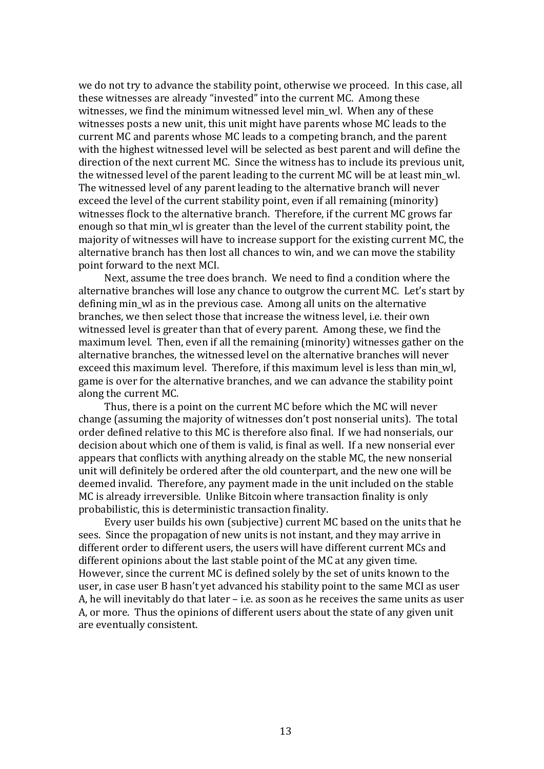we do not try to advance the stability point, otherwise we proceed. In this case, all these witnesses are already "invested" into the current MC. Among these witnesses, we find the minimum witnessed level min_wl. When any of these witnesses posts a new unit, this unit might have parents whose MC leads to the current MC and parents whose MC leads to a competing branch, and the parent with the highest witnessed level will be selected as best parent and will define the direction of the next current MC. Since the witness has to include its previous unit, the witnessed level of the parent leading to the current MC will be at least min_wl. The witnessed level of any parent leading to the alternative branch will never exceed the level of the current stability point, even if all remaining (minority) witnesses flock to the alternative branch. Therefore, if the current MC grows far enough so that min_wl is greater than the level of the current stability point, the majority of witnesses will have to increase support for the existing current MC, the alternative branch has then lost all chances to win, and we can move the stability point forward to the next MCI.

Next, assume the tree does branch. We need to find a condition where the alternative branches will lose any chance to outgrow the current MC. Let's start by defining min_wl as in the previous case. Among all units on the alternative branches, we then select those that increase the witness level, i.e. their own witnessed level is greater than that of every parent. Among these, we find the maximum level. Then, even if all the remaining (minority) witnesses gather on the alternative branches, the witnessed level on the alternative branches will never exceed this maximum level. Therefore, if this maximum level is less than min_wl, game is over for the alternative branches, and we can advance the stability point along the current MC.

Thus, there is a point on the current MC before which the MC will never change (assuming the majority of witnesses don't post nonserial units). The total order defined relative to this MC is therefore also final. If we had nonserials, our decision about which one of them is valid, is final as well. If a new nonserial ever appears that conflicts with anything already on the stable MC, the new nonserial unit will definitely be ordered after the old counterpart, and the new one will be deemed invalid. Therefore, any payment made in the unit included on the stable MC is already irreversible. Unlike Bitcoin where transaction finality is only probabilistic, this is deterministic transaction finality.

Every user builds his own (subjective) current MC based on the units that he sees. Since the propagation of new units is not instant, and they may arrive in different order to different users, the users will have different current MCs and different opinions about the last stable point of the MC at any given time. However, since the current MC is defined solely by the set of units known to the user, in case user B hasn't yet advanced his stability point to the same MCI as user A, he will inevitably do that later – i.e. as soon as he receives the same units as user A, or more. Thus the opinions of different users about the state of any given unit are eventually consistent.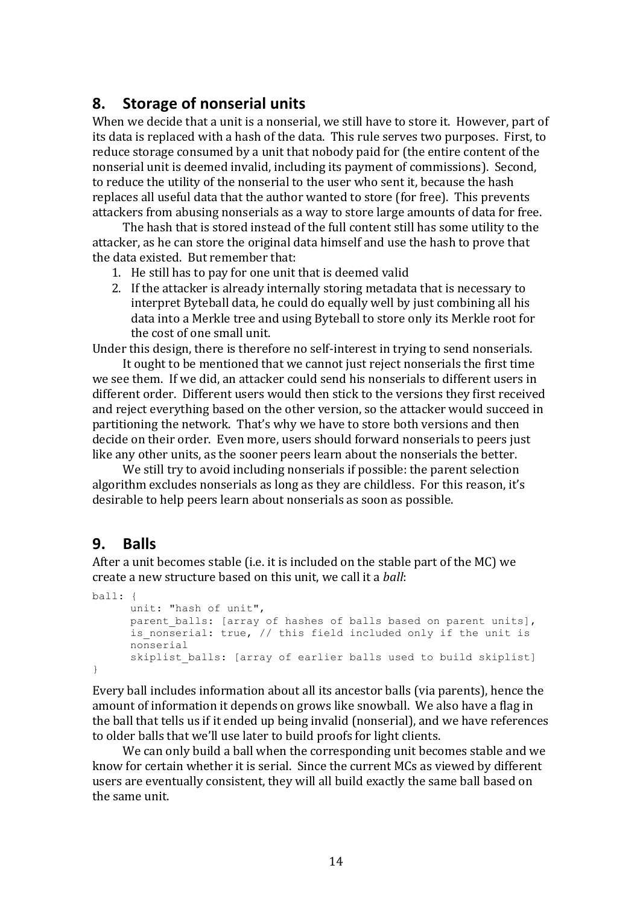## 8. Storage of nonserial units

When we decide that a unit is a nonserial, we still have to store it. However, part of its data is replaced with a hash of the data. This rule serves two purposes. First, to reduce storage consumed by a unit that nobody paid for (the entire content of the nonserial unit is deemed invalid, including its payment of commissions). Second, to reduce the utility of the nonserial to the user who sent it, because the hash replaces all useful data that the author wanted to store (for free). This prevents attackers from abusing nonserials as a way to store large amounts of data for free.

The hash that is stored instead of the full content still has some utility to the attacker, as he can store the original data himself and use the hash to prove that the data existed. But remember that:

1. He still has to pay for one unit that is deemed valid
2. If the attacker is already internally storing metadata that is necessary to interpret Byteball data, he could do equally well by just combining all his data into a Merkle tree and using Byteball to store only its Merkle root for the cost of one small unit.

Under this design, there is therefore no self-interest in trying to send nonserials.

It ought to be mentioned that we cannot just reject nonserials the first time we see them. If we did, an attacker could send his nonserials to different users in different order. Different users would then stick to the versions they first received and reject everything based on the other version, so the attacker would succeed in partitioning the network. That's why we have to store both versions and then decide on their order. Even more, users should forward nonserials to peers just like any other units, as the sooner peers learn about the nonserials the better.

We still try to avoid including nonserials if possible: the parent selection algorithm excludes nonserials as long as they are childless. For this reason, it's desirable to help peers learn about nonserials as soon as possible.

## 9. Balls

After a unit becomes stable (i.e. it is included on the stable part of the MC) we create a new structure based on this unit, we call it a *ball*:

```
ball: {
      unit: "hash of unit",
      parent_balls: [array of hashes of balls based on parent units],
      is_nonserial: true, // this field included only if the unit is
      nonserial
      skiplist_balls: [array of earlier balls used to build skiplist]
}
```

Every ball includes information about all its ancestor balls (via parents), hence the amount of information it depends on grows like snowball. We also have a flag in the ball that tells us if it ended up being invalid (nonserial), and we have references to older balls that we'll use later to build proofs for light clients.

We can only build a ball when the corresponding unit becomes stable and we know for certain whether it is serial. Since the current MCs as viewed by different users are eventually consistent, they will all build exactly the same ball based on the same unit.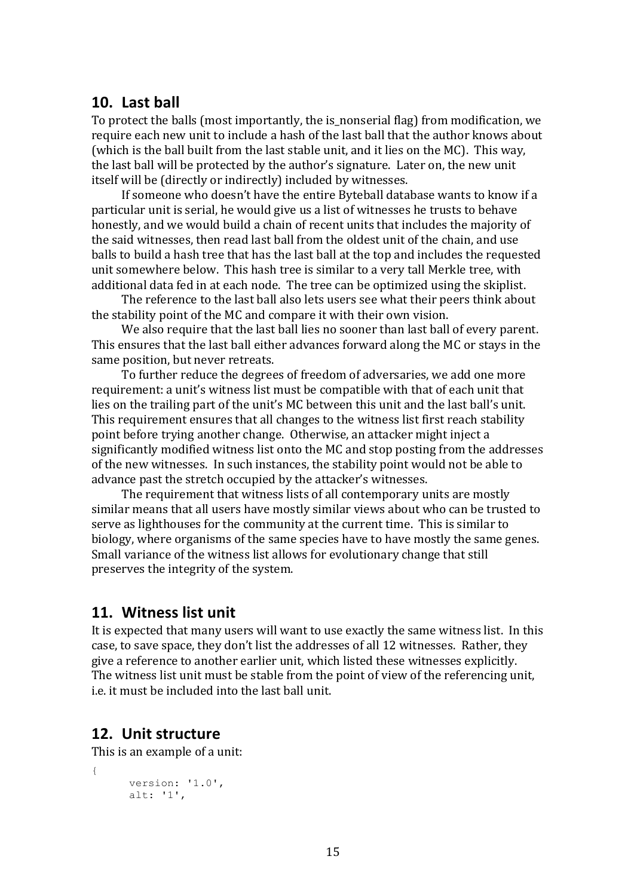## 10. Last ball

To protect the balls (most importantly, the is_nonserial flag) from modification, we require each new unit to include a hash of the last ball that the author knows about (which is the ball built from the last stable unit, and it lies on the MC). This way, the last ball will be protected by the author's signature. Later on, the new unit itself will be (directly or indirectly) included by witnesses.

If someone who doesn't have the entire Byteball database wants to know if a particular unit is serial, he would give us a list of witnesses he trusts to behave honestly, and we would build a chain of recent units that includes the majority of the said witnesses, then read last ball from the oldest unit of the chain, and use balls to build a hash tree that has the last ball at the top and includes the requested unit somewhere below. This hash tree is similar to a very tall Merkle tree, with additional data fed in at each node. The tree can be optimized using the skiplist.

The reference to the last ball also lets users see what their peers think about the stability point of the MC and compare it with their own vision.

We also require that the last ball lies no sooner than last ball of every parent. This ensures that the last ball either advances forward along the MC or stays in the same position, but never retreats.

To further reduce the degrees of freedom of adversaries, we add one more requirement: a unit's witness list must be compatible with that of each unit that lies on the trailing part of the unit's MC between this unit and the last ball's unit. This requirement ensures that all changes to the witness list first reach stability point before trying another change. Otherwise, an attacker might inject a significantly modified witness list onto the MC and stop posting from the addresses of the new witnesses. In such instances, the stability point would not be able to advance past the stretch occupied by the attacker's witnesses.

The requirement that witness lists of all contemporary units are mostly similar means that all users have mostly similar views about who can be trusted to serve as lighthouses for the community at the current time. This is similar to biology, where organisms of the same species have to have mostly the same genes. Small variance of the witness list allows for evolutionary change that still preserves the integrity of the system.

## 11. Witness list unit

It is expected that many users will want to use exactly the same witness list. In this case, to save space, they don't list the addresses of all 12 witnesses. Rather, they give a reference to another earlier unit, which listed these witnesses explicitly. The witness list unit must be stable from the point of view of the referencing unit, i.e. it must be included into the last ball unit.

## 12. Unit structure

This is an example of a unit:

```
{
	version: '1.0',
	alt: '1',
```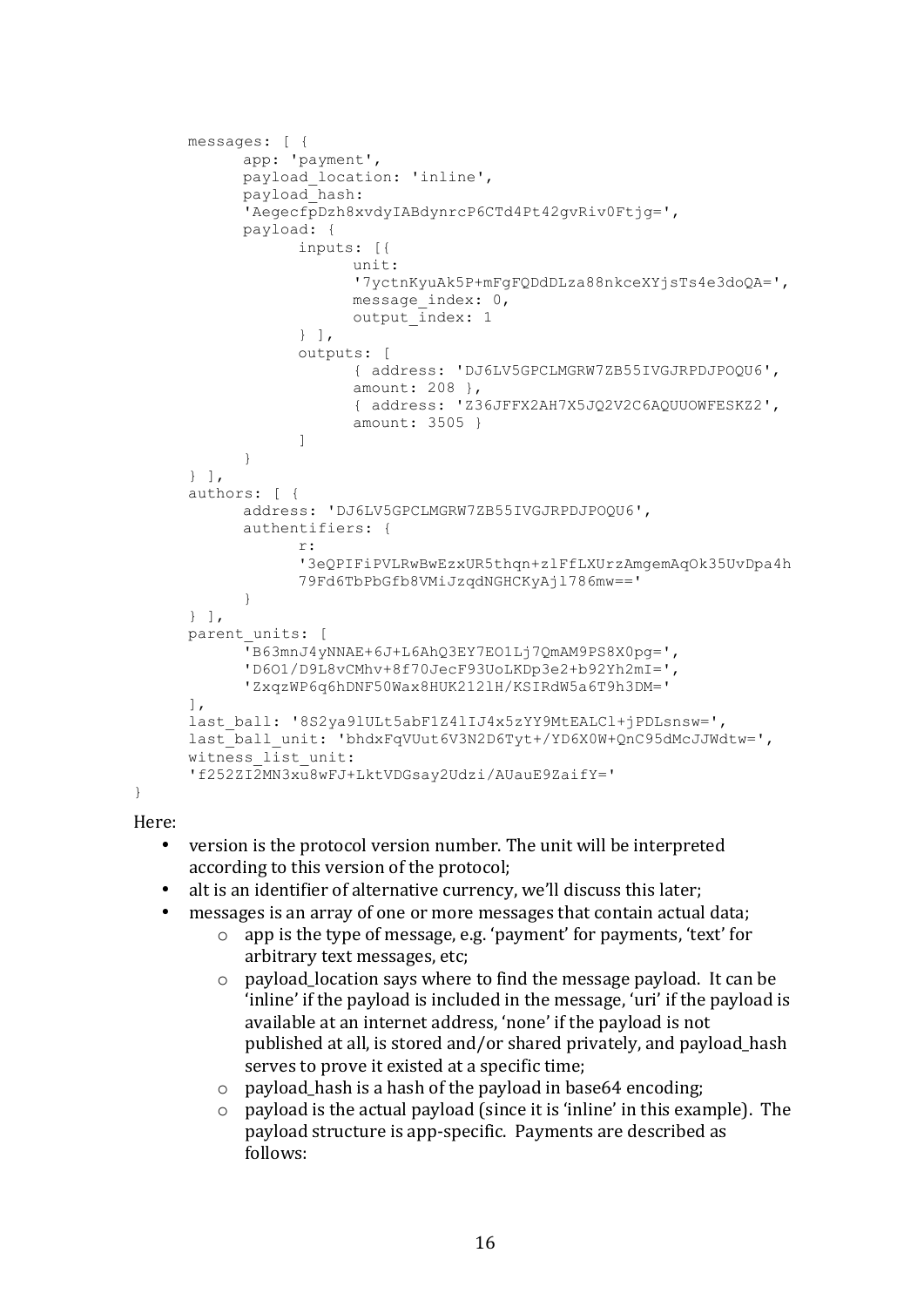```
	messages: [ {
		app: 'payment',
		payload_location: 'inline',
		payload_hash:
		'AegecfpDzh8xvdyIABdynrcP6CTd4Pt42gvRiv0Ftjg=',
		payload: {
			inputs: [{
				unit:
				'7yctnKyuAk5P+mFgFQDdDLza88nkceXYjsTs4e3doQA=',
				message_index: 0,
				output_index: 1
			} ],
			outputs: [
				{ address: 'DJ6LV5GPCLMGRW7ZB55IVGJRPDJPOQU6',
				amount: 208 },
				{ address: 'Z36JFFX2AH7X5JQ2V2C6AQUUOWFESKZ2',
				amount: 3505 }
			]
		}
	} ],
	authors: [ {
		address: 'DJ6LV5GPCLMGRW7ZB55IVGJRPDJPOQU6',
		authentifiers: {
			r:
			'3eQPIFiPVLRwBwEzxUR5thqn+zlFfLXUrzAmgemAqOk35UvDpa4h
			79Fd6TbPbGfb8VMiJzqdNGHCKyAjl786mw=='
		}
	} ],
	parent_units: [
		'B63mnJ4yNNAE+6J+L6AhQ3EY7EO1Lj7QmAM9PS8X0pg=',
		'D6O1/D9L8vCMhv+8f70JecF93UoLKDp3e2+b92Yh2mI=',
		'ZxqzWP6q6hDNF50Wax8HUK212lH/KSIRdW5a6T9h3DM='
	],
	last_ball: '8S2ya9lULt5abF1Z4lIJ4x5zYY9MtEALCl+jPDLsnsw=',
	last_ball_unit: 'bhdxFqVUut6V3N2D6Tyt+/YD6X0W+QnC95dMcJJWdtw=',
	witness_list_unit:
	'f252ZI2MN3xu8wFJ+LktVDGsay2Udzi/AUauE9ZaifY='
}
```

Here:

- version is the protocol version number. The unit will be interpreted according to this version of the protocol;
- alt is an identifier of alternative currency, we'll discuss this later;
- messages is an array of one or more messages that contain actual data;
    - app is the type of message, e.g. 'payment' for payments, 'text' for arbitrary text messages, etc;
    - payload_location says where to find the message payload. It can be 'inline' if the payload is included in the message, 'uri' if the payload is available at an internet address, 'none' if the payload is not published at all, is stored and/or shared privately, and payload_hash serves to prove it existed at a specific time;
    - payload_hash is a hash of the payload in base64 encoding;
    - payload is the actual payload (since it is 'inline' in this example). The payload structure is app-specific. Payments are described as follows: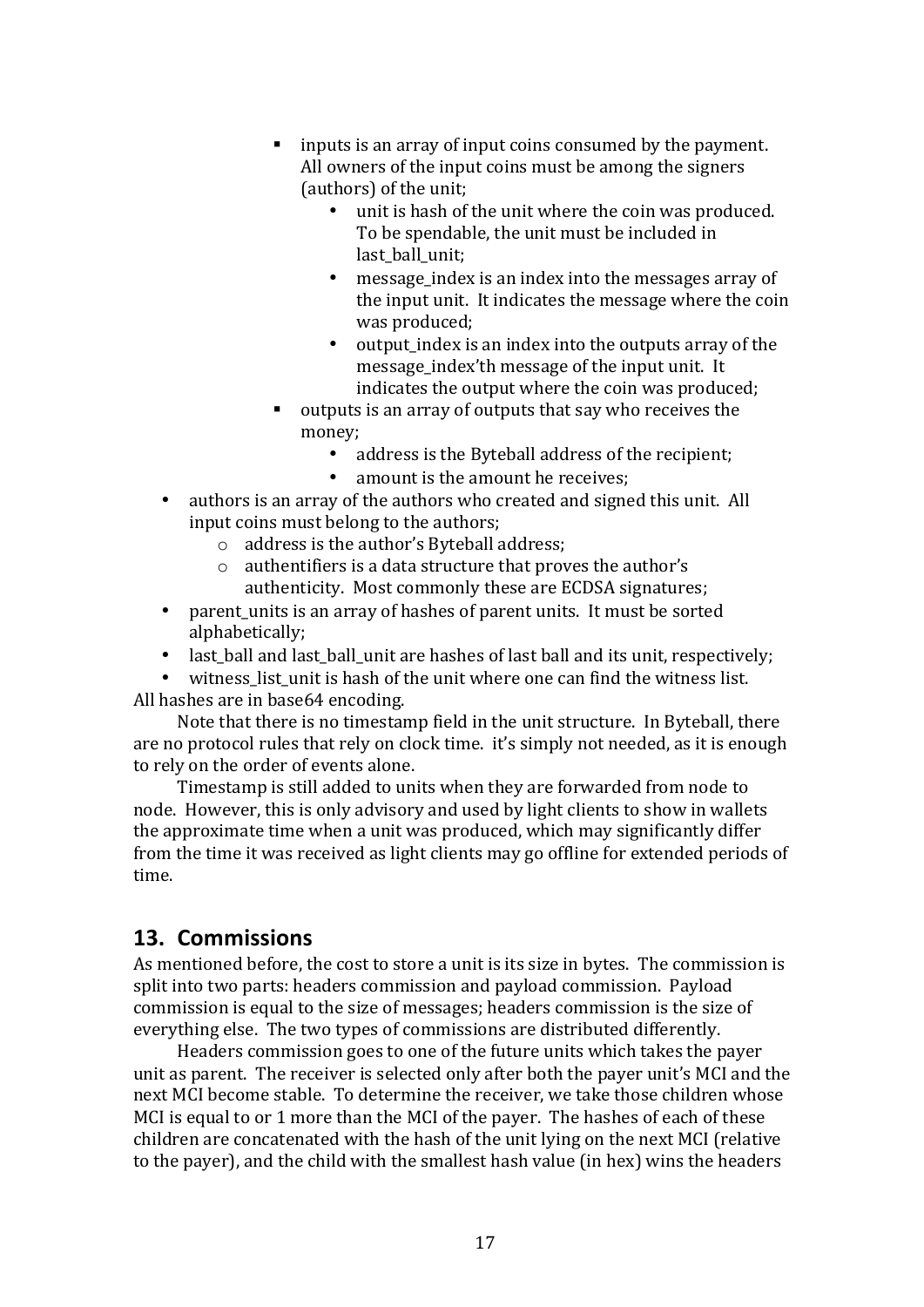- inputs is an array of input coins consumed by the payment. All owners of the input coins must be among the signers (authors) of the unit;
  - unit is hash of the unit where the coin was produced. To be spendable, the unit must be included in last_ball_unit;
  - message_index is an index into the messages array of the input unit. It indicates the message where the coin was produced;
  - output_index is an index into the outputs array of the message_index'th message of the input unit. It indicates the output where the coin was produced;
- outputs is an array of outputs that say who receives the money;
  - address is the Byteball address of the recipient;
  - amount is the amount he receives;

- authors is an array of the authors who created and signed this unit. All input coins must belong to the authors;
  - address is the author's Byteball address;
  - authentifiers is a data structure that proves the author's authenticity. Most commonly these are ECDSA signatures;
- parent_units is an array of hashes of parent units. It must be sorted alphabetically;
- last_ball and last_ball_unit are hashes of last ball and its unit, respectively;
- witness_list_unit is hash of the unit where one can find the witness list.

All hashes are in base64 encoding.

Note that there is no timestamp field in the unit structure. In Byteball, there are no protocol rules that rely on clock time. it's simply not needed, as it is enough to rely on the order of events alone.

Timestamp is still added to units when they are forwarded from node to node. However, this is only advisory and used by light clients to show in wallets the approximate time when a unit was produced, which may significantly differ from the time it was received as light clients may go offline for extended periods of time.

## 13. Commissions

As mentioned before, the cost to store a unit is its size in bytes. The commission is split into two parts: headers commission and payload commission. Payload commission is equal to the size of messages; headers commission is the size of everything else. The two types of commissions are distributed differently.

Headers commission goes to one of the future units which takes the payer unit as parent. The receiver is selected only after both the payer unit's MCI and the next MCI become stable. To determine the receiver, we take those children whose MCI is equal to or 1 more than the MCI of the payer. The hashes of each of these children are concatenated with the hash of the unit lying on the next MCI (relative to the payer), and the child with the smallest hash value (in hex) wins the headers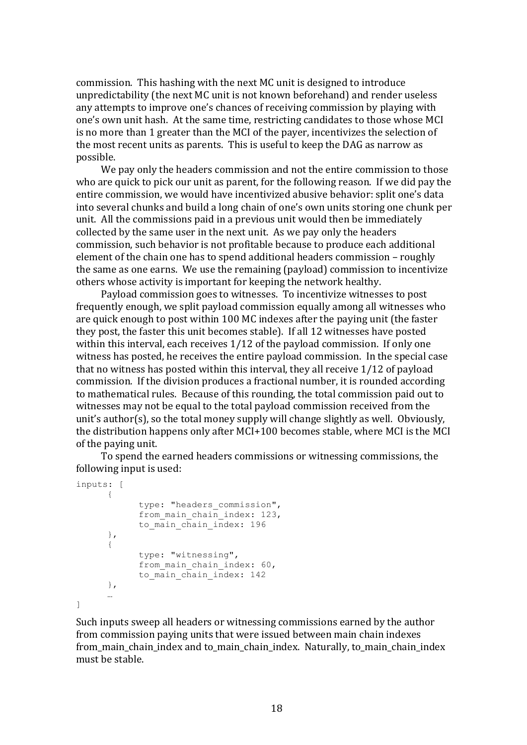commission. This hashing with the next MC unit is designed to introduce unpredictability (the next MC unit is not known beforehand) and render useless any attempts to improve one's chances of receiving commission by playing with one's own unit hash. At the same time, restricting candidates to those whose MCI is no more than 1 greater than the MCI of the payer, incentivizes the selection of the most recent units as parents. This is useful to keep the DAG as narrow as possible.

We pay only the headers commission and not the entire commission to those who are quick to pick our unit as parent, for the following reason. If we did pay the entire commission, we would have incentivized abusive behavior: split one's data into several chunks and build a long chain of one's own units storing one chunk per unit. All the commissions paid in a previous unit would then be immediately collected by the same user in the next unit. As we pay only the headers commission, such behavior is not profitable because to produce each additional element of the chain one has to spend additional headers commission – roughly the same as one earns. We use the remaining (payload) commission to incentivize others whose activity is important for keeping the network healthy.

Payload commission goes to witnesses. To incentivize witnesses to post frequently enough, we split payload commission equally among all witnesses who are quick enough to post within 100 MC indexes after the paying unit (the faster they post, the faster this unit becomes stable). If all 12 witnesses have posted within this interval, each receives 1/12 of the payload commission. If only one witness has posted, he receives the entire payload commission. In the special case that no witness has posted within this interval, they all receive 1/12 of payload commission. If the division produces a fractional number, it is rounded according to mathematical rules. Because of this rounding, the total commission paid out to witnesses may not be equal to the total payload commission received from the unit's author(s), so the total money supply will change slightly as well. Obviously, the distribution happens only after MCI+100 becomes stable, where MCI is the MCI of the paying unit.

To spend the earned headers commissions or witnessing commissions, the following input is used:

```
inputs: [
	{
		type: "headers_commission",
		from_main_chain_index: 123,
		to_main_chain_index: 196
	},
	{
		type: "witnessing",
		from_main_chain_index: 60,
		to_main_chain_index: 142
	},
	…
]
```

Such inputs sweep all headers or witnessing commissions earned by the author from commission paying units that were issued between main chain indexes from_main_chain_index and to_main_chain_index. Naturally, to_main_chain_index must be stable.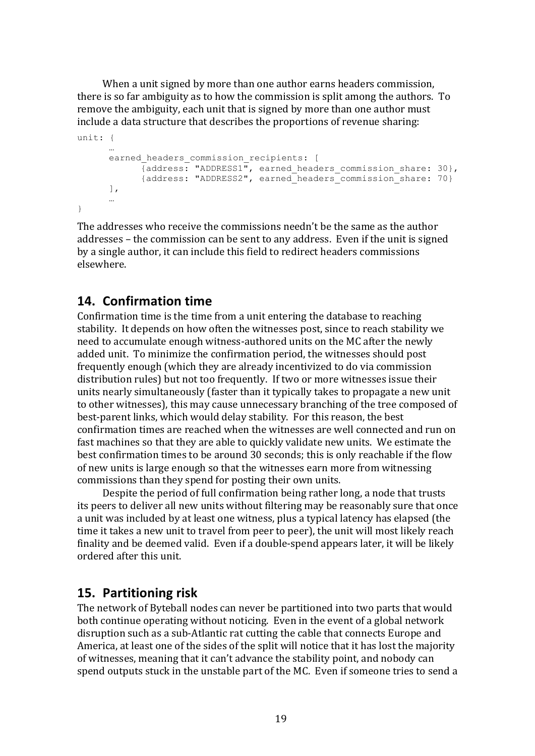When a unit signed by more than one author earns headers commission, there is so far ambiguity as to how the commission is split among the authors. To remove the ambiguity, each unit that is signed by more than one author must include a data structure that describes the proportions of revenue sharing:

```
unit: {
      …
      earned_headers_commission_recipients: [
            {address: "ADDRESS1", earned_headers_commission_share: 30},
            {address: "ADDRESS2", earned_headers_commission_share: 70}
      ],
      …
}
```

The addresses who receive the commissions needn't be the same as the author addresses – the commission can be sent to any address. Even if the unit is signed by a single author, it can include this field to redirect headers commissions elsewhere.

## 14. Confirmation time

Confirmation time is the time from a unit entering the database to reaching stability. It depends on how often the witnesses post, since to reach stability we need to accumulate enough witness-authored units on the MC after the newly added unit. To minimize the confirmation period, the witnesses should post frequently enough (which they are already incentivized to do via commission distribution rules) but not too frequently. If two or more witnesses issue their units nearly simultaneously (faster than it typically takes to propagate a new unit to other witnesses), this may cause unnecessary branching of the tree composed of best-parent links, which would delay stability. For this reason, the best confirmation times are reached when the witnesses are well connected and run on fast machines so that they are able to quickly validate new units. We estimate the best confirmation times to be around 30 seconds; this is only reachable if the flow of new units is large enough so that the witnesses earn more from witnessing commissions than they spend for posting their own units.

Despite the period of full confirmation being rather long, a node that trusts its peers to deliver all new units without filtering may be reasonably sure that once a unit was included by at least one witness, plus a typical latency has elapsed (the time it takes a new unit to travel from peer to peer), the unit will most likely reach finality and be deemed valid. Even if a double-spend appears later, it will be likely ordered after this unit.

## 15. Partitioning risk

The network of Byteball nodes can never be partitioned into two parts that would both continue operating without noticing. Even in the event of a global network disruption such as a sub-Atlantic rat cutting the cable that connects Europe and America, at least one of the sides of the split will notice that it has lost the majority of witnesses, meaning that it can't advance the stability point, and nobody can spend outputs stuck in the unstable part of the MC. Even if someone tries to send a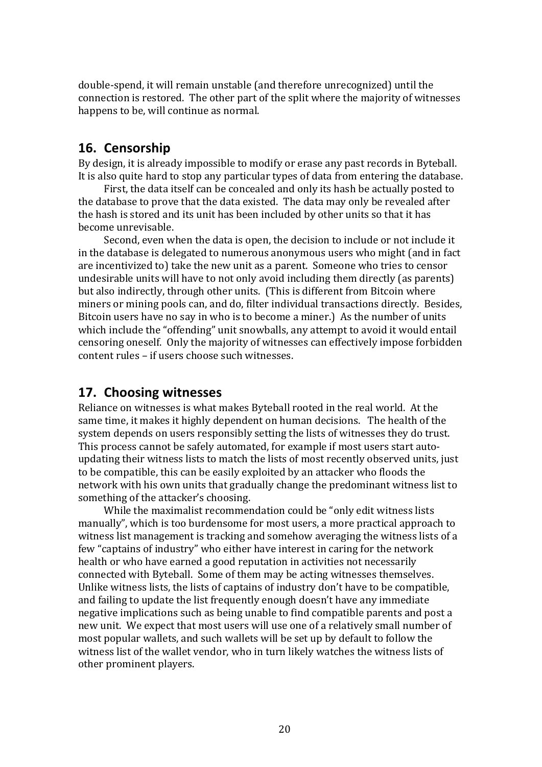double-spend, it will remain unstable (and therefore unrecognized) until the connection is restored. The other part of the split where the majority of witnesses happens to be, will continue as normal.

## 16. Censorship

By design, it is already impossible to modify or erase any past records in Byteball. It is also quite hard to stop any particular types of data from entering the database.

First, the data itself can be concealed and only its hash be actually posted to the database to prove that the data existed. The data may only be revealed after the hash is stored and its unit has been included by other units so that it has become unrevisable.

Second, even when the data is open, the decision to include or not include it in the database is delegated to numerous anonymous users who might (and in fact are incentivized to) take the new unit as a parent. Someone who tries to censor undesirable units will have to not only avoid including them directly (as parents) but also indirectly, through other units. (This is different from Bitcoin where miners or mining pools can, and do, filter individual transactions directly. Besides, Bitcoin users have no say in who is to become a miner.) As the number of units which include the "offending" unit snowballs, any attempt to avoid it would entail censoring oneself. Only the majority of witnesses can effectively impose forbidden content rules – if users choose such witnesses.

## 17. Choosing witnesses

Reliance on witnesses is what makes Byteball rooted in the real world. At the same time, it makes it highly dependent on human decisions. The health of the system depends on users responsibly setting the lists of witnesses they do trust. This process cannot be safely automated, for example if most users start auto-updating their witness lists to match the lists of most recently observed units, just to be compatible, this can be easily exploited by an attacker who floods the network with his own units that gradually change the predominant witness list to something of the attacker's choosing.

While the maximalist recommendation could be "only edit witness lists manually", which is too burdensome for most users, a more practical approach to witness list management is tracking and somehow averaging the witness lists of a few "captains of industry" who either have interest in caring for the network health or who have earned a good reputation in activities not necessarily connected with Byteball. Some of them may be acting witnesses themselves. Unlike witness lists, the lists of captains of industry don't have to be compatible, and failing to update the list frequently enough doesn't have any immediate negative implications such as being unable to find compatible parents and post a new unit. We expect that most users will use one of a relatively small number of most popular wallets, and such wallets will be set up by default to follow the witness list of the wallet vendor, who in turn likely watches the witness lists of other prominent players.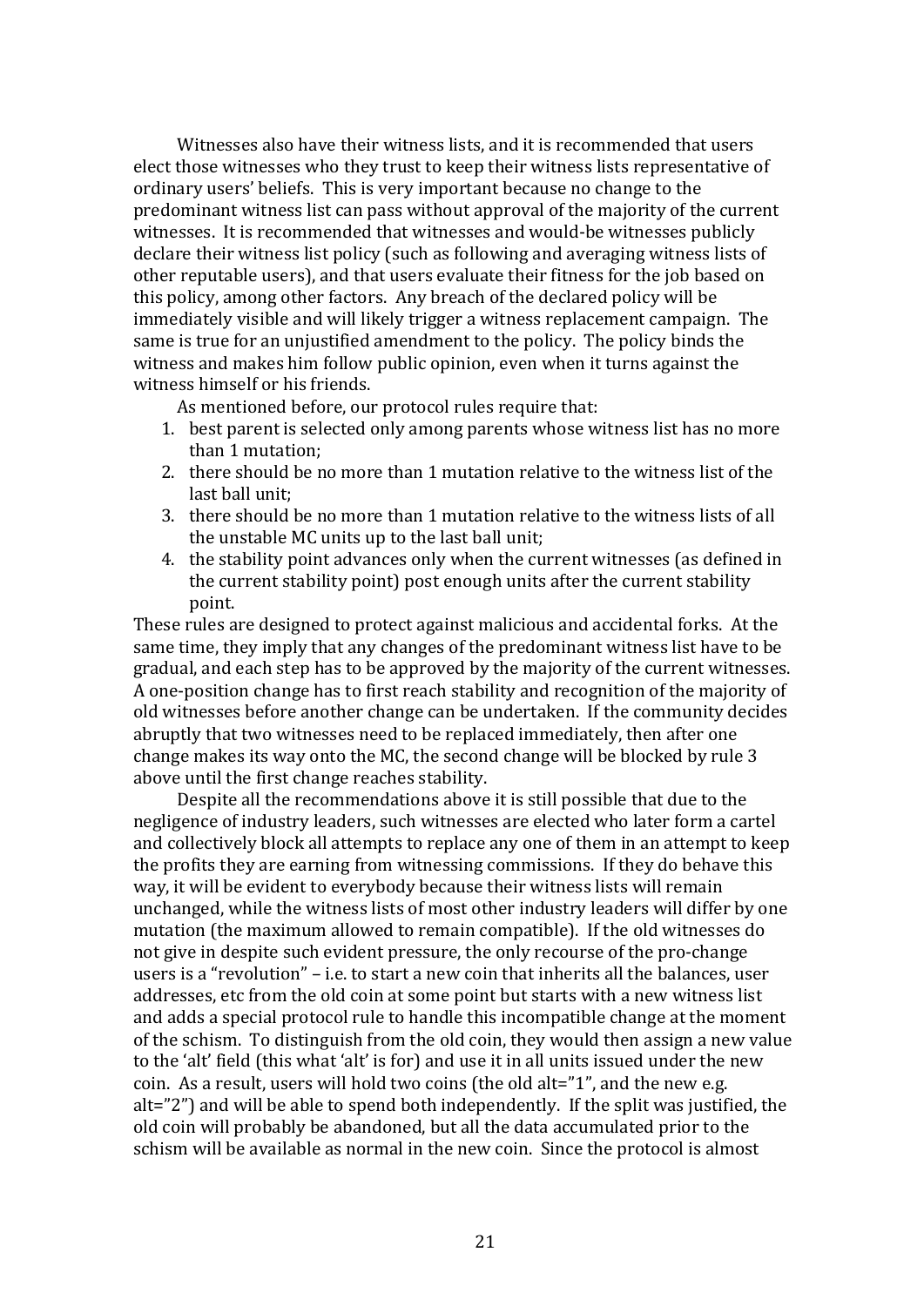Witnesses also have their witness lists, and it is recommended that users elect those witnesses who they trust to keep their witness lists representative of ordinary users' beliefs. This is very important because no change to the predominant witness list can pass without approval of the majority of the current witnesses. It is recommended that witnesses and would-be witnesses publicly declare their witness list policy (such as following and averaging witness lists of other reputable users), and that users evaluate their fitness for the job based on this policy, among other factors. Any breach of the declared policy will be immediately visible and will likely trigger a witness replacement campaign. The same is true for an unjustified amendment to the policy. The policy binds the witness and makes him follow public opinion, even when it turns against the witness himself or his friends.

As mentioned before, our protocol rules require that:

1. best parent is selected only among parents whose witness list has no more than 1 mutation;
2. there should be no more than 1 mutation relative to the witness list of the last ball unit;
3. there should be no more than 1 mutation relative to the witness lists of all the unstable MC units up to the last ball unit;
4. the stability point advances only when the current witnesses (as defined in the current stability point) post enough units after the current stability point.

These rules are designed to protect against malicious and accidental forks. At the same time, they imply that any changes of the predominant witness list have to be gradual, and each step has to be approved by the majority of the current witnesses. A one-position change has to first reach stability and recognition of the majority of old witnesses before another change can be undertaken. If the community decides abruptly that two witnesses need to be replaced immediately, then after one change makes its way onto the MC, the second change will be blocked by rule 3 above until the first change reaches stability.

Despite all the recommendations above it is still possible that due to the negligence of industry leaders, such witnesses are elected who later form a cartel and collectively block all attempts to replace any one of them in an attempt to keep the profits they are earning from witnessing commissions. If they do behave this way, it will be evident to everybody because their witness lists will remain unchanged, while the witness lists of most other industry leaders will differ by one mutation (the maximum allowed to remain compatible). If the old witnesses do not give in despite such evident pressure, the only recourse of the pro-change users is a "revolution" – i.e. to start a new coin that inherits all the balances, user addresses, etc from the old coin at some point but starts with a new witness list and adds a special protocol rule to handle this incompatible change at the moment of the schism. To distinguish from the old coin, they would then assign a new value to the 'alt' field (this what 'alt' is for) and use it in all units issued under the new coin. As a result, users will hold two coins (the old alt="1", and the new e.g. alt="2") and will be able to spend both independently. If the split was justified, the old coin will probably be abandoned, but all the data accumulated prior to the schism will be available as normal in the new coin. Since the protocol is almost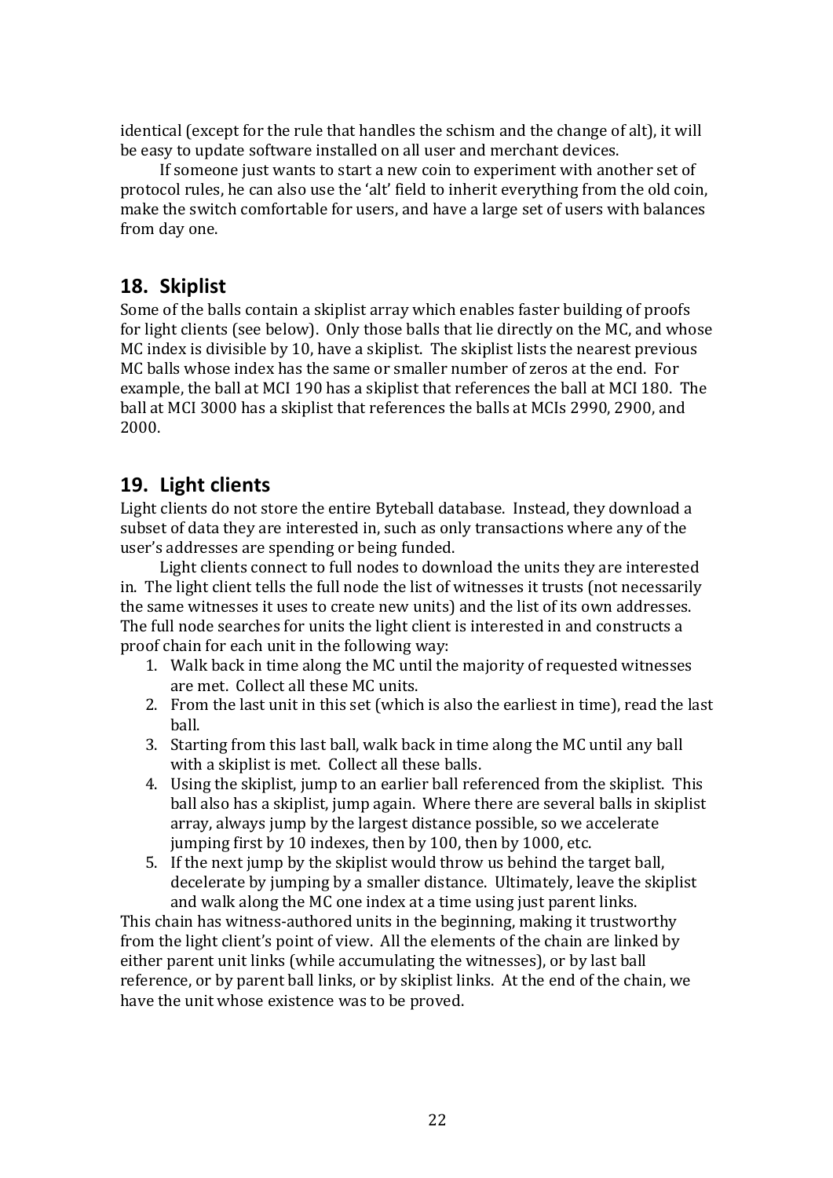identical (except for the rule that handles the schism and the change of alt), it will be easy to update software installed on all user and merchant devices.

If someone just wants to start a new coin to experiment with another set of protocol rules, he can also use the 'alt' field to inherit everything from the old coin, make the switch comfortable for users, and have a large set of users with balances from day one.

## 18. Skiplist

Some of the balls contain a skiplist array which enables faster building of proofs for light clients (see below). Only those balls that lie directly on the MC, and whose MC index is divisible by 10, have a skiplist. The skiplist lists the nearest previous MC balls whose index has the same or smaller number of zeros at the end. For example, the ball at MCI 190 has a skiplist that references the ball at MCI 180. The ball at MCI 3000 has a skiplist that references the balls at MCIs 2990, 2900, and 2000.

## 19. Light clients

Light clients do not store the entire Byteball database. Instead, they download a subset of data they are interested in, such as only transactions where any of the user's addresses are spending or being funded.

Light clients connect to full nodes to download the units they are interested in. The light client tells the full node the list of witnesses it trusts (not necessarily the same witnesses it uses to create new units) and the list of its own addresses. The full node searches for units the light client is interested in and constructs a proof chain for each unit in the following way:

1. Walk back in time along the MC until the majority of requested witnesses are met. Collect all these MC units.
2. From the last unit in this set (which is also the earliest in time), read the last ball.
3. Starting from this last ball, walk back in time along the MC until any ball with a skiplist is met. Collect all these balls.
4. Using the skiplist, jump to an earlier ball referenced from the skiplist. This ball also has a skiplist, jump again. Where there are several balls in skiplist array, always jump by the largest distance possible, so we accelerate jumping first by 10 indexes, then by 100, then by 1000, etc.
5. If the next jump by the skiplist would throw us behind the target ball, decelerate by jumping by a smaller distance. Ultimately, leave the skiplist and walk along the MC one index at a time using just parent links.

This chain has witness-authored units in the beginning, making it trustworthy from the light client's point of view. All the elements of the chain are linked by either parent unit links (while accumulating the witnesses), or by last ball reference, or by parent ball links, or by skiplist links. At the end of the chain, we have the unit whose existence was to be proved.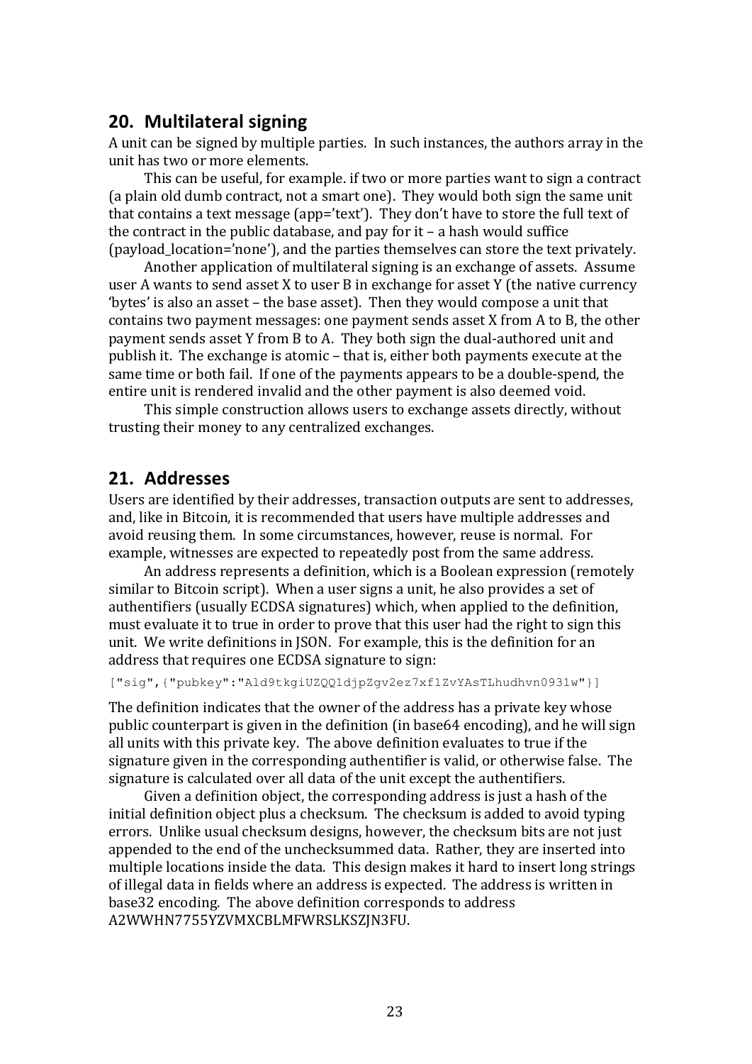## 20. Multilateral signing

A unit can be signed by multiple parties. In such instances, the authors array in the unit has two or more elements.

This can be useful, for example. if two or more parties want to sign a contract (a plain old dumb contract, not a smart one). They would both sign the same unit that contains a text message (app='text'). They don't have to store the full text of the contract in the public database, and pay for it – a hash would suffice (payload_location='none'), and the parties themselves can store the text privately.

Another application of multilateral signing is an exchange of assets. Assume user A wants to send asset X to user B in exchange for asset Y (the native currency 'bytes' is also an asset – the base asset). Then they would compose a unit that contains two payment messages: one payment sends asset X from A to B, the other payment sends asset Y from B to A. They both sign the dual-authored unit and publish it. The exchange is atomic – that is, either both payments execute at the same time or both fail. If one of the payments appears to be a double-spend, the entire unit is rendered invalid and the other payment is also deemed void.

This simple construction allows users to exchange assets directly, without trusting their money to any centralized exchanges.

## 21. Addresses

Users are identified by their addresses, transaction outputs are sent to addresses, and, like in Bitcoin, it is recommended that users have multiple addresses and avoid reusing them. In some circumstances, however, reuse is normal. For example, witnesses are expected to repeatedly post from the same address.

An address represents a definition, which is a Boolean expression (remotely similar to Bitcoin script). When a user signs a unit, he also provides a set of authentifiers (usually ECDSA signatures) which, when applied to the definition, must evaluate it to true in order to prove that this user had the right to sign this unit. We write definitions in JSON. For example, this is the definition for an address that requires one ECDSA signature to sign:

```
["sig",{"pubkey":"Ald9tkgiUZQQ1djpZgv2ez7xf1ZvYAsTLhudhvn0931w"}]
```

The definition indicates that the owner of the address has a private key whose public counterpart is given in the definition (in base64 encoding), and he will sign all units with this private key. The above definition evaluates to true if the signature given in the corresponding authentifier is valid, or otherwise false. The signature is calculated over all data of the unit except the authentifiers.

Given a definition object, the corresponding address is just a hash of the initial definition object plus a checksum. The checksum is added to avoid typing errors. Unlike usual checksum designs, however, the checksum bits are not just appended to the end of the unchecksummed data. Rather, they are inserted into multiple locations inside the data. This design makes it hard to insert long strings of illegal data in fields where an address is expected. The address is written in base32 encoding. The above definition corresponds to address A2WWHN7755YZVMXCBLMFWRSLKSZJN3FU.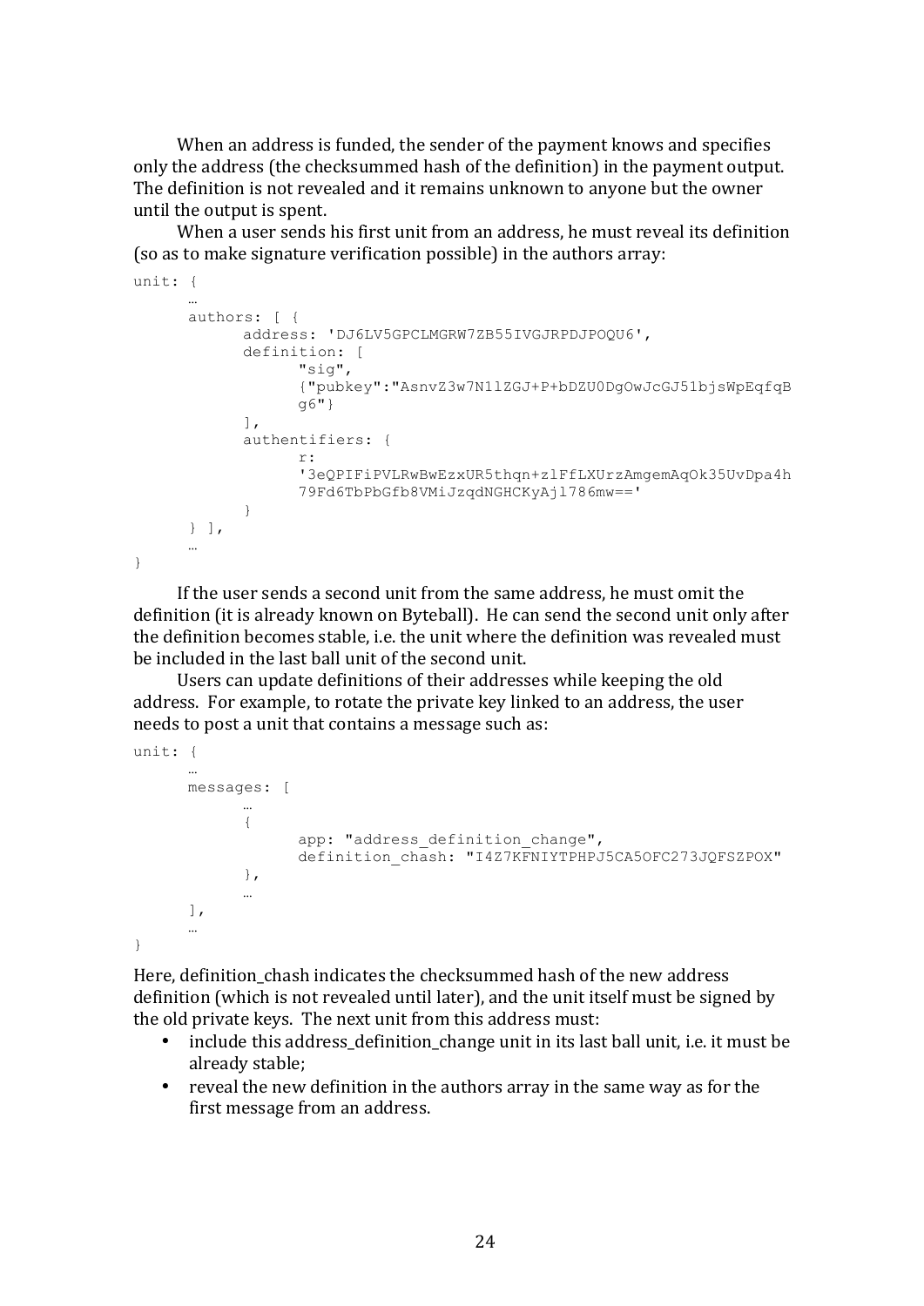When an address is funded, the sender of the payment knows and specifies only the address (the checksummed hash of the definition) in the payment output. The definition is not revealed and it remains unknown to anyone but the owner until the output is spent.

When a user sends his first unit from an address, he must reveal its definition (so as to make signature verification possible) in the authors array:

```
unit: {
      …
      authors: [ {
            address: 'DJ6LV5GPCLMGRW7ZB55IVGJRPDJPOQU6',
            definition: [
                  "sig",
                  {"pubkey":"AsnvZ3w7N1lZGJ+P+bDZU0DgOwJcGJ51bjsWpEqfqB
                  g6"}
            ],
            authentifiers: {
                  r:
                  '3eQPIFiPVLRwBwEzxUR5thqn+zlFfLXUrzAmgemAqOk35UvDpa4h
                  79Fd6TbPbGfb8VMiJzqdNGHCKyAjl786mw=='
            }
      } ],
      …
}
```

If the user sends a second unit from the same address, he must omit the definition (it is already known on Byteball). He can send the second unit only after the definition becomes stable, i.e. the unit where the definition was revealed must be included in the last ball unit of the second unit.

Users can update definitions of their addresses while keeping the old address. For example, to rotate the private key linked to an address, the user needs to post a unit that contains a message such as:

```
unit: {
      …
      messages: [
            …
            {
                  app: "address_definition_change",
                  definition_chash: "I4Z7KFNIYTPHPJ5CA5OFC273JQFSZPOX"
            },
            …
      ],
      …
}
```

Here, definition_chash indicates the checksummed hash of the new address definition (which is not revealed until later), and the unit itself must be signed by the old private keys. The next unit from this address must:

- include this address_definition_change unit in its last ball unit, i.e. it must be already stable;
- reveal the new definition in the authors array in the same way as for the first message from an address.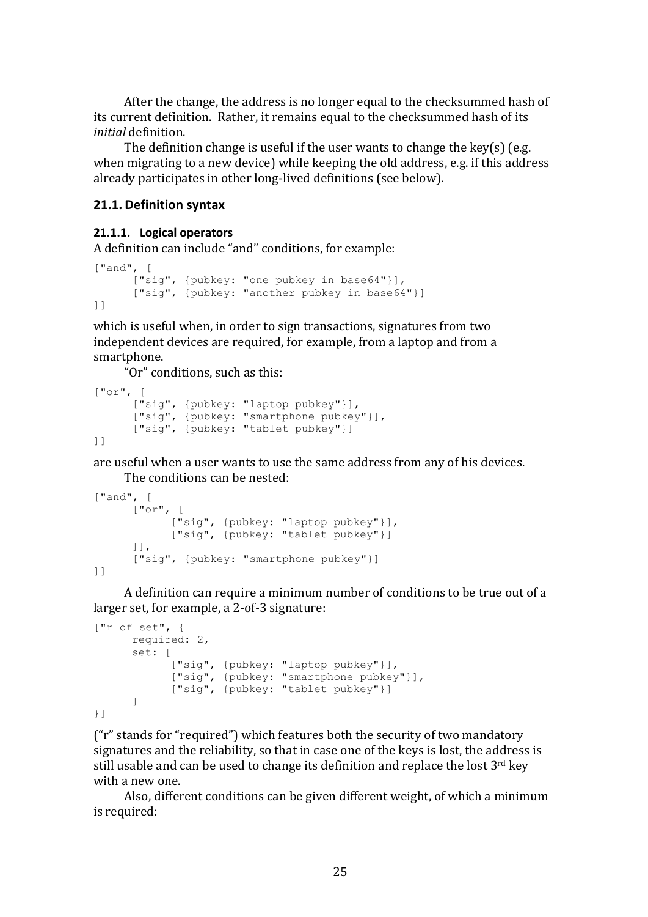After the change, the address is no longer equal to the checksummed hash of its current definition. Rather, it remains equal to the checksummed hash of its *initial* definition.

The definition change is useful if the user wants to change the key(s) (e.g. when migrating to a new device) while keeping the old address, e.g. if this address already participates in other long-lived definitions (see below).

## 21.1. Definition syntax

### 21.1.1. Logical operators

A definition can include "and" conditions, for example:

```
["and", [
      ["sig", {pubkey: "one pubkey in base64"}],
      ["sig", {pubkey: "another pubkey in base64"}]
]]
```

which is useful when, in order to sign transactions, signatures from two independent devices are required, for example, from a laptop and from a smartphone.

"Or" conditions, such as this:

```
["or", [
      ["sig", {pubkey: "laptop pubkey"}],
      ["sig", {pubkey: "smartphone pubkey"}],
      ["sig", {pubkey: "tablet pubkey"}]
]]
```

are useful when a user wants to use the same address from any of his devices.

The conditions can be nested:

```
["and", [
      ["or", [
            ["sig", {pubkey: "laptop pubkey"}],
            ["sig", {pubkey: "tablet pubkey"}]
      ]],
      ["sig", {pubkey: "smartphone pubkey"}]
]]
```

A definition can require a minimum number of conditions to be true out of a larger set, for example, a 2-of-3 signature:

```
["r of set", {
      required: 2,
      set: [
            ["sig", {pubkey: "laptop pubkey"}],
            ["sig", {pubkey: "smartphone pubkey"}],
            ["sig", {pubkey: "tablet pubkey"}]
      ]
}]
```

("r" stands for "required") which features both the security of two mandatory signatures and the reliability, so that in case one of the keys is lost, the address is still usable and can be used to change its definition and replace the lost 3rd key with a new one.

Also, different conditions can be given different weight, of which a minimum is required: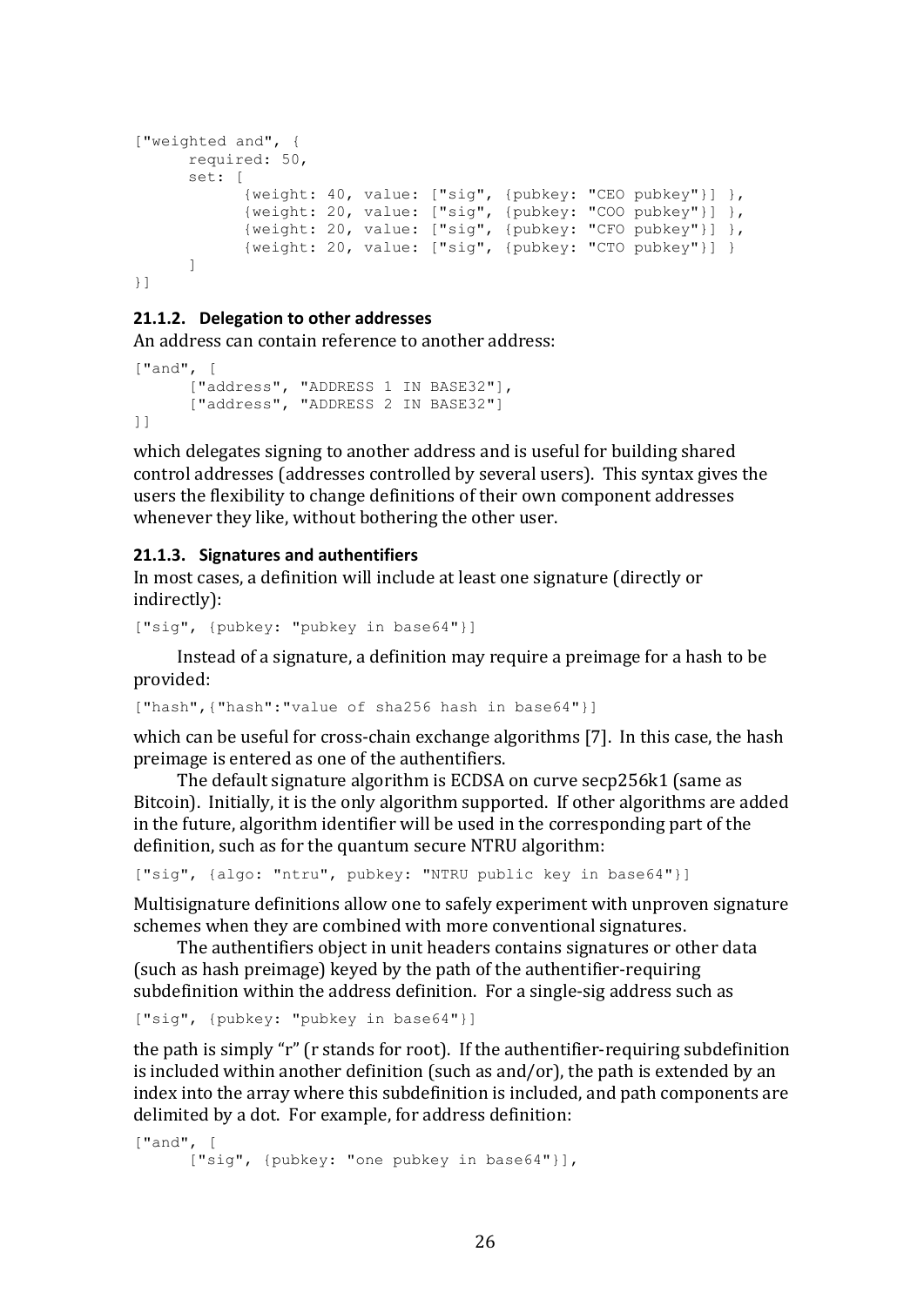```
["weighted and", {
      required: 50,
      set: [
            {weight: 40, value: ["sig", {pubkey: "CEO pubkey"}] },
            {weight: 20, value: ["sig", {pubkey: "COO pubkey"}] },
            {weight: 20, value: ["sig", {pubkey: "CFO pubkey"}] },
            {weight: 20, value: ["sig", {pubkey: "CTO pubkey"}] }
      ]
}]
```

#### 21.1.2. Delegation to other addresses

An address can contain reference to another address:

```
["and", [
      ["address", "ADDRESS 1 IN BASE32"],
      ["address", "ADDRESS 2 IN BASE32"]
]]
```

which delegates signing to another address and is useful for building shared control addresses (addresses controlled by several users). This syntax gives the users the flexibility to change definitions of their own component addresses whenever they like, without bothering the other user.

#### 21.1.3. Signatures and authentifiers

In most cases, a definition will include at least one signature (directly or indirectly):

```
["sig", {pubkey: "pubkey in base64"}]
```

Instead of a signature, a definition may require a preimage for a hash to be provided:

```
["hash",{"hash":"value of sha256 hash in base64"}]
```

which can be useful for cross-chain exchange algorithms [7]. In this case, the hash preimage is entered as one of the authentifiers.

The default signature algorithm is ECDSA on curve secp256k1 (same as Bitcoin). Initially, it is the only algorithm supported. If other algorithms are added in the future, algorithm identifier will be used in the corresponding part of the definition, such as for the quantum secure NTRU algorithm:

```
["sig", {algo: "ntru", pubkey: "NTRU public key in base64"}]
```

Multisignature definitions allow one to safely experiment with unproven signature schemes when they are combined with more conventional signatures.

The authentifiers object in unit headers contains signatures or other data (such as hash preimage) keyed by the path of the authentifier-requiring subdefinition within the address definition. For a single-sig address such as

```
["sig", {pubkey: "pubkey in base64"}]
```

the path is simply "r" (r stands for root). If the authentifier-requiring subdefinition is included within another definition (such as and/or), the path is extended by an index into the array where this subdefinition is included, and path components are delimited by a dot. For example, for address definition:

```
["and", [
      ["sig", {pubkey: "one pubkey in base64"}],
```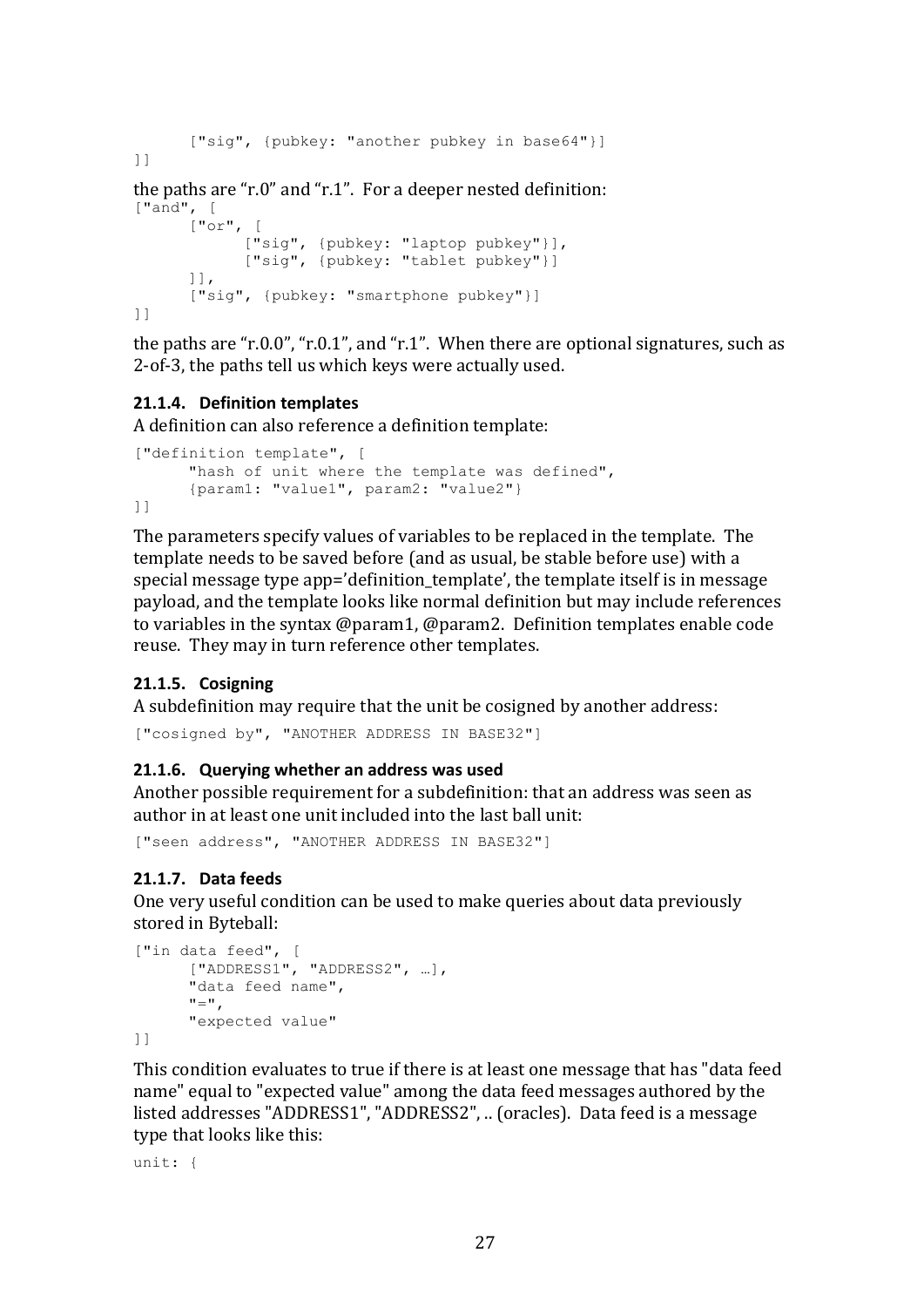```
      ["sig", {pubkey: "another pubkey in base64"}]
]]
```

the paths are "r.0" and "r.1". For a deeper nested definition:

```
["and", [
      ["or", [
            ["sig", {pubkey: "laptop pubkey"}],
            ["sig", {pubkey: "tablet pubkey"}]
      ]],
      ["sig", {pubkey: "smartphone pubkey"}]
]]
```

the paths are "r.0.0", "r.0.1", and "r.1". When there are optional signatures, such as 2-of-3, the paths tell us which keys were actually used.

#### 21.1.4. Definition templates

A definition can also reference a definition template:

```
["definition template", [
      "hash of unit where the template was defined",
      {param1: "value1", param2: "value2"}
]]
```

The parameters specify values of variables to be replaced in the template. The template needs to be saved before (and as usual, be stable before use) with a special message type app='definition_template', the template itself is in message payload, and the template looks like normal definition but may include references to variables in the syntax @param1, @param2. Definition templates enable code reuse. They may in turn reference other templates.

#### 21.1.5. Cosigning

A subdefinition may require that the unit be cosigned by another address:

```
["cosigned by", "ANOTHER ADDRESS IN BASE32"]
```

#### 21.1.6. Querying whether an address was used

Another possible requirement for a subdefinition: that an address was seen as author in at least one unit included into the last ball unit:

```
["seen address", "ANOTHER ADDRESS IN BASE32"]
```

#### 21.1.7. Data feeds

One very useful condition can be used to make queries about data previously stored in Byteball:

```
["in data feed", [
      ["ADDRESS1", "ADDRESS2", …],
      "data feed name",
      "=",
      "expected value"
]]
```

This condition evaluates to true if there is at least one message that has "data feed name" equal to "expected value" among the data feed messages authored by the listed addresses "ADDRESS1", "ADDRESS2", .. (oracles). Data feed is a message type that looks like this:

```
unit: {
```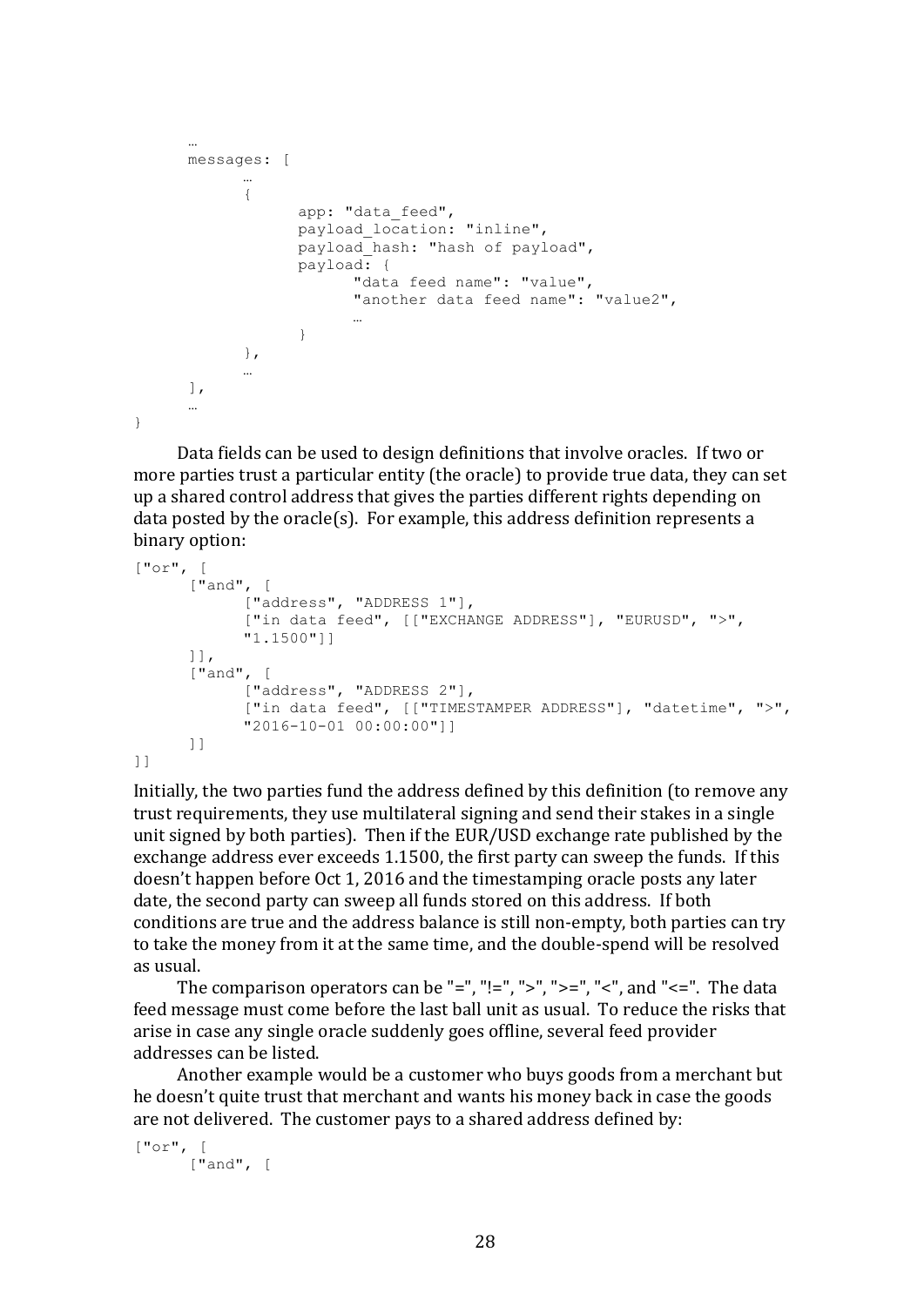```
	…
	messages: [
		…
		{
			app: "data_feed",
			payload_location: "inline",
			payload_hash: "hash of payload",
			payload: {
				"data feed name": "value",
				"another data feed name": "value2",
				…
			}
		},
		…
	],
	…
}
```

Data fields can be used to design definitions that involve oracles. If two or more parties trust a particular entity (the oracle) to provide true data, they can set up a shared control address that gives the parties different rights depending on data posted by the oracle(s). For example, this address definition represents a binary option:

```
["or", [
	["and", [
		["address", "ADDRESS 1"],
		["in data feed", [["EXCHANGE ADDRESS"], "EURUSD", ">",
		"1.1500"]]
	]],
	["and", [
		["address", "ADDRESS 2"],
		["in data feed", [["TIMESTAMPER ADDRESS"], "datetime", ">",
		"2016-10-01 00:00:00"]]
	]]
]]
```

Initially, the two parties fund the address defined by this definition (to remove any trust requirements, they use multilateral signing and send their stakes in a single unit signed by both parties). Then if the EUR/USD exchange rate published by the exchange address ever exceeds 1.1500, the first party can sweep the funds. If this doesn't happen before Oct 1, 2016 and the timestamping oracle posts any later date, the second party can sweep all funds stored on this address. If both conditions are true and the address balance is still non-empty, both parties can try to take the money from it at the same time, and the double-spend will be resolved as usual.

The comparison operators can be "=", "!=", ">", ">=", "<", and "<=". The data feed message must come before the last ball unit as usual. To reduce the risks that arise in case any single oracle suddenly goes offline, several feed provider addresses can be listed.

Another example would be a customer who buys goods from a merchant but he doesn't quite trust that merchant and wants his money back in case the goods are not delivered. The customer pays to a shared address defined by:

```
["or", [
	["and", [
```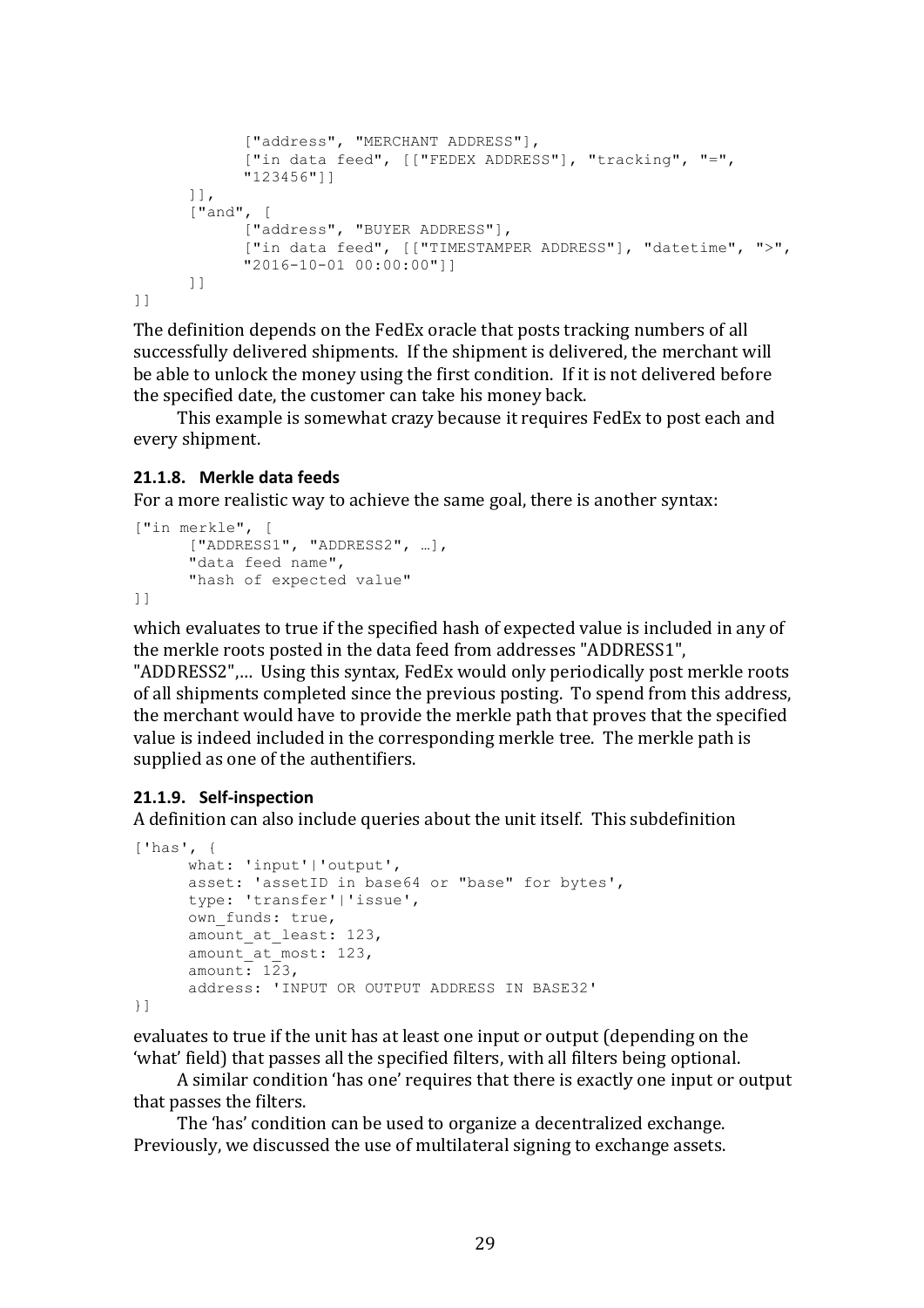```
            ["address", "MERCHANT ADDRESS"],
            ["in data feed", [["FEDEX ADDRESS"], "tracking", "=",
            "123456"]]
      ]],
      ["and", [
            ["address", "BUYER ADDRESS"],
            ["in data feed", [["TIMESTAMPER ADDRESS"], "datetime", ">",
            "2016-10-01 00:00:00"]]
      ]]
]]
```

The definition depends on the FedEx oracle that posts tracking numbers of all successfully delivered shipments. If the shipment is delivered, the merchant will be able to unlock the money using the first condition. If it is not delivered before the specified date, the customer can take his money back.

This example is somewhat crazy because it requires FedEx to post each and every shipment.

### 21.1.8. Merkle data feeds

For a more realistic way to achieve the same goal, there is another syntax:

```
["in merkle", [
      ["ADDRESS1", "ADDRESS2", …],
      "data feed name",
      "hash of expected value"
]]
```

which evaluates to true if the specified hash of expected value is included in any of the merkle roots posted in the data feed from addresses "ADDRESS1", "ADDRESS2",… Using this syntax, FedEx would only periodically post merkle roots of all shipments completed since the previous posting. To spend from this address, the merchant would have to provide the merkle path that proves that the specified value is indeed included in the corresponding merkle tree. The merkle path is supplied as one of the authentifiers.

### 21.1.9. Self-inspection

A definition can also include queries about the unit itself. This subdefinition

```
['has', {
      what: 'input'|'output',
      asset: 'assetID in base64 or "base" for bytes',
      type: 'transfer'|'issue',
      own_funds: true,
      amount_at_least: 123,
      amount_at_most: 123,
      amount: 123,
      address: 'INPUT OR OUTPUT ADDRESS IN BASE32'
}]
```

evaluates to true if the unit has at least one input or output (depending on the 'what' field) that passes all the specified filters, with all filters being optional.

A similar condition 'has one' requires that there is exactly one input or output that passes the filters.

The 'has' condition can be used to organize a decentralized exchange. Previously, we discussed the use of multilateral signing to exchange assets.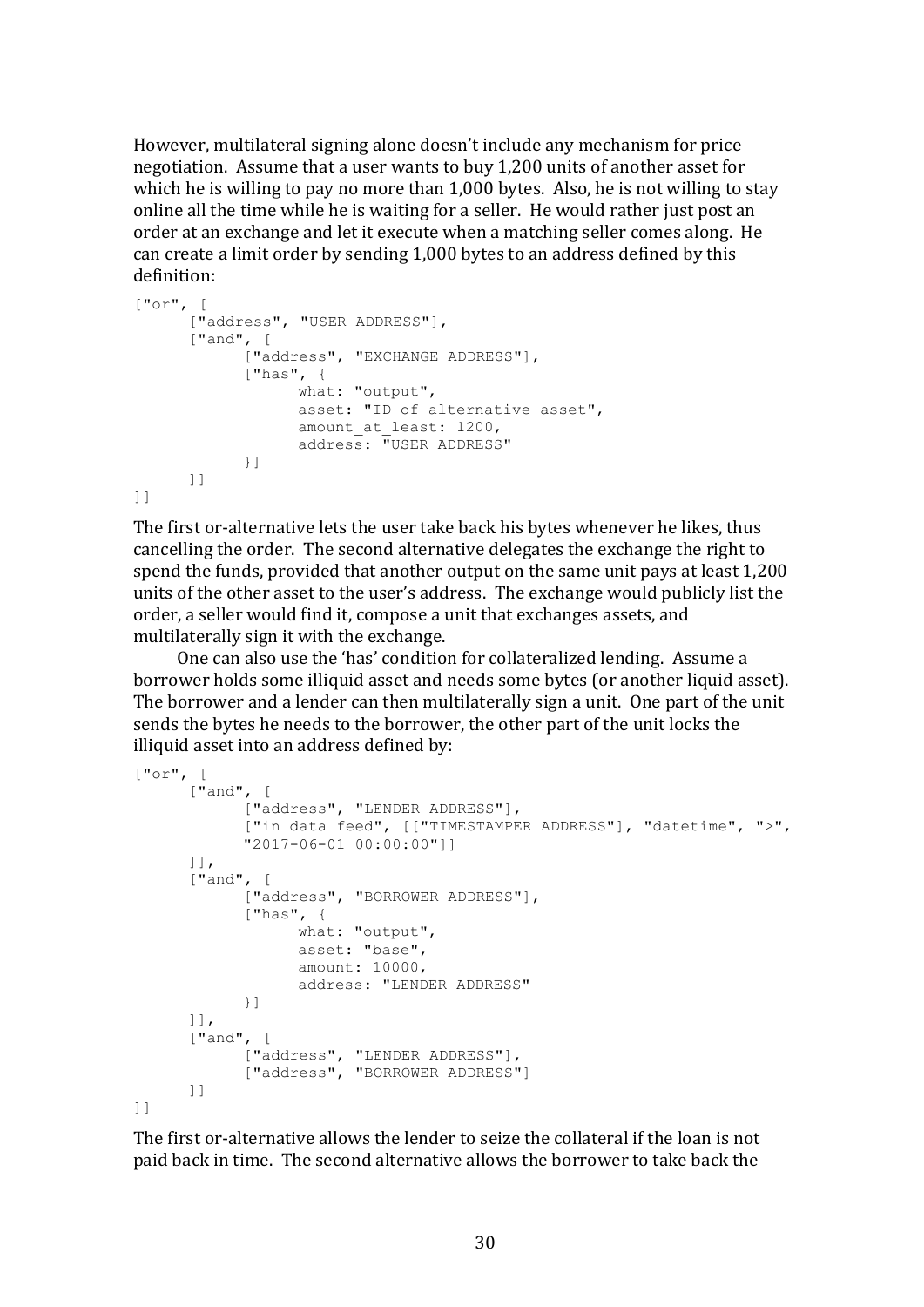However, multilateral signing alone doesn't include any mechanism for price negotiation. Assume that a user wants to buy 1,200 units of another asset for which he is willing to pay no more than 1,000 bytes. Also, he is not willing to stay online all the time while he is waiting for a seller. He would rather just post an order at an exchange and let it execute when a matching seller comes along. He can create a limit order by sending 1,000 bytes to an address defined by this definition:

```
["or", [
      ["address", "USER ADDRESS"],
      ["and", [
            ["address", "EXCHANGE ADDRESS"],
            ["has", {
                  what: "output",
                  asset: "ID of alternative asset",
                  amount_at_least: 1200,
                  address: "USER ADDRESS"
            }]
      ]]
]]
```

The first or-alternative lets the user take back his bytes whenever he likes, thus cancelling the order. The second alternative delegates the exchange the right to spend the funds, provided that another output on the same unit pays at least 1,200 units of the other asset to the user's address. The exchange would publicly list the order, a seller would find it, compose a unit that exchanges assets, and multilaterally sign it with the exchange.

One can also use the 'has' condition for collateralized lending. Assume a borrower holds some illiquid asset and needs some bytes (or another liquid asset). The borrower and a lender can then multilaterally sign a unit. One part of the unit sends the bytes he needs to the borrower, the other part of the unit locks the illiquid asset into an address defined by:

```
["or", [
      ["and", [
            ["address", "LENDER ADDRESS"],
            ["in data feed", [["TIMESTAMPER ADDRESS"], "datetime", ">",
            "2017-06-01 00:00:00"]]
      ]],
      ["and", [
            ["address", "BORROWER ADDRESS"],
            ["has", {
                  what: "output",
                  asset: "base",
                  amount: 10000,
                  address: "LENDER ADDRESS"
            }]
      ]],
      ["and", [
            ["address", "LENDER ADDRESS"],
            ["address", "BORROWER ADDRESS"]
      ]]
]]
```

The first or-alternative allows the lender to seize the collateral if the loan is not paid back in time. The second alternative allows the borrower to take back the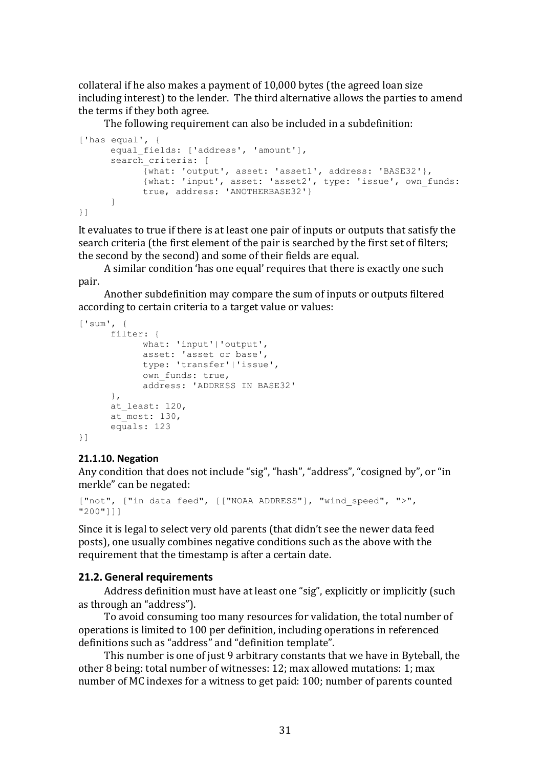collateral if he also makes a payment of 10,000 bytes (the agreed loan size including interest) to the lender. The third alternative allows the parties to amend the terms if they both agree.

The following requirement can also be included in a subdefinition:

```
['has equal', {
      equal_fields: ['address', 'amount'],
      search_criteria: [
            {what: 'output', asset: 'asset1', address: 'BASE32'},
            {what: 'input', asset: 'asset2', type: 'issue', own_funds:
            true, address: 'ANOTHERBASE32'}
      ]
}]
```

It evaluates to true if there is at least one pair of inputs or outputs that satisfy the search criteria (the first element of the pair is searched by the first set of filters; the second by the second) and some of their fields are equal.

A similar condition 'has one equal' requires that there is exactly one such pair.

Another subdefinition may compare the sum of inputs or outputs filtered according to certain criteria to a target value or values:

```
['sum', {
      filter: {
            what: 'input'|'output',
            asset: 'asset or base',
            type: 'transfer'|'issue',
            own_funds: true,
            address: 'ADDRESS IN BASE32'
      },
      at_least: 120,
      at_most: 130,
      equals: 123
}]
```

#### 21.1.10. Negation

Any condition that does not include "sig", "hash", "address", "cosigned by", or "in merkle" can be negated:

```
["not", ["in data feed", [["NOAA ADDRESS"], "wind_speed", ">",
"200"]]]
```

Since it is legal to select very old parents (that didn't see the newer data feed posts), one usually combines negative conditions such as the above with the requirement that the timestamp is after a certain date.

### 21.2. General requirements

Address definition must have at least one "sig", explicitly or implicitly (such as through an "address").

To avoid consuming too many resources for validation, the total number of operations is limited to 100 per definition, including operations in referenced definitions such as "address" and "definition template".

This number is one of just 9 arbitrary constants that we have in Byteball, the other 8 being: total number of witnesses: 12; max allowed mutations: 1; max number of MC indexes for a witness to get paid: 100; number of parents counted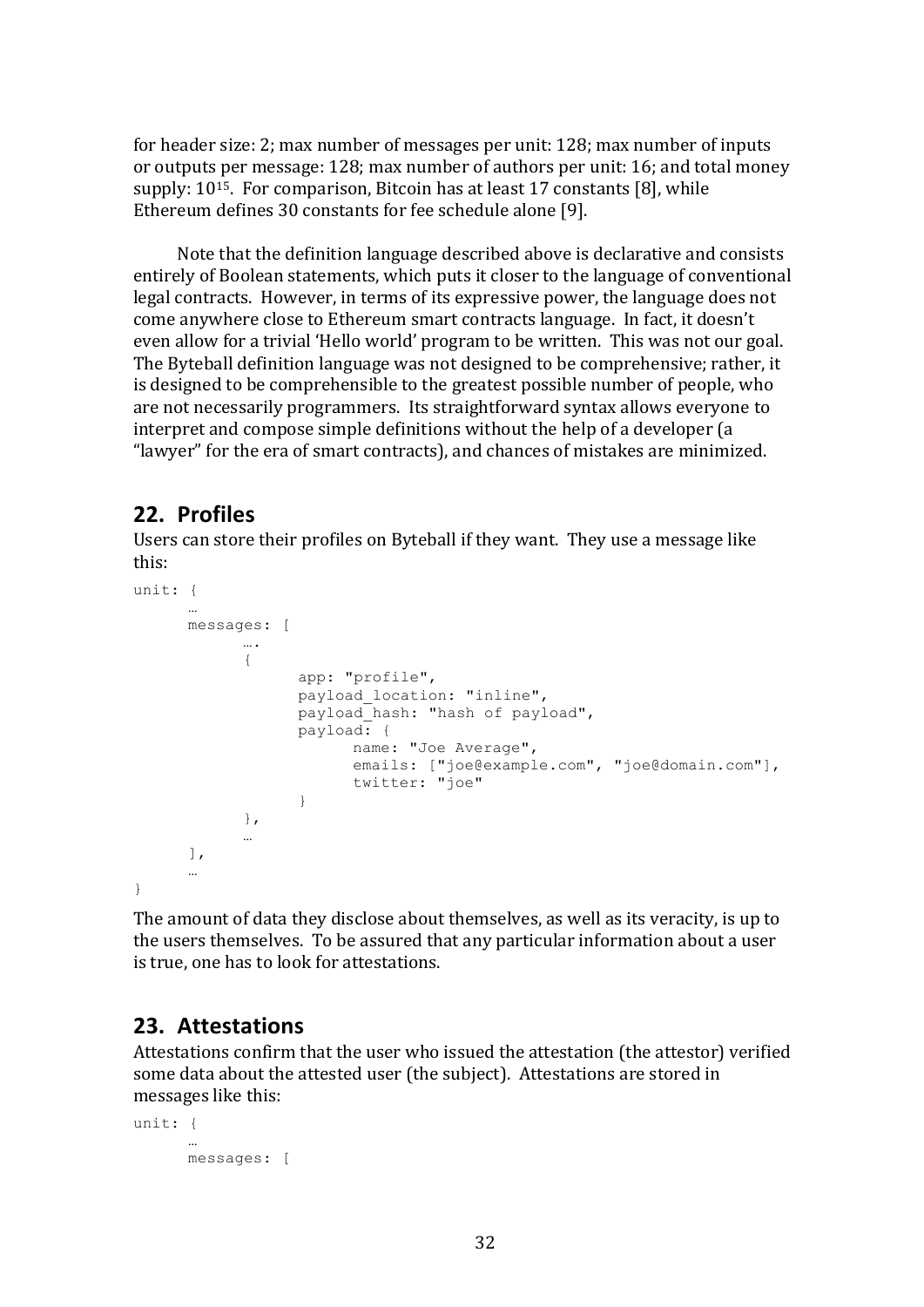for header size: 2; max number of messages per unit: 128; max number of inputs or outputs per message: 128; max number of authors per unit: 16; and total money supply: $10^{15}$. For comparison, Bitcoin has at least 17 constants [8], while Ethereum defines 30 constants for fee schedule alone [9].

Note that the definition language described above is declarative and consists entirely of Boolean statements, which puts it closer to the language of conventional legal contracts. However, in terms of its expressive power, the language does not come anywhere close to Ethereum smart contracts language. In fact, it doesn't even allow for a trivial 'Hello world' program to be written. This was not our goal. The Byteball definition language was not designed to be comprehensive; rather, it is designed to be comprehensible to the greatest possible number of people, who are not necessarily programmers. Its straightforward syntax allows everyone to interpret and compose simple definitions without the help of a developer (a "lawyer" for the era of smart contracts), and chances of mistakes are minimized.

## 22. Profiles

Users can store their profiles on Byteball if they want. They use a message like this:

```
unit: {
      …
      messages: [
            ….
            {
                  app: "profile",
                  payload_location: "inline",
                  payload_hash: "hash of payload",
                  payload: {
                        name: "Joe Average",
                        emails: ["joe@example.com", "joe@domain.com"],
                        twitter: "joe"
                  }
            },
            …
      ],
      …
}
```

The amount of data they disclose about themselves, as well as its veracity, is up to the users themselves. To be assured that any particular information about a user is true, one has to look for attestations.

## 23. Attestations

Attestations confirm that the user who issued the attestation (the attestor) verified some data about the attested user (the subject). Attestations are stored in messages like this:

```
unit: {
      …
      messages: [
```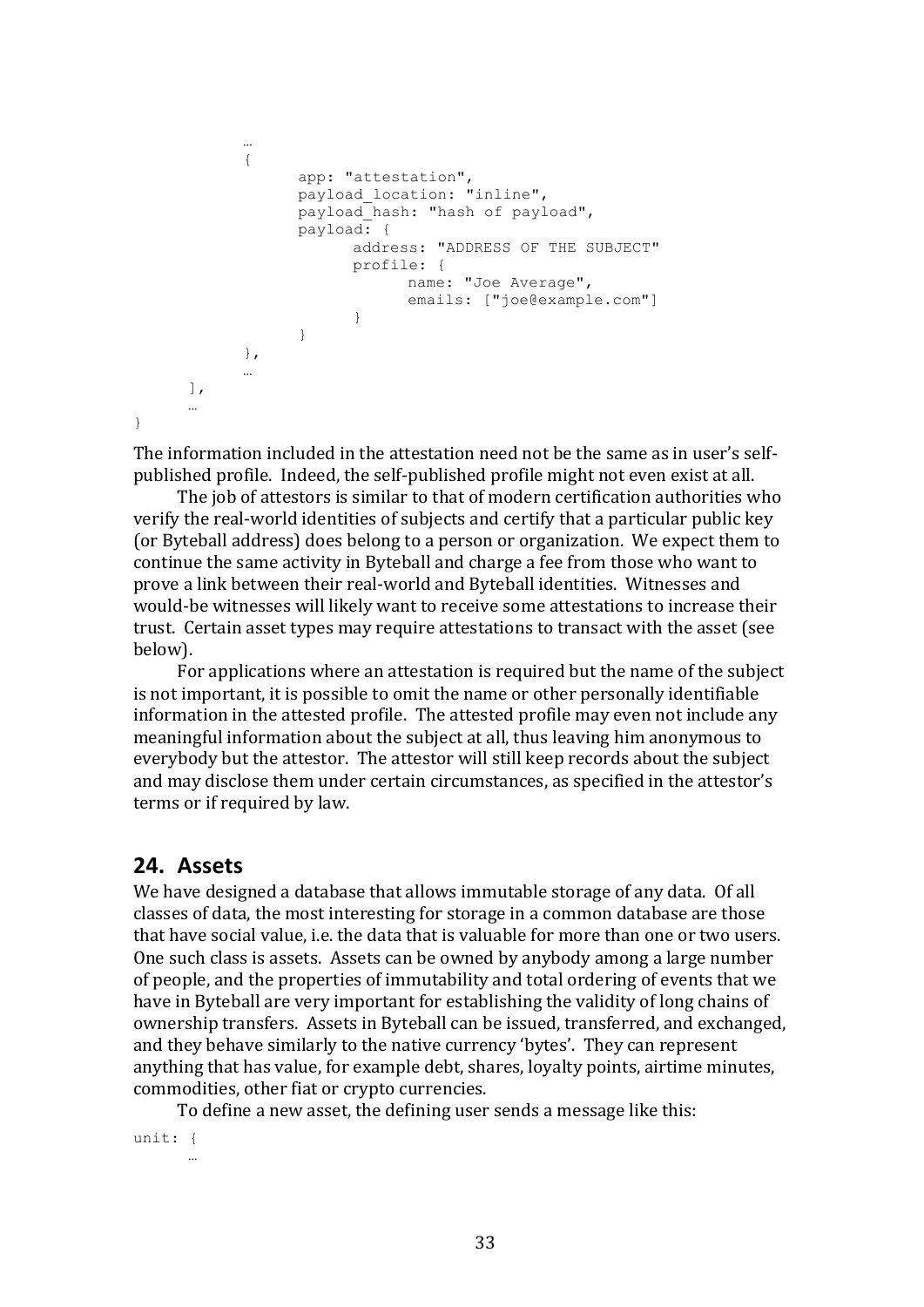```
			…
			{
				app: "attestation",
				payload_location: "inline",
				payload_hash: "hash of payload",
				payload: {
					address: "ADDRESS OF THE SUBJECT"
					profile: {
						name: "Joe Average",
						emails: ["joe@example.com"]
					}
				}
			},
			…
		],
		…
}
```

The information included in the attestation need not be the same as in user's self-published profile. Indeed, the self-published profile might not even exist at all.

The job of attestors is similar to that of modern certification authorities who verify the real-world identities of subjects and certify that a particular public key (or Byteball address) does belong to a person or organization. We expect them to continue the same activity in Byteball and charge a fee from those who want to prove a link between their real-world and Byteball identities. Witnesses and would-be witnesses will likely want to receive some attestations to increase their trust. Certain asset types may require attestations to transact with the asset (see below).

For applications where an attestation is required but the name of the subject is not important, it is possible to omit the name or other personally identifiable information in the attested profile. The attested profile may even not include any meaningful information about the subject at all, thus leaving him anonymous to everybody but the attestor. The attestor will still keep records about the subject and may disclose them under certain circumstances, as specified in the attestor's terms or if required by law.

## 24. Assets

We have designed a database that allows immutable storage of any data. Of all classes of data, the most interesting for storage in a common database are those that have social value, i.e. the data that is valuable for more than one or two users. One such class is assets. Assets can be owned by anybody among a large number of people, and the properties of immutability and total ordering of events that we have in Byteball are very important for establishing the validity of long chains of ownership transfers. Assets in Byteball can be issued, transferred, and exchanged, and they behave similarly to the native currency 'bytes'. They can represent anything that has value, for example debt, shares, loyalty points, airtime minutes, commodities, other fiat or crypto currencies.

To define a new asset, the defining user sends a message like this:

```
unit: {
	…
```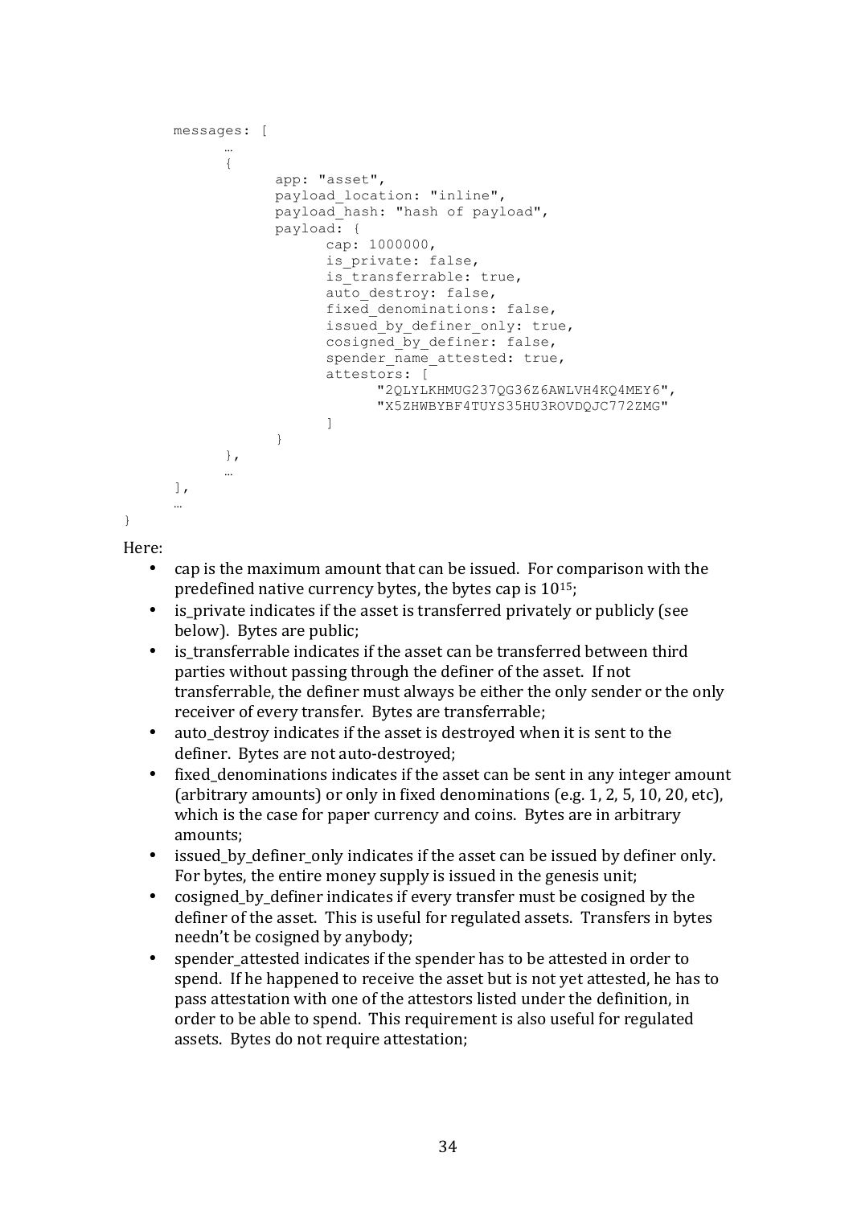```
	messages: [
		…
		{
			app: "asset",
			payload_location: "inline",
			payload_hash: "hash of payload",
			payload: {
				cap: 1000000,
				is_private: false,
				is_transferrable: true,
				auto_destroy: false,
				fixed_denominations: false,
				issued_by_definer_only: true,
				cosigned_by_definer: false,
				spender_name_attested: true,
				attestors: [
					"2QLYLKHMUG237QG36Z6AWLVH4KQ4MEY6",
					"X5ZHWBYBF4TUYS35HU3ROVDQJC772ZMG"
				]
			}
		},
		…
	],
	…
}
```

Here:

- cap is the maximum amount that can be issued. For comparison with the predefined native currency bytes, the bytes cap is $10^{15}$;
- is_private indicates if the asset is transferred privately or publicly (see below). Bytes are public;
- is_transferrable indicates if the asset can be transferred between third parties without passing through the definer of the asset. If not transferrable, the definer must always be either the only sender or the only receiver of every transfer. Bytes are transferrable;
- auto_destroy indicates if the asset is destroyed when it is sent to the definer. Bytes are not auto-destroyed;
- fixed_denominations indicates if the asset can be sent in any integer amount (arbitrary amounts) or only in fixed denominations (e.g. 1, 2, 5, 10, 20, etc), which is the case for paper currency and coins. Bytes are in arbitrary amounts;
- issued_by_definer_only indicates if the asset can be issued by definer only. For bytes, the entire money supply is issued in the genesis unit;
- cosigned_by_definer indicates if every transfer must be cosigned by the definer of the asset. This is useful for regulated assets. Transfers in bytes needn't be cosigned by anybody;
- spender_attested indicates if the spender has to be attested in order to spend. If he happened to receive the asset but is not yet attested, he has to pass attestation with one of the attestors listed under the definition, in order to be able to spend. This requirement is also useful for regulated assets. Bytes do not require attestation;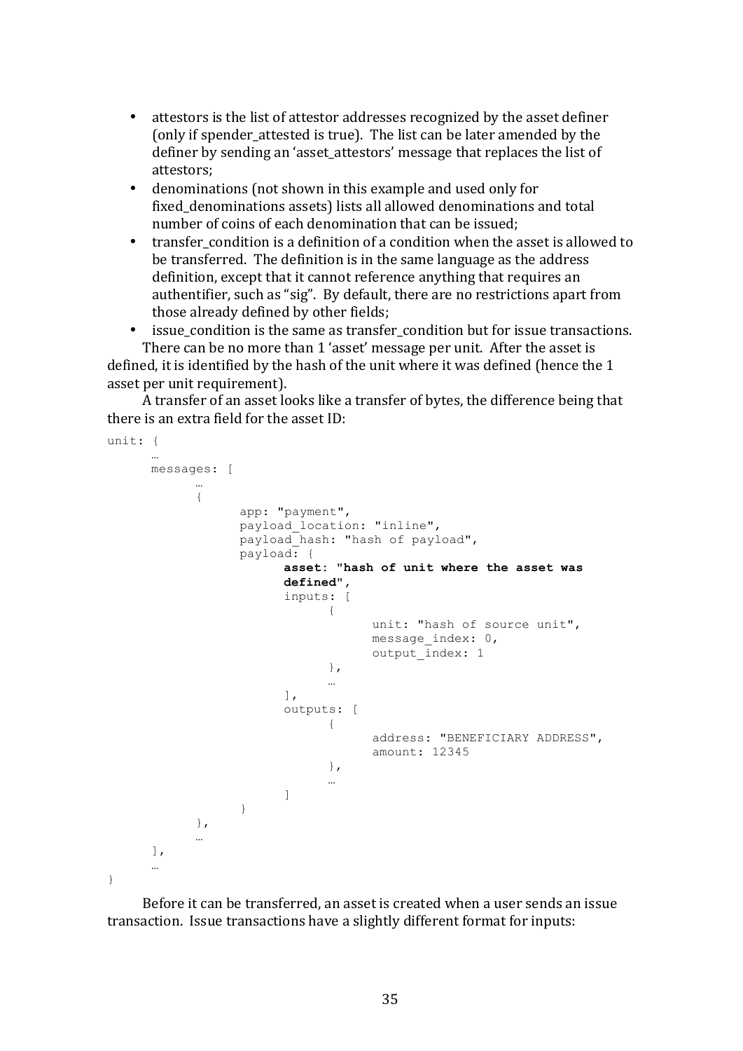- attestors is the list of attestor addresses recognized by the asset definer (only if spender_attested is true). The list can be later amended by the definer by sending an 'asset_attestors' message that replaces the list of attestors;
- denominations (not shown in this example and used only for fixed_denominations assets) lists all allowed denominations and total number of coins of each denomination that can be issued;
- transfer_condition is a definition of a condition when the asset is allowed to be transferred. The definition is in the same language as the address definition, except that it cannot reference anything that requires an authentifier, such as "sig". By default, there are no restrictions apart from those already defined by other fields;
- issue_condition is the same as transfer_condition but for issue transactions.

There can be no more than 1 'asset' message per unit. After the asset is defined, it is identified by the hash of the unit where it was defined (hence the 1 asset per unit requirement).

A transfer of an asset looks like a transfer of bytes, the difference being that there is an extra field for the asset ID:

```
unit: {
      …
      messages: [
            …
            {
                  app: "payment",
                  payload_location: "inline",
                  payload_hash: "hash of payload",
                  payload: {
                        asset: "hash of unit where the asset was
                        defined",
                        inputs: [
                              {
                                    unit: "hash of source unit",
                                    message_index: 0,
                                    output_index: 1
                              },
                              …
                        ],
                        outputs: [
                              {
                                    address: "BENEFICIARY ADDRESS",
                                    amount: 12345
                              },
                              …
                        ]
                  }
            },
            …
      ],
      …
}
```

Before it can be transferred, an asset is created when a user sends an issue transaction. Issue transactions have a slightly different format for inputs: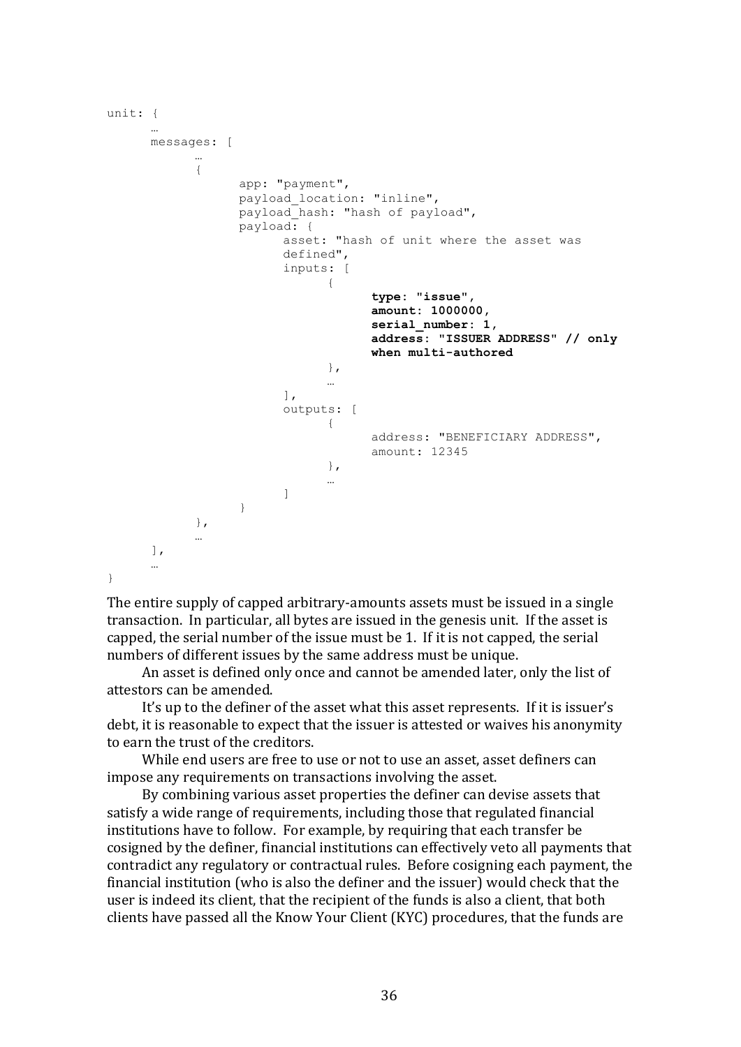```
unit: {
      …
      messages: [
            …
            {
                  app: "payment",
                  payload_location: "inline",
                  payload_hash: "hash of payload",
                  payload: {
                        asset: "hash of unit where the asset was
                        defined",
                        inputs: [
                              {
                                    type: "issue",
                                    amount: 1000000,
                                    serial_number: 1,
                                    address: "ISSUER ADDRESS" // only
                                    when multi-authored
                              },
                              …
                        ],
                        outputs: [
                              {
                                    address: "BENEFICIARY ADDRESS",
                                    amount: 12345
                              },
                              …
                        ]
                  }
            },
            …
      ],
      …
}
```

The entire supply of capped arbitrary-amounts assets must be issued in a single transaction. In particular, all bytes are issued in the genesis unit. If the asset is capped, the serial number of the issue must be 1. If it is not capped, the serial numbers of different issues by the same address must be unique.

An asset is defined only once and cannot be amended later, only the list of attestors can be amended.

It's up to the definer of the asset what this asset represents. If it is issuer's debt, it is reasonable to expect that the issuer is attested or waives his anonymity to earn the trust of the creditors.

While end users are free to use or not to use an asset, asset definers can impose any requirements on transactions involving the asset.

By combining various asset properties the definer can devise assets that satisfy a wide range of requirements, including those that regulated financial institutions have to follow. For example, by requiring that each transfer be cosigned by the definer, financial institutions can effectively veto all payments that contradict any regulatory or contractual rules. Before cosigning each payment, the financial institution (who is also the definer and the issuer) would check that the user is indeed its client, that the recipient of the funds is also a client, that both clients have passed all the Know Your Client (KYC) procedures, that the funds are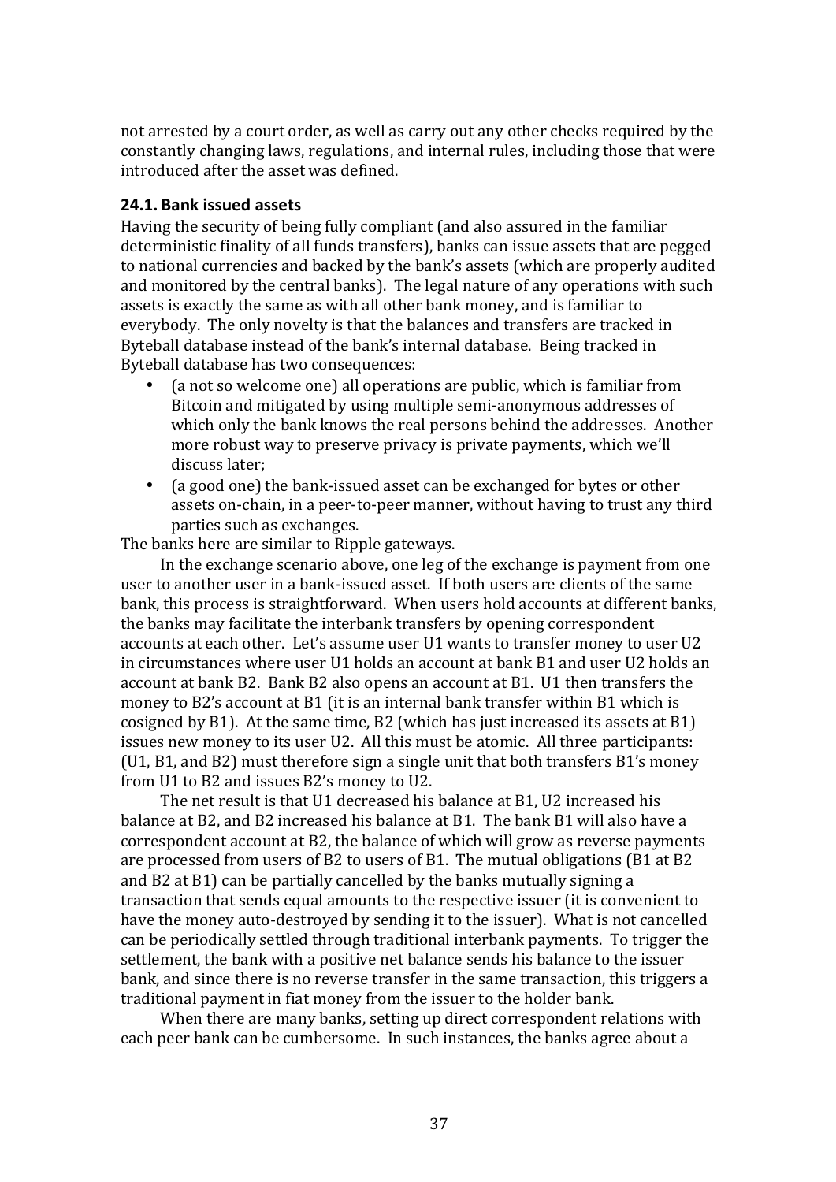not arrested by a court order, as well as carry out any other checks required by the constantly changing laws, regulations, and internal rules, including those that were introduced after the asset was defined.

### 24.1. Bank issued assets

Having the security of being fully compliant (and also assured in the familiar deterministic finality of all funds transfers), banks can issue assets that are pegged to national currencies and backed by the bank's assets (which are properly audited and monitored by the central banks). The legal nature of any operations with such assets is exactly the same as with all other bank money, and is familiar to everybody. The only novelty is that the balances and transfers are tracked in Byteball database instead of the bank's internal database. Being tracked in Byteball database has two consequences:

- (a not so welcome one) all operations are public, which is familiar from Bitcoin and mitigated by using multiple semi-anonymous addresses of which only the bank knows the real persons behind the addresses. Another more robust way to preserve privacy is private payments, which we'll discuss later;
- (a good one) the bank-issued asset can be exchanged for bytes or other assets on-chain, in a peer-to-peer manner, without having to trust any third parties such as exchanges.

The banks here are similar to Ripple gateways.

In the exchange scenario above, one leg of the exchange is payment from one user to another user in a bank-issued asset. If both users are clients of the same bank, this process is straightforward. When users hold accounts at different banks, the banks may facilitate the interbank transfers by opening correspondent accounts at each other. Let's assume user U1 wants to transfer money to user U2 in circumstances where user U1 holds an account at bank B1 and user U2 holds an account at bank B2. Bank B2 also opens an account at B1. U1 then transfers the money to B2's account at B1 (it is an internal bank transfer within B1 which is cosigned by B1). At the same time, B2 (which has just increased its assets at B1) issues new money to its user U2. All this must be atomic. All three participants: (U1, B1, and B2) must therefore sign a single unit that both transfers B1's money from U1 to B2 and issues B2's money to U2.

The net result is that U1 decreased his balance at B1, U2 increased his balance at B2, and B2 increased his balance at B1. The bank B1 will also have a correspondent account at B2, the balance of which will grow as reverse payments are processed from users of B2 to users of B1. The mutual obligations (B1 at B2 and B2 at B1) can be partially cancelled by the banks mutually signing a transaction that sends equal amounts to the respective issuer (it is convenient to have the money auto-destroyed by sending it to the issuer). What is not cancelled can be periodically settled through traditional interbank payments. To trigger the settlement, the bank with a positive net balance sends his balance to the issuer bank, and since there is no reverse transfer in the same transaction, this triggers a traditional payment in fiat money from the issuer to the holder bank.

When there are many banks, setting up direct correspondent relations with each peer bank can be cumbersome. In such instances, the banks agree about a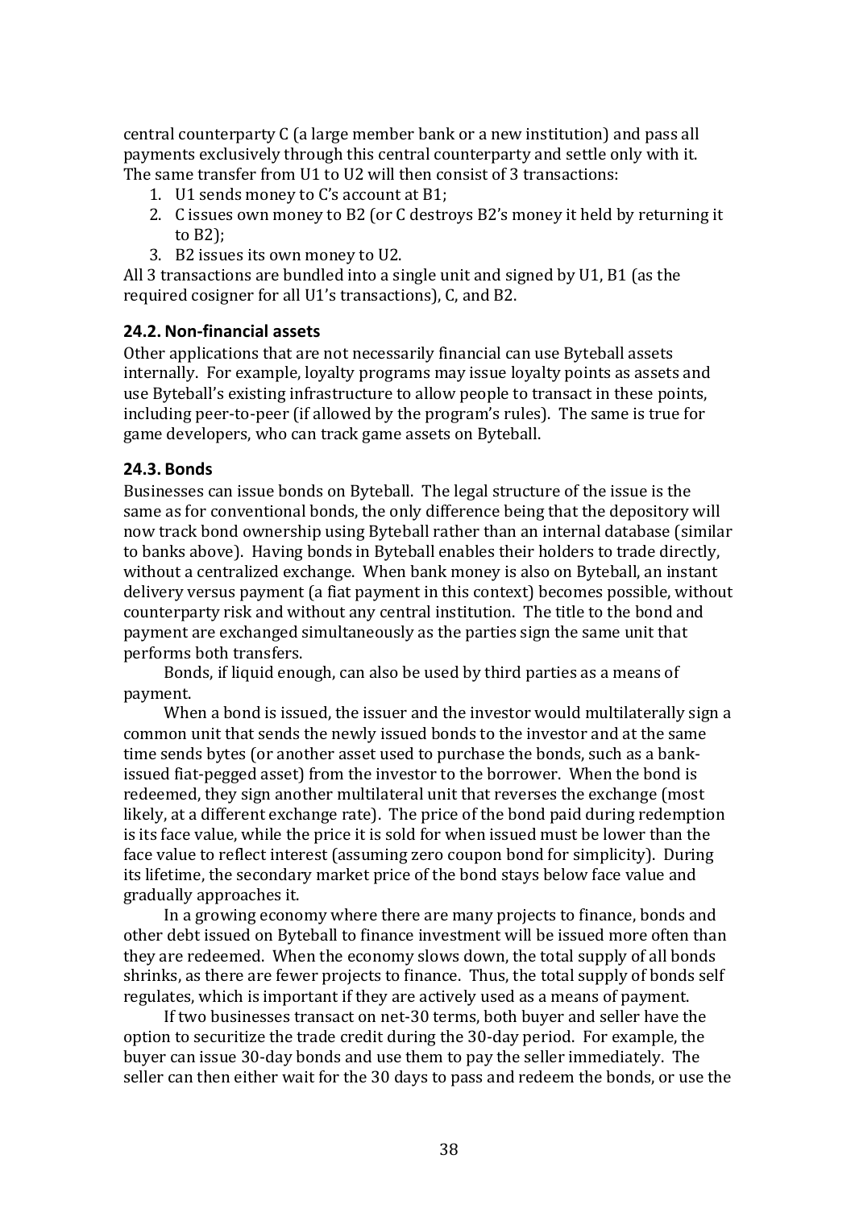central counterparty C (a large member bank or a new institution) and pass all payments exclusively through this central counterparty and settle only with it. The same transfer from U1 to U2 will then consist of 3 transactions:

1. U1 sends money to C's account at B1;
2. C issues own money to B2 (or C destroys B2's money it held by returning it to B2);
3. B2 issues its own money to U2.

All 3 transactions are bundled into a single unit and signed by U1, B1 (as the required cosigner for all U1's transactions), C, and B2.

### 24.2. Non-financial assets

Other applications that are not necessarily financial can use Byteball assets internally. For example, loyalty programs may issue loyalty points as assets and use Byteball's existing infrastructure to allow people to transact in these points, including peer-to-peer (if allowed by the program's rules). The same is true for game developers, who can track game assets on Byteball.

### 24.3. Bonds

Businesses can issue bonds on Byteball. The legal structure of the issue is the same as for conventional bonds, the only difference being that the depository will now track bond ownership using Byteball rather than an internal database (similar to banks above). Having bonds in Byteball enables their holders to trade directly, without a centralized exchange. When bank money is also on Byteball, an instant delivery versus payment (a fiat payment in this context) becomes possible, without counterparty risk and without any central institution. The title to the bond and payment are exchanged simultaneously as the parties sign the same unit that performs both transfers.

Bonds, if liquid enough, can also be used by third parties as a means of payment.

When a bond is issued, the issuer and the investor would multilaterally sign a common unit that sends the newly issued bonds to the investor and at the same time sends bytes (or another asset used to purchase the bonds, such as a bank-issued fiat-pegged asset) from the investor to the borrower. When the bond is redeemed, they sign another multilateral unit that reverses the exchange (most likely, at a different exchange rate). The price of the bond paid during redemption is its face value, while the price it is sold for when issued must be lower than the face value to reflect interest (assuming zero coupon bond for simplicity). During its lifetime, the secondary market price of the bond stays below face value and gradually approaches it.

In a growing economy where there are many projects to finance, bonds and other debt issued on Byteball to finance investment will be issued more often than they are redeemed. When the economy slows down, the total supply of all bonds shrinks, as there are fewer projects to finance. Thus, the total supply of bonds self regulates, which is important if they are actively used as a means of payment.

If two businesses transact on net-30 terms, both buyer and seller have the option to securitize the trade credit during the 30-day period. For example, the buyer can issue 30-day bonds and use them to pay the seller immediately. The seller can then either wait for the 30 days to pass and redeem the bonds, or use the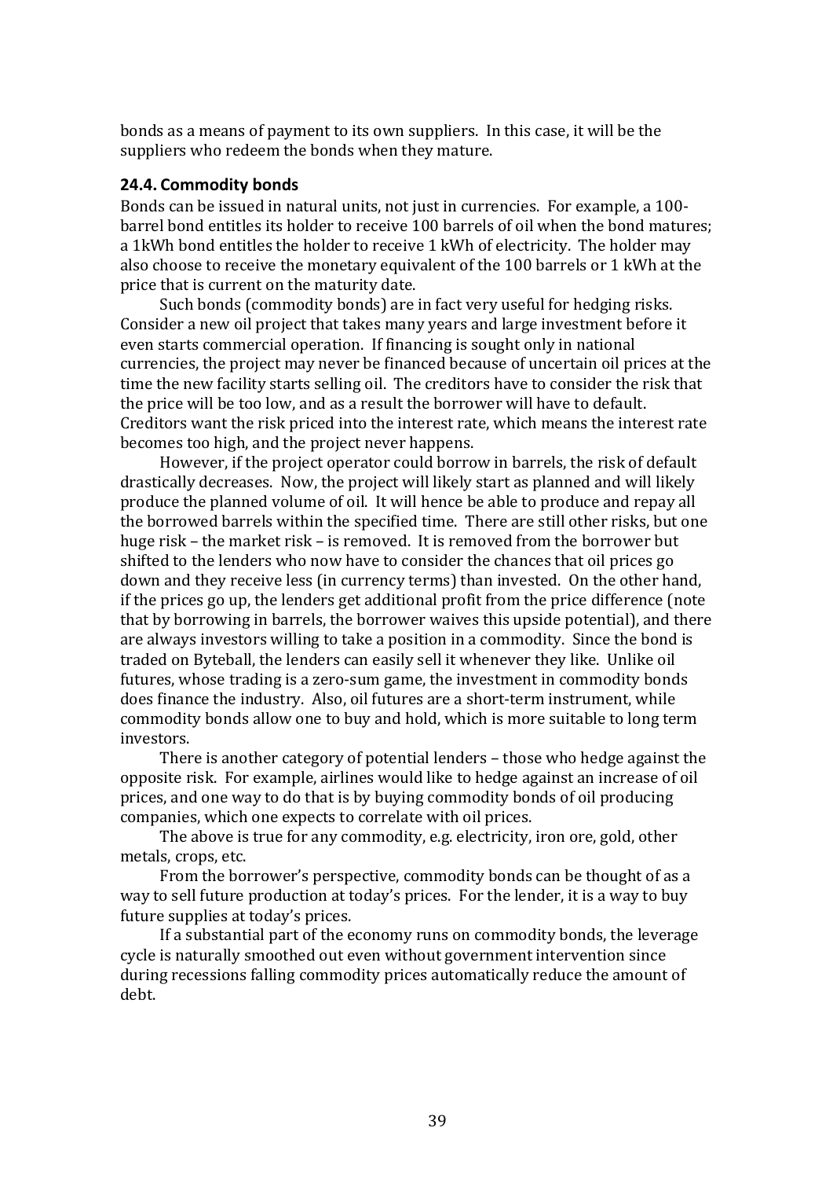bonds as a means of payment to its own suppliers. In this case, it will be the suppliers who redeem the bonds when they mature.

### 24.4. Commodity bonds

Bonds can be issued in natural units, not just in currencies. For example, a 100-barrel bond entitles its holder to receive 100 barrels of oil when the bond matures; a 1kWh bond entitles the holder to receive 1 kWh of electricity. The holder may also choose to receive the monetary equivalent of the 100 barrels or 1 kWh at the price that is current on the maturity date.

Such bonds (commodity bonds) are in fact very useful for hedging risks. Consider a new oil project that takes many years and large investment before it even starts commercial operation. If financing is sought only in national currencies, the project may never be financed because of uncertain oil prices at the time the new facility starts selling oil. The creditors have to consider the risk that the price will be too low, and as a result the borrower will have to default. Creditors want the risk priced into the interest rate, which means the interest rate becomes too high, and the project never happens.

However, if the project operator could borrow in barrels, the risk of default drastically decreases. Now, the project will likely start as planned and will likely produce the planned volume of oil. It will hence be able to produce and repay all the borrowed barrels within the specified time. There are still other risks, but one huge risk – the market risk – is removed. It is removed from the borrower but shifted to the lenders who now have to consider the chances that oil prices go down and they receive less (in currency terms) than invested. On the other hand, if the prices go up, the lenders get additional profit from the price difference (note that by borrowing in barrels, the borrower waives this upside potential), and there are always investors willing to take a position in a commodity. Since the bond is traded on Byteball, the lenders can easily sell it whenever they like. Unlike oil futures, whose trading is a zero-sum game, the investment in commodity bonds does finance the industry. Also, oil futures are a short-term instrument, while commodity bonds allow one to buy and hold, which is more suitable to long term investors.

There is another category of potential lenders – those who hedge against the opposite risk. For example, airlines would like to hedge against an increase of oil prices, and one way to do that is by buying commodity bonds of oil producing companies, which one expects to correlate with oil prices.

The above is true for any commodity, e.g. electricity, iron ore, gold, other metals, crops, etc.

From the borrower's perspective, commodity bonds can be thought of as a way to sell future production at today's prices. For the lender, it is a way to buy future supplies at today's prices.

If a substantial part of the economy runs on commodity bonds, the leverage cycle is naturally smoothed out even without government intervention since during recessions falling commodity prices automatically reduce the amount of debt.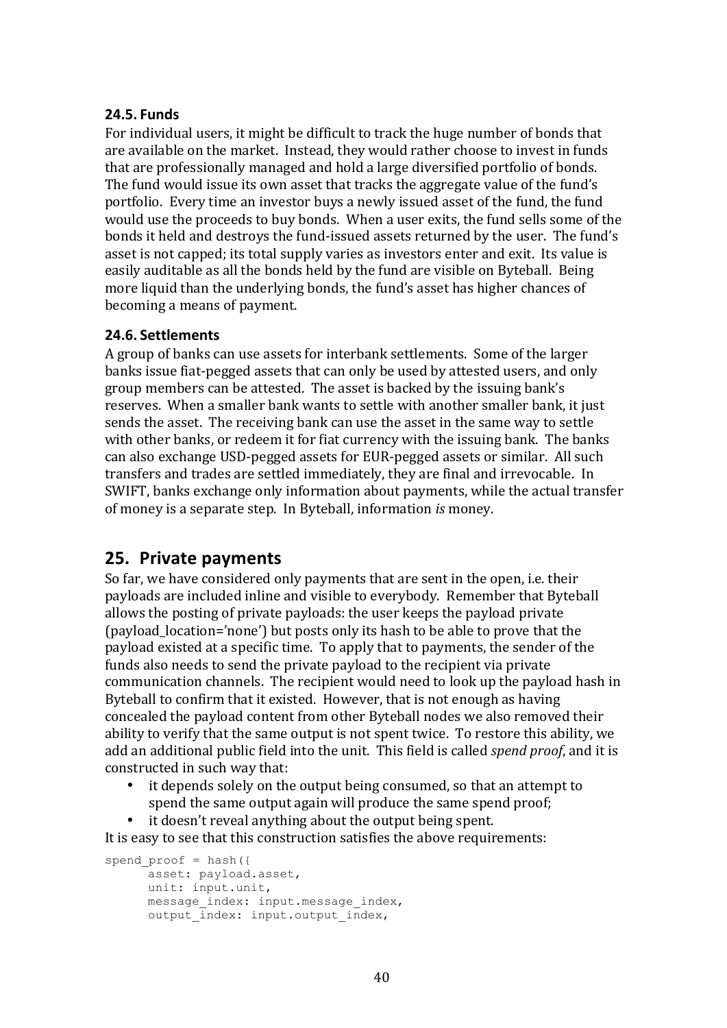### 24.5. Funds

For individual users, it might be difficult to track the huge number of bonds that are available on the market. Instead, they would rather choose to invest in funds that are professionally managed and hold a large diversified portfolio of bonds. The fund would issue its own asset that tracks the aggregate value of the fund's portfolio. Every time an investor buys a newly issued asset of the fund, the fund would use the proceeds to buy bonds. When a user exits, the fund sells some of the bonds it held and destroys the fund-issued assets returned by the user. The fund's asset is not capped; its total supply varies as investors enter and exit. Its value is easily auditable as all the bonds held by the fund are visible on Byteball. Being more liquid than the underlying bonds, the fund's asset has higher chances of becoming a means of payment.

### 24.6. Settlements

A group of banks can use assets for interbank settlements. Some of the larger banks issue fiat-pegged assets that can only be used by attested users, and only group members can be attested. The asset is backed by the issuing bank's reserves. When a smaller bank wants to settle with another smaller bank, it just sends the asset. The receiving bank can use the asset in the same way to settle with other banks, or redeem it for fiat currency with the issuing bank. The banks can also exchange USD-pegged assets for EUR-pegged assets or similar. All such transfers and trades are settled immediately, they are final and irrevocable. In SWIFT, banks exchange only information about payments, while the actual transfer of money is a separate step. In Byteball, information *is* money.

## 25. Private payments

So far, we have considered only payments that are sent in the open, i.e. their payloads are included inline and visible to everybody. Remember that Byteball allows the posting of private payloads: the user keeps the payload private (payload_location='none') but posts only its hash to be able to prove that the payload existed at a specific time. To apply that to payments, the sender of the funds also needs to send the private payload to the recipient via private communication channels. The recipient would need to look up the payload hash in Byteball to confirm that it existed. However, that is not enough as having concealed the payload content from other Byteball nodes we also removed their ability to verify that the same output is not spent twice. To restore this ability, we add an additional public field into the unit. This field is called *spend proof*, and it is constructed in such way that:

- it depends solely on the output being consumed, so that an attempt to spend the same output again will produce the same spend proof;
- it doesn't reveal anything about the output being spent.

It is easy to see that this construction satisfies the above requirements:

```
spend_proof = hash({
      asset: payload.asset,
      unit: input.unit,
      message_index: input.message_index,
      output_index: input.output_index,
```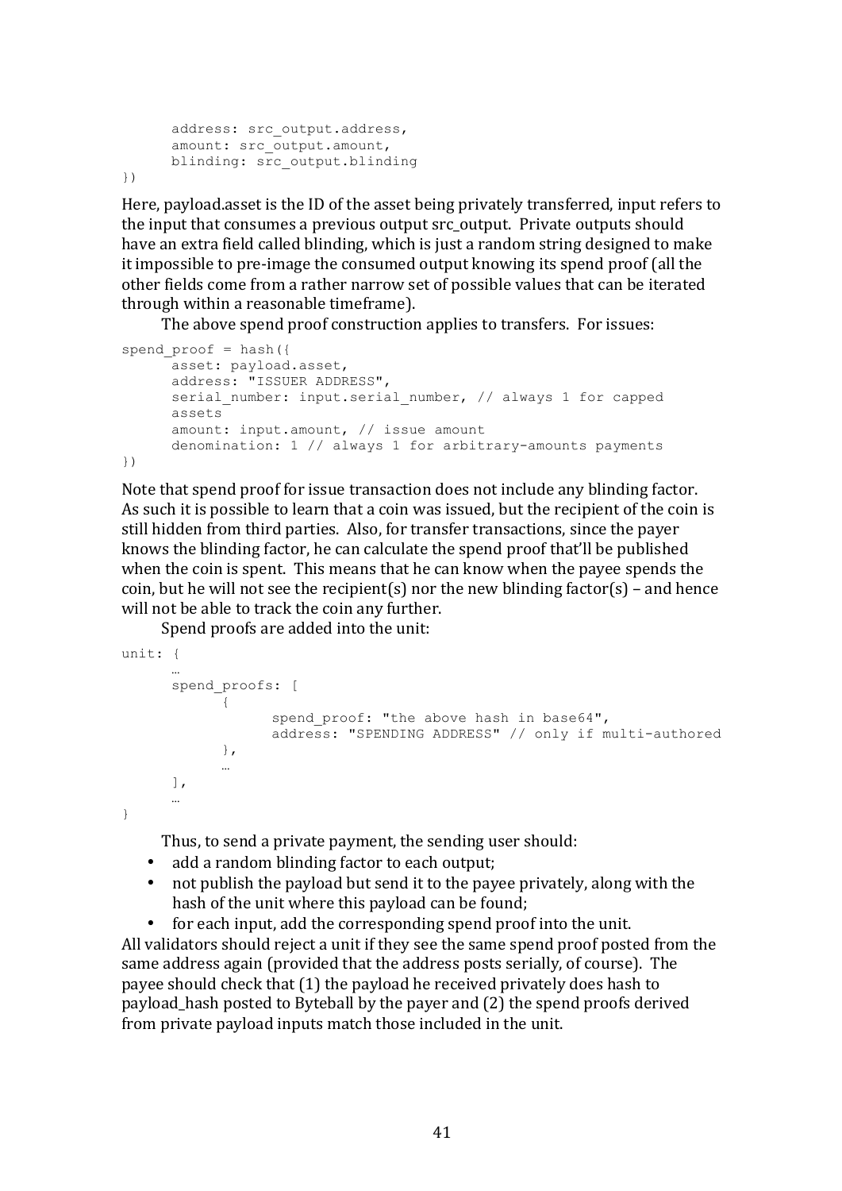```
      address: src_output.address,
      amount: src_output.amount,
      blinding: src_output.blinding
})
```

Here, payload.asset is the ID of the asset being privately transferred, input refers to the input that consumes a previous output src_output. Private outputs should have an extra field called blinding, which is just a random string designed to make it impossible to pre-image the consumed output knowing its spend proof (all the other fields come from a rather narrow set of possible values that can be iterated through within a reasonable timeframe).

The above spend proof construction applies to transfers. For issues:

```
spend_proof = hash({
      asset: payload.asset,
      address: "ISSUER ADDRESS",
      serial_number: input.serial_number, // always 1 for capped
      assets
      amount: input.amount, // issue amount
      denomination: 1 // always 1 for arbitrary-amounts payments
})
```

Note that spend proof for issue transaction does not include any blinding factor. As such it is possible to learn that a coin was issued, but the recipient of the coin is still hidden from third parties. Also, for transfer transactions, since the payer knows the blinding factor, he can calculate the spend proof that'll be published when the coin is spent. This means that he can know when the payee spends the coin, but he will not see the recipient(s) nor the new blinding factor(s) – and hence will not be able to track the coin any further.

Spend proofs are added into the unit:

```
unit: {
      …
      spend_proofs: [
            {
                  spend_proof: "the above hash in base64",
                  address: "SPENDING ADDRESS" // only if multi-authored
            },
            …
      ],
      …
}
```

Thus, to send a private payment, the sending user should:

- add a random blinding factor to each output;
- not publish the payload but send it to the payee privately, along with the hash of the unit where this payload can be found;
- for each input, add the corresponding spend proof into the unit.

All validators should reject a unit if they see the same spend proof posted from the same address again (provided that the address posts serially, of course). The payee should check that (1) the payload he received privately does hash to payload_hash posted to Byteball by the payer and (2) the spend proofs derived from private payload inputs match those included in the unit.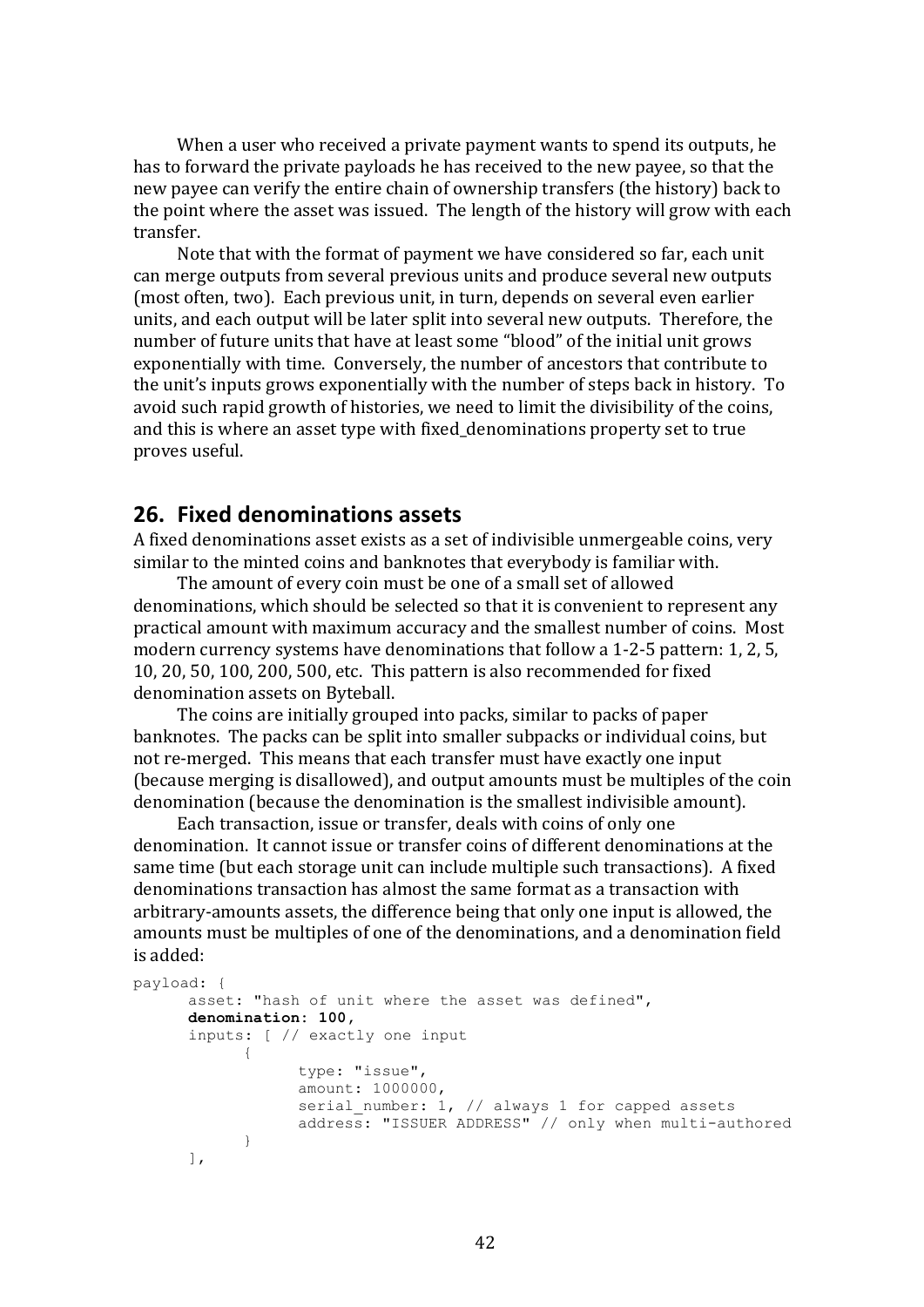When a user who received a private payment wants to spend its outputs, he has to forward the private payloads he has received to the new payee, so that the new payee can verify the entire chain of ownership transfers (the history) back to the point where the asset was issued. The length of the history will grow with each transfer.

Note that with the format of payment we have considered so far, each unit can merge outputs from several previous units and produce several new outputs (most often, two). Each previous unit, in turn, depends on several even earlier units, and each output will be later split into several new outputs. Therefore, the number of future units that have at least some "blood" of the initial unit grows exponentially with time. Conversely, the number of ancestors that contribute to the unit's inputs grows exponentially with the number of steps back in history. To avoid such rapid growth of histories, we need to limit the divisibility of the coins, and this is where an asset type with fixed_denominations property set to true proves useful.

## 26. Fixed denominations assets

A fixed denominations asset exists as a set of indivisible unmergeable coins, very similar to the minted coins and banknotes that everybody is familiar with.

The amount of every coin must be one of a small set of allowed denominations, which should be selected so that it is convenient to represent any practical amount with maximum accuracy and the smallest number of coins. Most modern currency systems have denominations that follow a 1-2-5 pattern: 1, 2, 5, 10, 20, 50, 100, 200, 500, etc. This pattern is also recommended for fixed denomination assets on Byteball.

The coins are initially grouped into packs, similar to packs of paper banknotes. The packs can be split into smaller subpacks or individual coins, but not re-merged. This means that each transfer must have exactly one input (because merging is disallowed), and output amounts must be multiples of the coin denomination (because the denomination is the smallest indivisible amount).

Each transaction, issue or transfer, deals with coins of only one denomination. It cannot issue or transfer coins of different denominations at the same time (but each storage unit can include multiple such transactions). A fixed denominations transaction has almost the same format as a transaction with arbitrary-amounts assets, the difference being that only one input is allowed, the amounts must be multiples of one of the denominations, and a denomination field is added:

```
payload: {
      asset: "hash of unit where the asset was defined",
      denomination: 100,
      inputs: [ // exactly one input
            {
                  type: "issue",
                  amount: 1000000,
                  serial_number: 1, // always 1 for capped assets
                  address: "ISSUER ADDRESS" // only when multi-authored
            }
      ],
```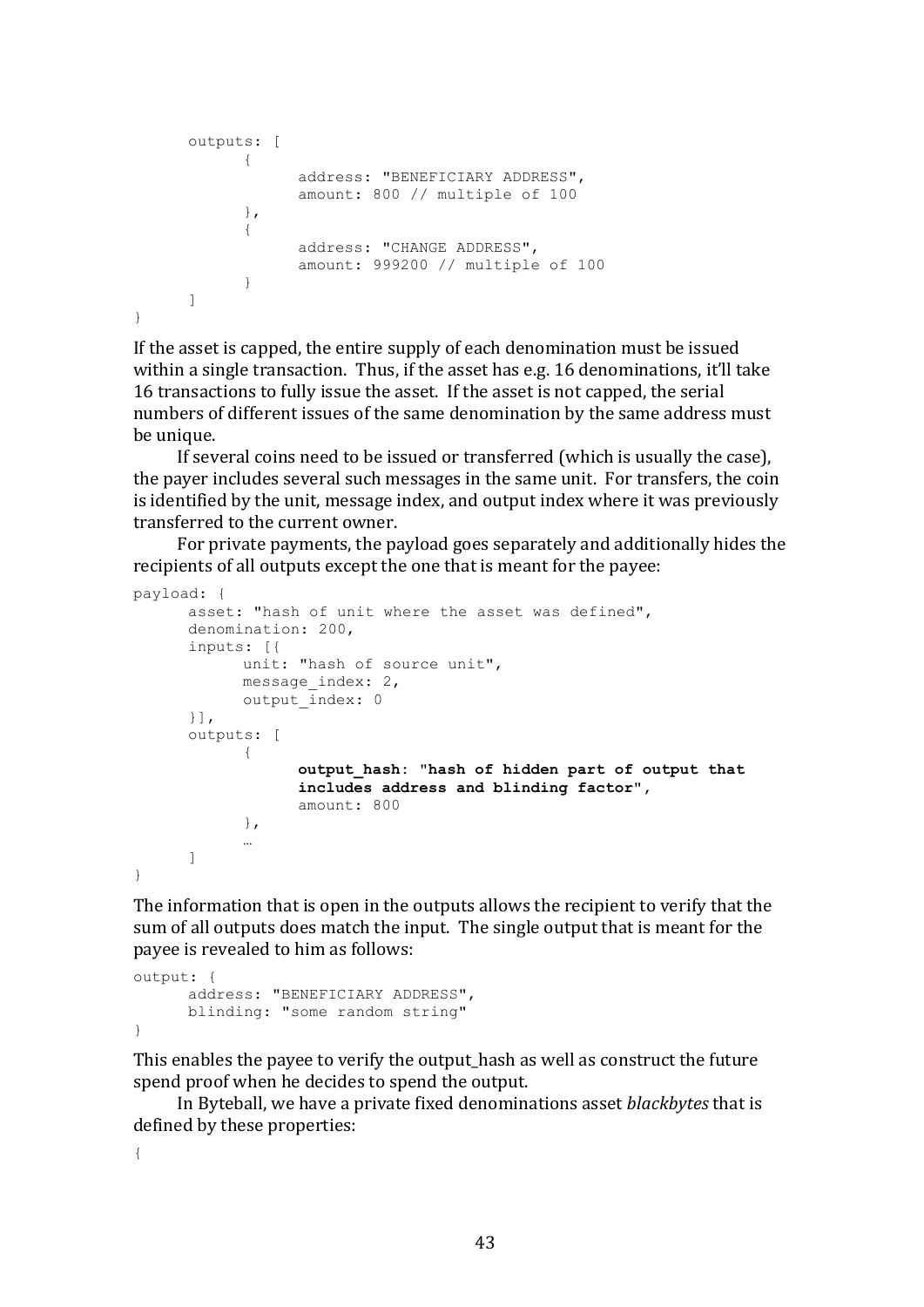```
	outputs: [
		{
			address: "BENEFICIARY ADDRESS",
			amount: 800 // multiple of 100
		},
		{
			address: "CHANGE ADDRESS",
			amount: 999200 // multiple of 100
		}
	]
}
```

If the asset is capped, the entire supply of each denomination must be issued within a single transaction. Thus, if the asset has e.g. 16 denominations, it'll take 16 transactions to fully issue the asset. If the asset is not capped, the serial numbers of different issues of the same denomination by the same address must be unique.

If several coins need to be issued or transferred (which is usually the case), the payer includes several such messages in the same unit. For transfers, the coin is identified by the unit, message index, and output index where it was previously transferred to the current owner.

For private payments, the payload goes separately and additionally hides the recipients of all outputs except the one that is meant for the payee:

```
payload: {
	asset: "hash of unit where the asset was defined",
	denomination: 200,
	inputs: [{
		unit: "hash of source unit",
		message_index: 2,
		output_index: 0
	}],
	outputs: [
		{
			output_hash: "hash of hidden part of output that
			includes address and blinding factor",
			amount: 800
		},
		…
	]
}
```

The information that is open in the outputs allows the recipient to verify that the sum of all outputs does match the input. The single output that is meant for the payee is revealed to him as follows:

```
output: {
	address: "BENEFICIARY ADDRESS",
	blinding: "some random string"
}
```

This enables the payee to verify the output_hash as well as construct the future spend proof when he decides to spend the output.

In Byteball, we have a private fixed denominations asset *blackbytes* that is defined by these properties:

```
{
```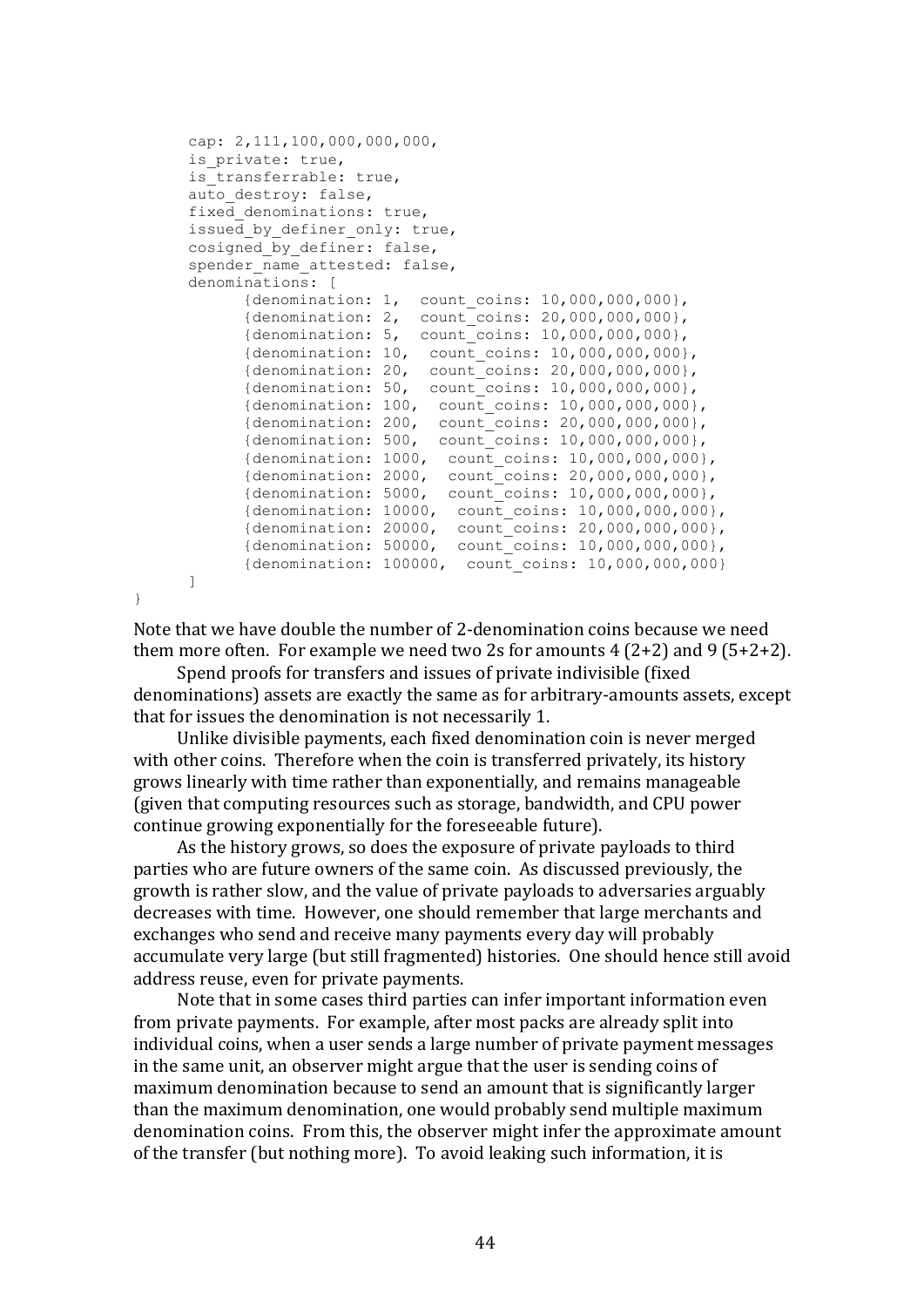```
      cap: 2,111,100,000,000,000,
      is_private: true,
      is_transferrable: true,
      auto_destroy: false,
      fixed_denominations: true,
      issued_by_definer_only: true,
      cosigned_by_definer: false,
      spender_name_attested: false,
      denominations: [
            {denomination: 1,  count_coins: 10,000,000,000},
            {denomination: 2,  count_coins: 20,000,000,000},
            {denomination: 5,  count_coins: 10,000,000,000},
            {denomination: 10,  count_coins: 10,000,000,000},
            {denomination: 20,  count_coins: 20,000,000,000},
            {denomination: 50,  count_coins: 10,000,000,000},
            {denomination: 100,  count_coins: 10,000,000,000},
            {denomination: 200,  count_coins: 20,000,000,000},
            {denomination: 500,  count_coins: 10,000,000,000},
            {denomination: 1000,  count_coins: 10,000,000,000},
            {denomination: 2000,  count_coins: 20,000,000,000},
            {denomination: 5000,  count_coins: 10,000,000,000},
            {denomination: 10000,  count_coins: 10,000,000,000},
            {denomination: 20000,  count_coins: 20,000,000,000},
            {denomination: 50000,  count_coins: 10,000,000,000},
            {denomination: 100000,  count_coins: 10,000,000,000}
      ]
}
```

Note that we have double the number of 2-denomination coins because we need them more often. For example we need two 2s for amounts 4 (2+2) and 9 (5+2+2).

Spend proofs for transfers and issues of private indivisible (fixed denominations) assets are exactly the same as for arbitrary-amounts assets, except that for issues the denomination is not necessarily 1.

Unlike divisible payments, each fixed denomination coin is never merged with other coins. Therefore when the coin is transferred privately, its history grows linearly with time rather than exponentially, and remains manageable (given that computing resources such as storage, bandwidth, and CPU power continue growing exponentially for the foreseeable future).

As the history grows, so does the exposure of private payloads to third parties who are future owners of the same coin. As discussed previously, the growth is rather slow, and the value of private payloads to adversaries arguably decreases with time. However, one should remember that large merchants and exchanges who send and receive many payments every day will probably accumulate very large (but still fragmented) histories. One should hence still avoid address reuse, even for private payments.

Note that in some cases third parties can infer important information even from private payments. For example, after most packs are already split into individual coins, when a user sends a large number of private payment messages in the same unit, an observer might argue that the user is sending coins of maximum denomination because to send an amount that is significantly larger than the maximum denomination, one would probably send multiple maximum denomination coins. From this, the observer might infer the approximate amount of the transfer (but nothing more). To avoid leaking such information, it is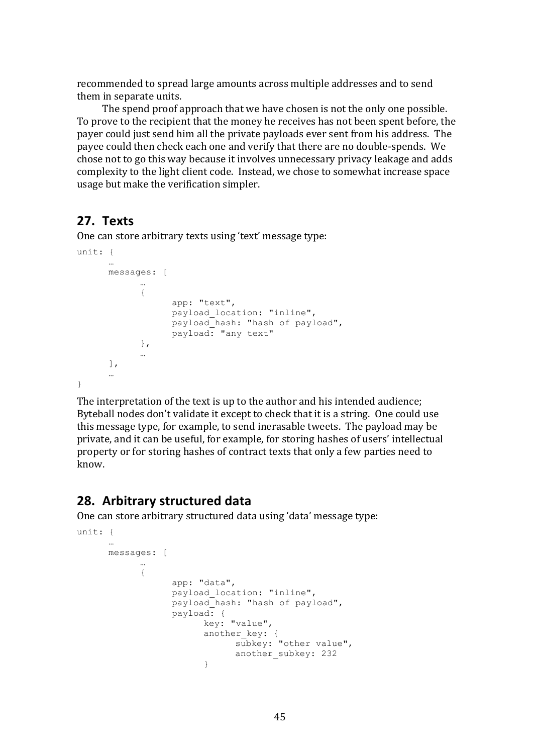recommended to spread large amounts across multiple addresses and to send them in separate units.

The spend proof approach that we have chosen is not the only one possible. To prove to the recipient that the money he receives has not been spent before, the payer could just send him all the private payloads ever sent from his address. The payee could then check each one and verify that there are no double-spends. We chose not to go this way because it involves unnecessary privacy leakage and adds complexity to the light client code. Instead, we chose to somewhat increase space usage but make the verification simpler.

## 27. Texts

One can store arbitrary texts using 'text' message type:

```
unit: {
      …
      messages: [
            …
            {
                  app: "text",
                  payload_location: "inline",
                  payload_hash: "hash of payload",
                  payload: "any text"
            },
            …
      ],
      …
}
```

The interpretation of the text is up to the author and his intended audience; Byteball nodes don't validate it except to check that it is a string. One could use this message type, for example, to send inerasable tweets. The payload may be private, and it can be useful, for example, for storing hashes of users' intellectual property or for storing hashes of contract texts that only a few parties need to know.

## 28. Arbitrary structured data

One can store arbitrary structured data using 'data' message type:

```
unit: {
      …
      messages: [
            …
            {
                  app: "data",
                  payload_location: "inline",
                  payload_hash: "hash of payload",
                  payload: {
                        key: "value",
                        another_key: {
                              subkey: "other value",
                              another_subkey: 232
                        }
```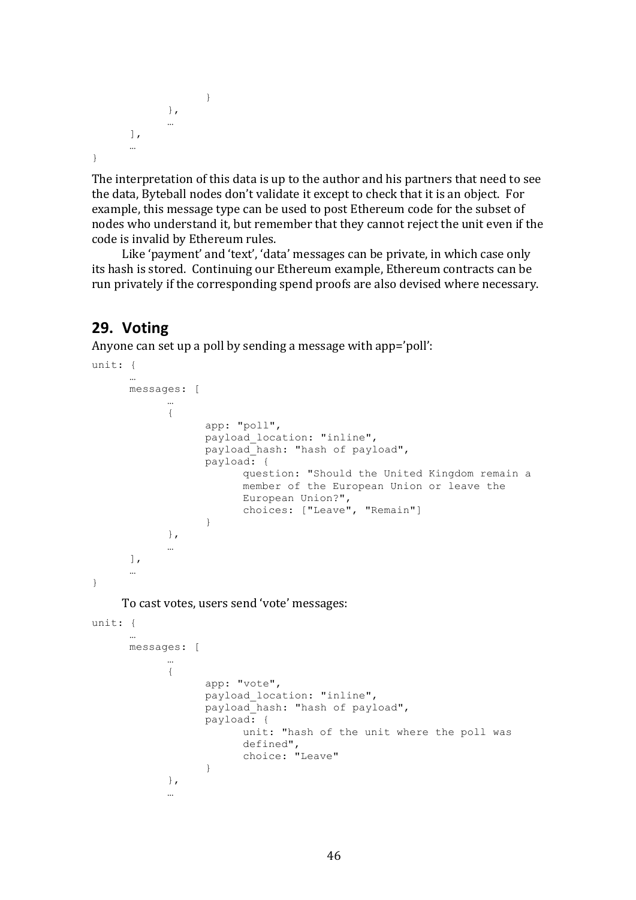```
				}
			},
			…
		],
		…
}
```

The interpretation of this data is up to the author and his partners that need to see the data, Byteball nodes don't validate it except to check that it is an object. For example, this message type can be used to post Ethereum code for the subset of nodes who understand it, but remember that they cannot reject the unit even if the code is invalid by Ethereum rules.

Like 'payment' and 'text', 'data' messages can be private, in which case only its hash is stored. Continuing our Ethereum example, Ethereum contracts can be run privately if the corresponding spend proofs are also devised where necessary.

## 29. Voting

Anyone can set up a poll by sending a message with app='poll':

```
unit: {
	…
	messages: [
		…
		{
			app: "poll",
			payload_location: "inline",
			payload_hash: "hash of payload",
			payload: {
				question: "Should the United Kingdom remain a
				member of the European Union or leave the
				European Union?",
				choices: ["Leave", "Remain"]
			}
		},
		…
	],
	…
}
```

To cast votes, users send 'vote' messages:

```
unit: {
	…
	messages: [
		…
		{
			app: "vote",
			payload_location: "inline",
			payload_hash: "hash of payload",
			payload: {
				unit: "hash of the unit where the poll was
				defined",
				choice: "Leave"
			}
		},
		…
```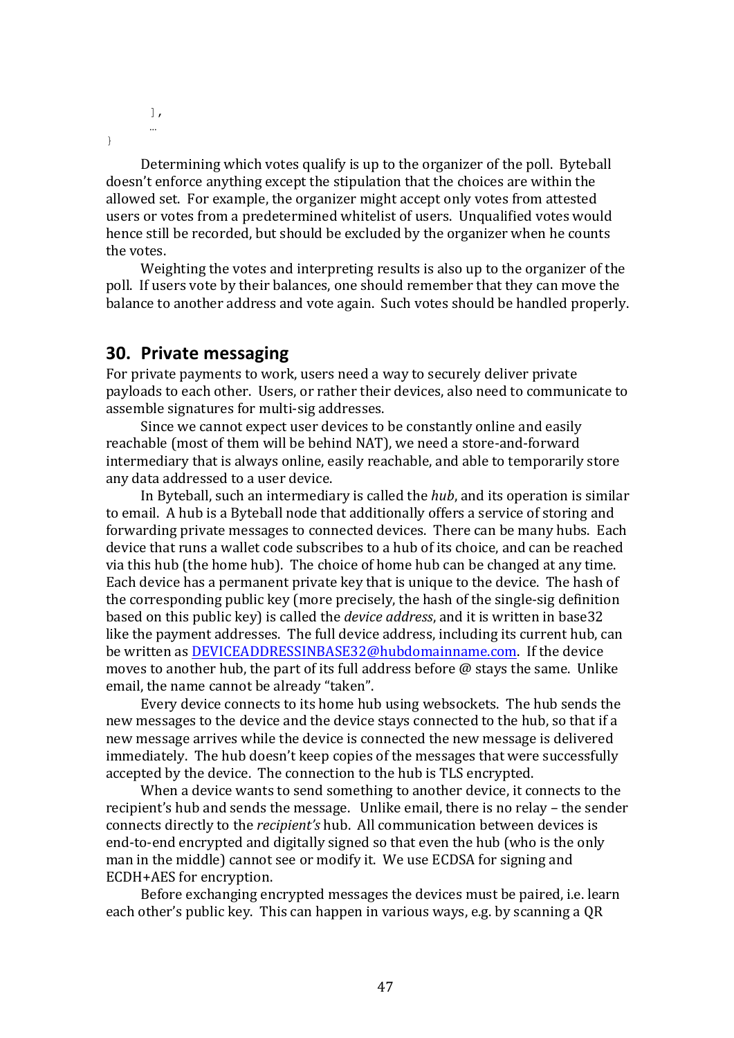```
        ],
        ...
}
```

Determining which votes qualify is up to the organizer of the poll. Byteball doesn't enforce anything except the stipulation that the choices are within the allowed set. For example, the organizer might accept only votes from attested users or votes from a predetermined whitelist of users. Unqualified votes would hence still be recorded, but should be excluded by the organizer when he counts the votes.

Weighting the votes and interpreting results is also up to the organizer of the poll. If users vote by their balances, one should remember that they can move the balance to another address and vote again. Such votes should be handled properly.

## 30. Private messaging

For private payments to work, users need a way to securely deliver private payloads to each other. Users, or rather their devices, also need to communicate to assemble signatures for multi-sig addresses.

Since we cannot expect user devices to be constantly online and easily reachable (most of them will be behind NAT), we need a store-and-forward intermediary that is always online, easily reachable, and able to temporarily store any data addressed to a user device.

In Byteball, such an intermediary is called the *hub*, and its operation is similar to email. A hub is a Byteball node that additionally offers a service of storing and forwarding private messages to connected devices. There can be many hubs. Each device that runs a wallet code subscribes to a hub of its choice, and can be reached via this hub (the home hub). The choice of home hub can be changed at any time. Each device has a permanent private key that is unique to the device. The hash of the corresponding public key (more precisely, the hash of the single-sig definition based on this public key) is called the *device address*, and it is written in base32 like the payment addresses. The full device address, including its current hub, can be written as DEVICEADDRESSINBASE32@hubdomainname.com. If the device moves to another hub, the part of its full address before @ stays the same. Unlike email, the name cannot be already "taken".

Every device connects to its home hub using websockets. The hub sends the new messages to the device and the device stays connected to the hub, so that if a new message arrives while the device is connected the new message is delivered immediately. The hub doesn't keep copies of the messages that were successfully accepted by the device. The connection to the hub is TLS encrypted.

When a device wants to send something to another device, it connects to the recipient's hub and sends the message. Unlike email, there is no relay – the sender connects directly to the *recipient's* hub. All communication between devices is end-to-end encrypted and digitally signed so that even the hub (who is the only man in the middle) cannot see or modify it. We use ECDSA for signing and ECDH+AES for encryption.

Before exchanging encrypted messages the devices must be paired, i.e. learn each other's public key. This can happen in various ways, e.g. by scanning a QR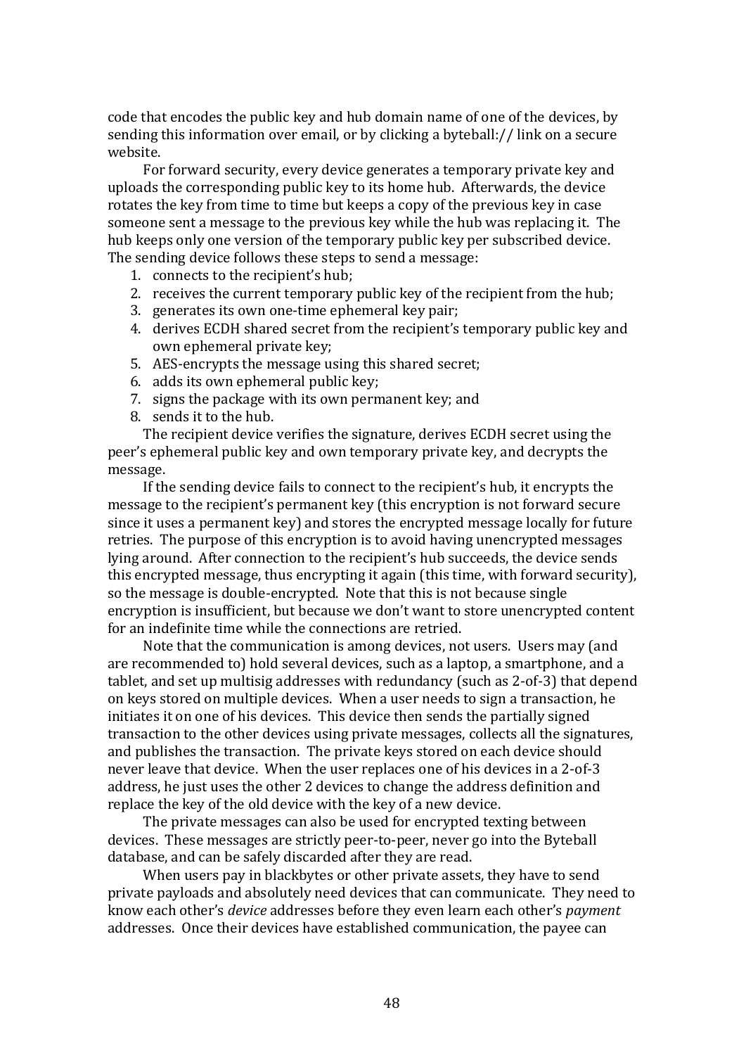code that encodes the public key and hub domain name of one of the devices, by sending this information over email, or by clicking a byteball:// link on a secure website.

For forward security, every device generates a temporary private key and uploads the corresponding public key to its home hub. Afterwards, the device rotates the key from time to time but keeps a copy of the previous key in case someone sent a message to the previous key while the hub was replacing it. The hub keeps only one version of the temporary public key per subscribed device. The sending device follows these steps to send a message:

1. connects to the recipient's hub;
2. receives the current temporary public key of the recipient from the hub;
3. generates its own one-time ephemeral key pair;
4. derives ECDH shared secret from the recipient's temporary public key and own ephemeral private key;
5. AES-encrypts the message using this shared secret;
6. adds its own ephemeral public key;
7. signs the package with its own permanent key; and
8. sends it to the hub.

The recipient device verifies the signature, derives ECDH secret using the peer's ephemeral public key and own temporary private key, and decrypts the message.

If the sending device fails to connect to the recipient's hub, it encrypts the message to the recipient's permanent key (this encryption is not forward secure since it uses a permanent key) and stores the encrypted message locally for future retries. The purpose of this encryption is to avoid having unencrypted messages lying around. After connection to the recipient's hub succeeds, the device sends this encrypted message, thus encrypting it again (this time, with forward security), so the message is double-encrypted. Note that this is not because single encryption is insufficient, but because we don't want to store unencrypted content for an indefinite time while the connections are retried.

Note that the communication is among devices, not users. Users may (and are recommended to) hold several devices, such as a laptop, a smartphone, and a tablet, and set up multisig addresses with redundancy (such as 2-of-3) that depend on keys stored on multiple devices. When a user needs to sign a transaction, he initiates it on one of his devices. This device then sends the partially signed transaction to the other devices using private messages, collects all the signatures, and publishes the transaction. The private keys stored on each device should never leave that device. When the user replaces one of his devices in a 2-of-3 address, he just uses the other 2 devices to change the address definition and replace the key of the old device with the key of a new device.

The private messages can also be used for encrypted texting between devices. These messages are strictly peer-to-peer, never go into the Byteball database, and can be safely discarded after they are read.

When users pay in blackbytes or other private assets, they have to send private payloads and absolutely need devices that can communicate. They need to know each other's *device* addresses before they even learn each other's *payment* addresses. Once their devices have established communication, the payee can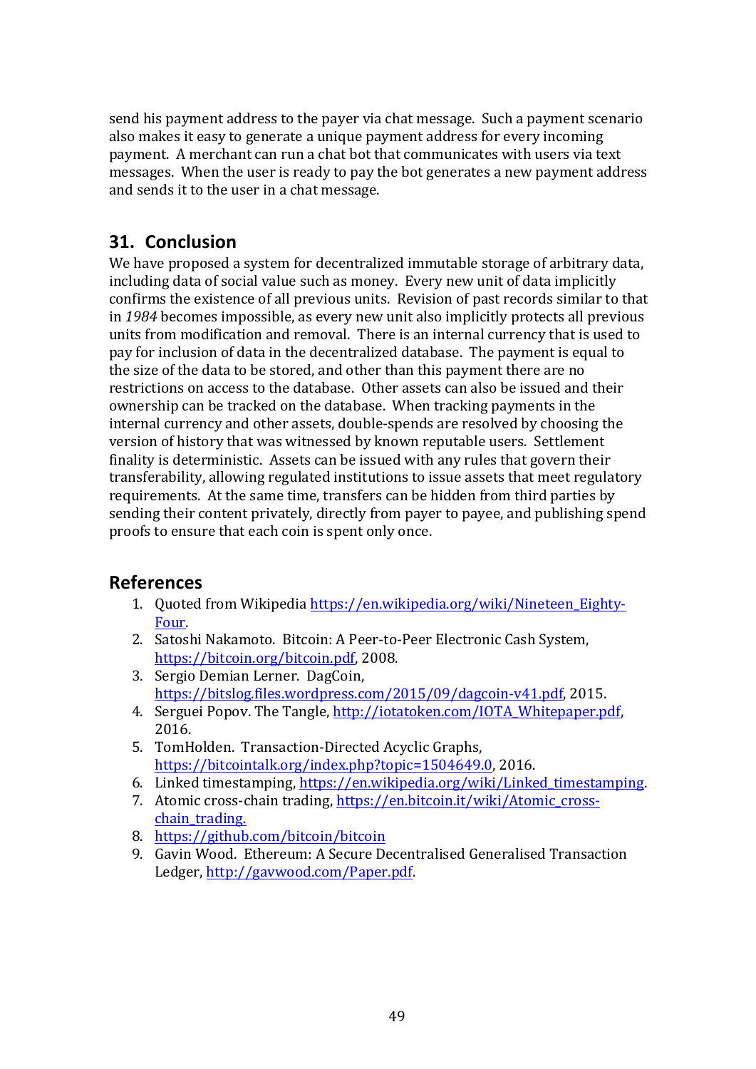send his payment address to the payer via chat message. Such a payment scenario also makes it easy to generate a unique payment address for every incoming payment. A merchant can run a chat bot that communicates with users via text messages. When the user is ready to pay the bot generates a new payment address and sends it to the user in a chat message.

## 31. Conclusion

We have proposed a system for decentralized immutable storage of arbitrary data, including data of social value such as money. Every new unit of data implicitly confirms the existence of all previous units. Revision of past records similar to that in *1984* becomes impossible, as every new unit also implicitly protects all previous units from modification and removal. There is an internal currency that is used to pay for inclusion of data in the decentralized database. The payment is equal to the size of the data to be stored, and other than this payment there are no restrictions on access to the database. Other assets can also be issued and their ownership can be tracked on the database. When tracking payments in the internal currency and other assets, double-spends are resolved by choosing the version of history that was witnessed by known reputable users. Settlement finality is deterministic. Assets can be issued with any rules that govern their transferability, allowing regulated institutions to issue assets that meet regulatory requirements. At the same time, transfers can be hidden from third parties by sending their content privately, directly from payer to payee, and publishing spend proofs to ensure that each coin is spent only once.

## References

1. Quoted from Wikipedia https://en.wikipedia.org/wiki/Nineteen_Eighty-Four.
2. Satoshi Nakamoto. Bitcoin: A Peer-to-Peer Electronic Cash System, https://bitcoin.org/bitcoin.pdf, 2008.
3. Sergio Demian Lerner. DagCoin, https://bitslog.files.wordpress.com/2015/09/dagcoin-v41.pdf, 2015.
4. Serguei Popov. The Tangle, http://iotatoken.com/IOTA_Whitepaper.pdf, 2016.
5. TomHolden. Transaction-Directed Acyclic Graphs, https://bitcointalk.org/index.php?topic=1504649.0, 2016.
6. Linked timestamping, https://en.wikipedia.org/wiki/Linked_timestamping.
7. Atomic cross-chain trading, https://en.bitcoin.it/wiki/Atomic_cross-chain_trading.
8. https://github.com/bitcoin/bitcoin
9. Gavin Wood. Ethereum: A Secure Decentralised Generalised Transaction Ledger, http://gavwood.com/Paper.pdf.